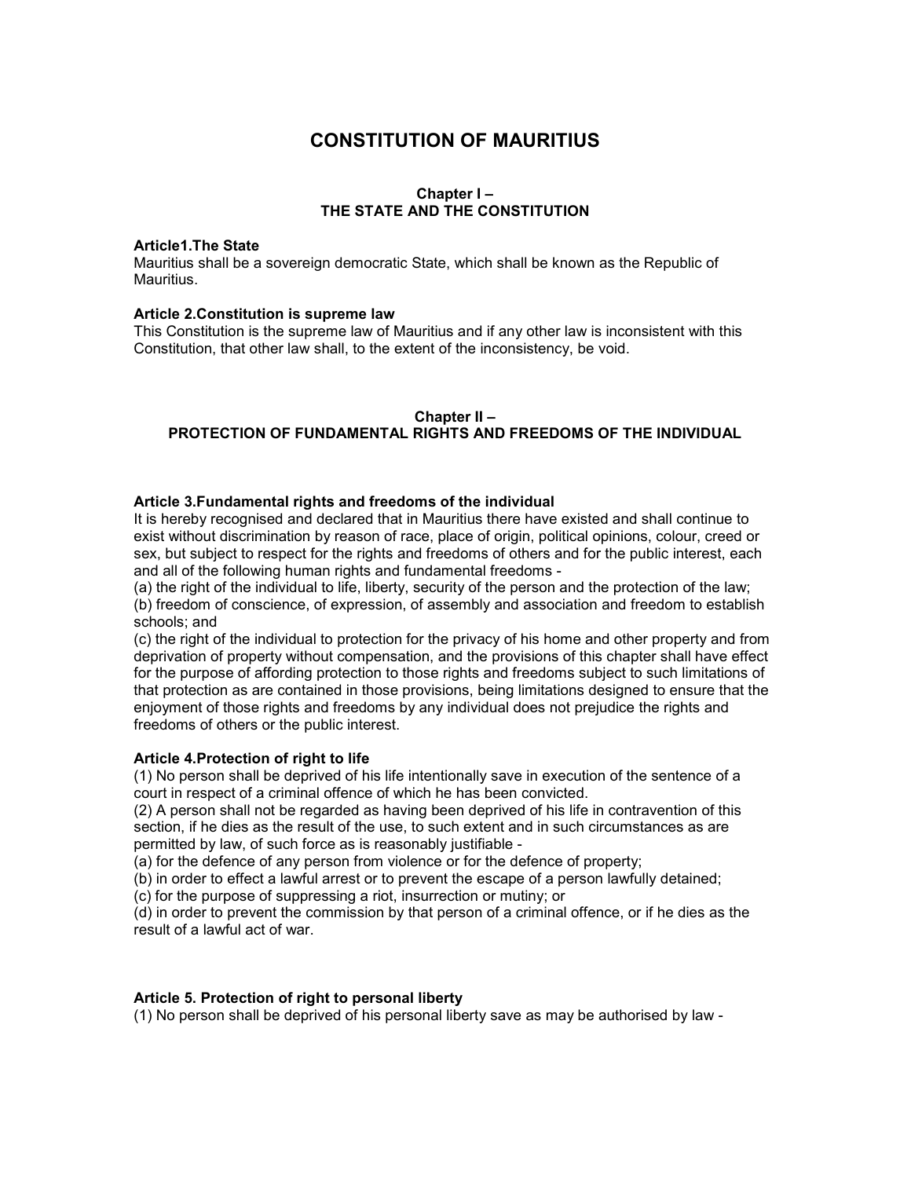# CONSTITUTION OF MAURITIUS

## Chapter I – THE STATE AND THE CONSTITUTION

### Article1.The State

Mauritius shall be a sovereign democratic State, which shall be known as the Republic of Mauritius.

### Article 2.Constitution is supreme law

This Constitution is the supreme law of Mauritius and if any other law is inconsistent with this Constitution, that other law shall, to the extent of the inconsistency, be void.

## Chapter II – PROTECTION OF FUNDAMENTAL RIGHTS AND FREEDOMS OF THE INDIVIDUAL

### Article 3.Fundamental rights and freedoms of the individual

It is hereby recognised and declared that in Mauritius there have existed and shall continue to exist without discrimination by reason of race, place of origin, political opinions, colour, creed or sex, but subject to respect for the rights and freedoms of others and for the public interest, each and all of the following human rights and fundamental freedoms -

(a) the right of the individual to life, liberty, security of the person and the protection of the law;

(b) freedom of conscience, of expression, of assembly and association and freedom to establish schools; and

(c) the right of the individual to protection for the privacy of his home and other property and from deprivation of property without compensation, and the provisions of this chapter shall have effect for the purpose of affording protection to those rights and freedoms subject to such limitations of that protection as are contained in those provisions, being limitations designed to ensure that the enjoyment of those rights and freedoms by any individual does not prejudice the rights and freedoms of others or the public interest.

### Article 4.Protection of right to life

(1) No person shall be deprived of his life intentionally save in execution of the sentence of a court in respect of a criminal offence of which he has been convicted.

(2) A person shall not be regarded as having been deprived of his life in contravention of this section, if he dies as the result of the use, to such extent and in such circumstances as are permitted by law, of such force as is reasonably justifiable -

(a) for the defence of any person from violence or for the defence of property;

(b) in order to effect a lawful arrest or to prevent the escape of a person lawfully detained;

(c) for the purpose of suppressing a riot, insurrection or mutiny; or

(d) in order to prevent the commission by that person of a criminal offence, or if he dies as the result of a lawful act of war.

### Article 5. Protection of right to personal liberty

(1) No person shall be deprived of his personal liberty save as may be authorised by law -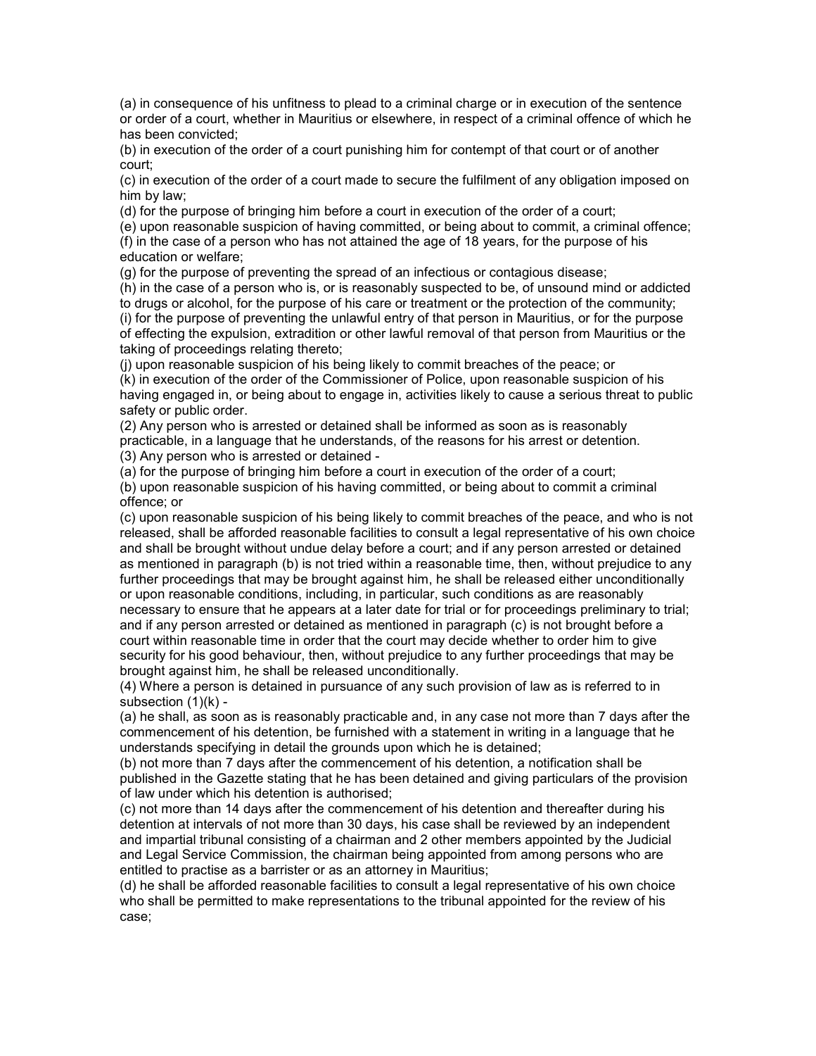(a) in consequence of his unfitness to plead to a criminal charge or in execution of the sentence or order of a court, whether in Mauritius or elsewhere, in respect of a criminal offence of which he has been convicted;

(b) in execution of the order of a court punishing him for contempt of that court or of another court;

(c) in execution of the order of a court made to secure the fulfilment of any obligation imposed on him by law;

(d) for the purpose of bringing him before a court in execution of the order of a court;

(e) upon reasonable suspicion of having committed, or being about to commit, a criminal offence;

(f) in the case of a person who has not attained the age of 18 years, for the purpose of his education or welfare;

(g) for the purpose of preventing the spread of an infectious or contagious disease;

(h) in the case of a person who is, or is reasonably suspected to be, of unsound mind or addicted to drugs or alcohol, for the purpose of his care or treatment or the protection of the community;

(i) for the purpose of preventing the unlawful entry of that person in Mauritius, or for the purpose of effecting the expulsion, extradition or other lawful removal of that person from Mauritius or the taking of proceedings relating thereto;

(j) upon reasonable suspicion of his being likely to commit breaches of the peace; or

(k) in execution of the order of the Commissioner of Police, upon reasonable suspicion of his having engaged in, or being about to engage in, activities likely to cause a serious threat to public safety or public order.

(2) Any person who is arrested or detained shall be informed as soon as is reasonably practicable, in a language that he understands, of the reasons for his arrest or detention.

(3) Any person who is arrested or detained -

(a) for the purpose of bringing him before a court in execution of the order of a court;

(b) upon reasonable suspicion of his having committed, or being about to commit a criminal offence; or

(c) upon reasonable suspicion of his being likely to commit breaches of the peace, and who is not released, shall be afforded reasonable facilities to consult a legal representative of his own choice and shall be brought without undue delay before a court; and if any person arrested or detained as mentioned in paragraph (b) is not tried within a reasonable time, then, without prejudice to any further proceedings that may be brought against him, he shall be released either unconditionally or upon reasonable conditions, including, in particular, such conditions as are reasonably necessary to ensure that he appears at a later date for trial or for proceedings preliminary to trial; and if any person arrested or detained as mentioned in paragraph (c) is not brought before a court within reasonable time in order that the court may decide whether to order him to give security for his good behaviour, then, without prejudice to any further proceedings that may be brought against him, he shall be released unconditionally.

(4) Where a person is detained in pursuance of any such provision of law as is referred to in subsection (1)(k) -

(a) he shall, as soon as is reasonably practicable and, in any case not more than 7 days after the commencement of his detention, be furnished with a statement in writing in a language that he understands specifying in detail the grounds upon which he is detained;

(b) not more than 7 days after the commencement of his detention, a notification shall be published in the Gazette stating that he has been detained and giving particulars of the provision of law under which his detention is authorised;

(c) not more than 14 days after the commencement of his detention and thereafter during his detention at intervals of not more than 30 days, his case shall be reviewed by an independent and impartial tribunal consisting of a chairman and 2 other members appointed by the Judicial and Legal Service Commission, the chairman being appointed from among persons who are entitled to practise as a barrister or as an attorney in Mauritius;

(d) he shall be afforded reasonable facilities to consult a legal representative of his own choice who shall be permitted to make representations to the tribunal appointed for the review of his case;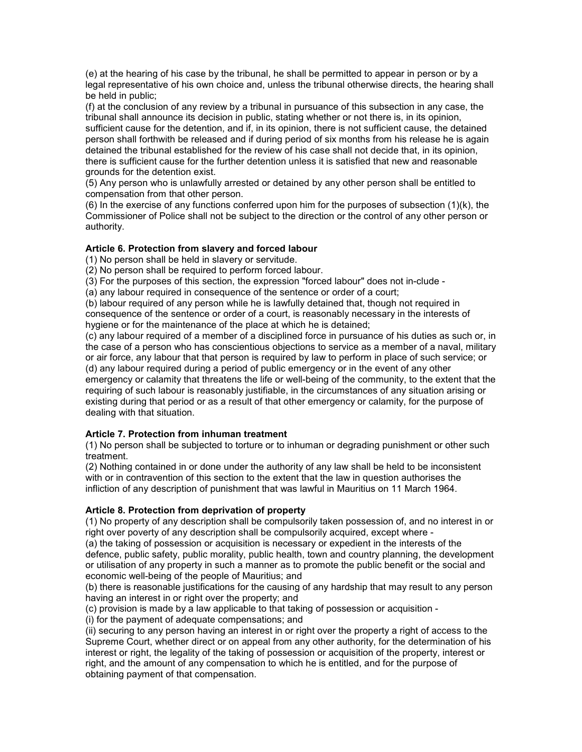(e) at the hearing of his case by the tribunal, he shall be permitted to appear in person or by a legal representative of his own choice and, unless the tribunal otherwise directs, the hearing shall be held in public;

(f) at the conclusion of any review by a tribunal in pursuance of this subsection in any case, the tribunal shall announce its decision in public, stating whether or not there is, in its opinion, sufficient cause for the detention, and if, in its opinion, there is not sufficient cause, the detained person shall forthwith be released and if during period of six months from his release he is again detained the tribunal established for the review of his case shall not decide that, in its opinion, there is sufficient cause for the further detention unless it is satisfied that new and reasonable grounds for the detention exist.

(5) Any person who is unlawfully arrested or detained by any other person shall be entitled to compensation from that other person.

(6) In the exercise of any functions conferred upon him for the purposes of subsection (1)(k), the Commissioner of Police shall not be subject to the direction or the control of any other person or authority.

**Article 6. Protection from slavery and forced labour**

(1) No person shall be held in slavery or servitude.

(2) No person shall be required to perform forced labour.

(3) For the purposes of this section, the expression "forced labour" does not in-clude -

(a) any labour required in consequence of the sentence or order of a court;

(b) labour required of any person while he is lawfully detained that, though not required in consequence of the sentence or order of a court, is reasonably necessary in the interests of hygiene or for the maintenance of the place at which he is detained;

(c) any labour required of a member of a disciplined force in pursuance of his duties as such or, in the case of a person who has conscientious objections to service as a member of a naval, military or air force, any labour that that person is required by law to perform in place of such service; or

(d) any labour required during a period of public emergency or in the event of any other emergency or calamity that threatens the life or well-being of the community, to the extent that the requiring of such labour is reasonably justifiable, in the circumstances of any situation arising or existing during that period or as a result of that other emergency or calamity, for the purpose of dealing with that situation.

**Article 7. Protection from inhuman treatment**

(1) No person shall be subjected to torture or to inhuman or degrading punishment or other such treatment.

(2) Nothing contained in or done under the authority of any law shall be held to be inconsistent with or in contravention of this section to the extent that the law in question authorises the infliction of any description of punishment that was lawful in Mauritius on 11 March 1964.

**Article 8. Protection from deprivation of property**

(1) No property of any description shall be compulsorily taken possession of, and no interest in or right over poverty of any description shall be compulsorily acquired, except where -

(a) the taking of possession or acquisition is necessary or expedient in the interests of the defence, public safety, public morality, public health, town and country planning, the development or utilisation of any property in such a manner as to promote the public benefit or the social and economic well-being of the people of Mauritius; and

(b) there is reasonable justifications for the causing of any hardship that may result to any person having an interest in or right over the property; and

(c) provision is made by a law applicable to that taking of possession or acquisition -

(i) for the payment of adequate compensations; and

(ii) securing to any person having an interest in or right over the property a right of access to the Supreme Court, whether direct or on appeal from any other authority, for the determination of his interest or right, the legality of the taking of possession or acquisition of the property, interest or right, and the amount of any compensation to which he is entitled, and for the purpose of obtaining payment of that compensation.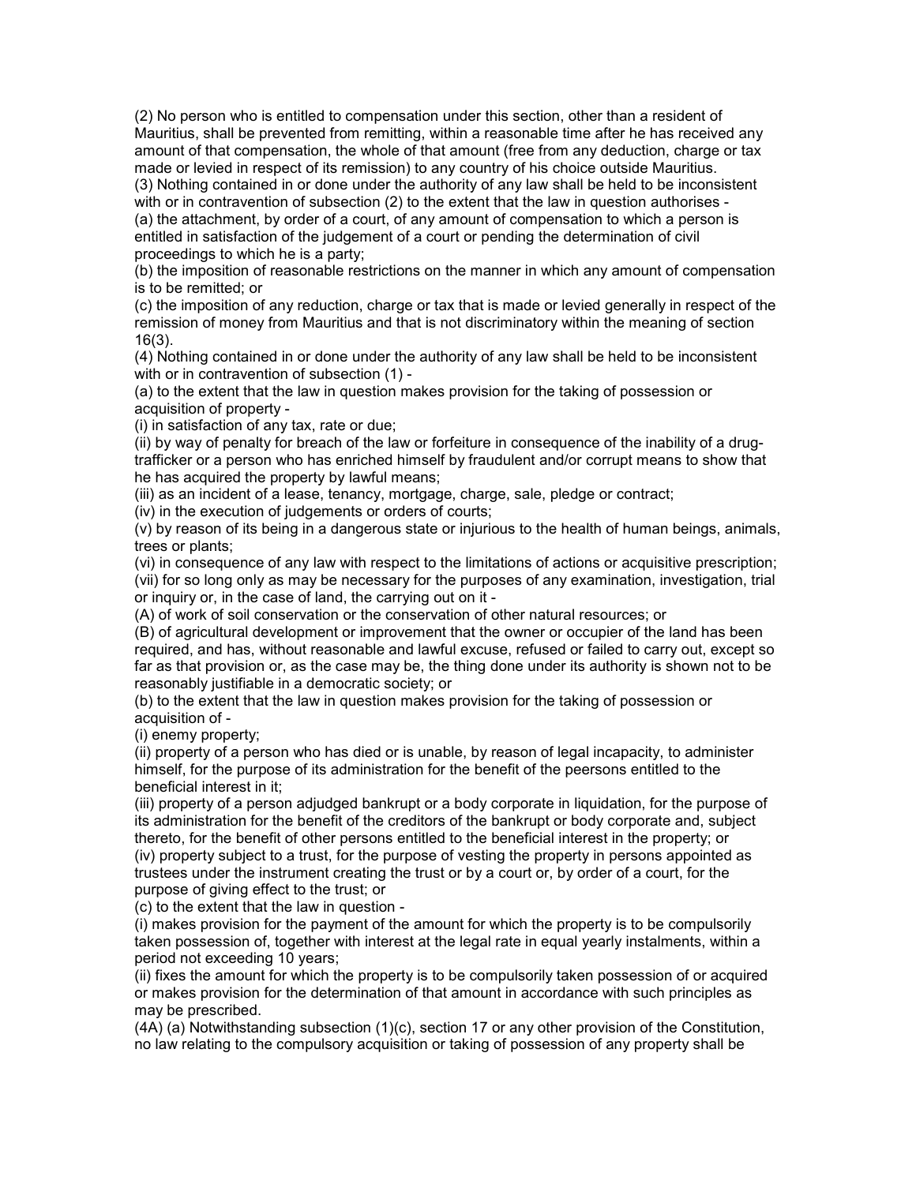(2) No person who is entitled to compensation under this section, other than a resident of Mauritius, shall be prevented from remitting, within a reasonable time after he has received any amount of that compensation, the whole of that amount (free from any deduction, charge or tax made or levied in respect of its remission) to any country of his choice outside Mauritius.
(3) Nothing contained in or done under the authority of any law shall be held to be inconsistent with or in contravention of subsection (2) to the extent that the law in question authorises -
(a) the attachment, by order of a court, of any amount of compensation to which a person is entitled in satisfaction of the judgement of a court or pending the determination of civil proceedings to which he is a party;
(b) the imposition of reasonable restrictions on the manner in which any amount of compensation is to be remitted; or
(c) the imposition of any reduction, charge or tax that is made or levied generally in respect of the remission of money from Mauritius and that is not discriminatory within the meaning of section 16(3).
(4) Nothing contained in or done under the authority of any law shall be held to be inconsistent with or in contravention of subsection (1) -
(a) to the extent that the law in question makes provision for the taking of possession or acquisition of property -
(i) in satisfaction of any tax, rate or due;
(ii) by way of penalty for breach of the law or forfeiture in consequence of the inability of a drug-trafficker or a person who has enriched himself by fraudulent and/or corrupt means to show that he has acquired the property by lawful means;
(iii) as an incident of a lease, tenancy, mortgage, charge, sale, pledge or contract;
(iv) in the execution of judgements or orders of courts;
(v) by reason of its being in a dangerous state or injurious to the health of human beings, animals, trees or plants;
(vi) in consequence of any law with respect to the limitations of actions or acquisitive prescription;
(vii) for so long only as may be necessary for the purposes of any examination, investigation, trial or inquiry or, in the case of land, the carrying out on it -
(A) of work of soil conservation or the conservation of other natural resources; or
(B) of agricultural development or improvement that the owner or occupier of the land has been required, and has, without reasonable and lawful excuse, refused or failed to carry out, except so far as that provision or, as the case may be, the thing done under its authority is shown not to be reasonably justifiable in a democratic society; or
(b) to the extent that the law in question makes provision for the taking of possession or acquisition of -
(i) enemy property;
(ii) property of a person who has died or is unable, by reason of legal incapacity, to administer himself, for the purpose of its administration for the benefit of the peersons entitled to the beneficial interest in it;
(iii) property of a person adjudged bankrupt or a body corporate in liquidation, for the purpose of its administration for the benefit of the creditors of the bankrupt or body corporate and, subject thereto, for the benefit of other persons entitled to the beneficial interest in the property; or
(iv) property subject to a trust, for the purpose of vesting the property in persons appointed as trustees under the instrument creating the trust or by a court or, by order of a court, for the purpose of giving effect to the trust; or
(c) to the extent that the law in question -
(i) makes provision for the payment of the amount for which the property is to be compulsorily taken possession of, together with interest at the legal rate in equal yearly instalments, within a period not exceeding 10 years;
(ii) fixes the amount for which the property is to be compulsorily taken possession of or acquired or makes provision for the determination of that amount in accordance with such principles as may be prescribed.
(4A) (a) Notwithstanding subsection (1)(c), section 17 or any other provision of the Constitution, no law relating to the compulsory acquisition or taking of possession of any property shall be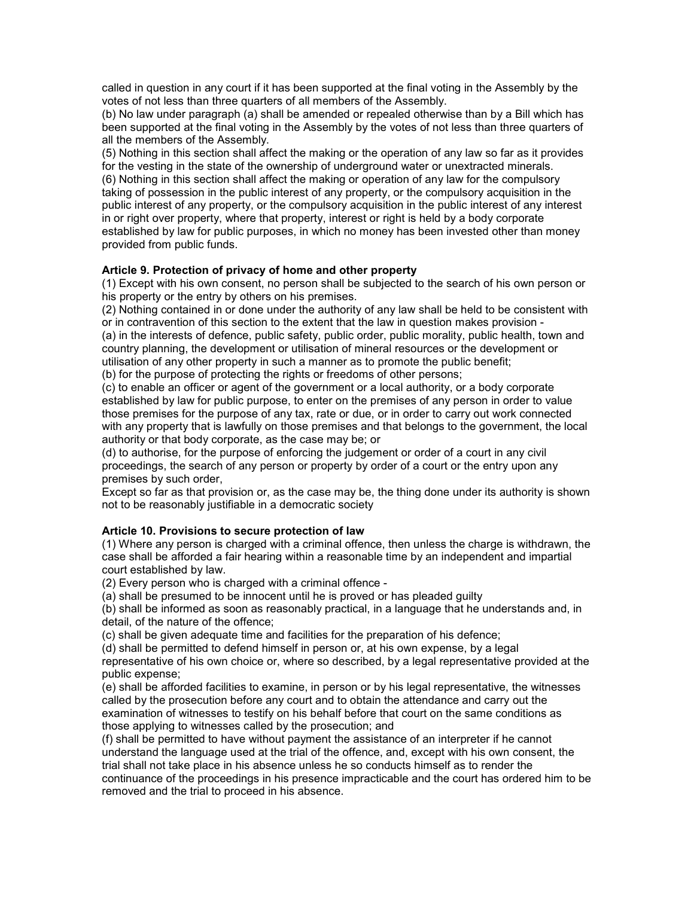called in question in any court if it has been supported at the final voting in the Assembly by the votes of not less than three quarters of all members of the Assembly.

(b) No law under paragraph (a) shall be amended or repealed otherwise than by a Bill which has been supported at the final voting in the Assembly by the votes of not less than three quarters of all the members of the Assembly.

(5) Nothing in this section shall affect the making or the operation of any law so far as it provides for the vesting in the state of the ownership of underground water or unextracted minerals.

(6) Nothing in this section shall affect the making or operation of any law for the compulsory taking of possession in the public interest of any property, or the compulsory acquisition in the public interest of any property, or the compulsory acquisition in the public interest of any interest in or right over property, where that property, interest or right is held by a body corporate established by law for public purposes, in which no money has been invested other than money provided from public funds.

**Article 9. Protection of privacy of home and other property**

(1) Except with his own consent, no person shall be subjected to the search of his own person or his property or the entry by others on his premises.

(2) Nothing contained in or done under the authority of any law shall be held to be consistent with or in contravention of this section to the extent that the law in question makes provision -

(a) in the interests of defence, public safety, public order, public morality, public health, town and country planning, the development or utilisation of mineral resources or the development or utilisation of any other property in such a manner as to promote the public benefit;

(b) for the purpose of protecting the rights or freedoms of other persons;

(c) to enable an officer or agent of the government or a local authority, or a body corporate established by law for public purpose, to enter on the premises of any person in order to value those premises for the purpose of any tax, rate or due, or in order to carry out work connected with any property that is lawfully on those premises and that belongs to the government, the local authority or that body corporate, as the case may be; or

(d) to authorise, for the purpose of enforcing the judgement or order of a court in any civil proceedings, the search of any person or property by order of a court or the entry upon any premises by such order,

Except so far as that provision or, as the case may be, the thing done under its authority is shown not to be reasonably justifiable in a democratic society

**Article 10. Provisions to secure protection of law**

(1) Where any person is charged with a criminal offence, then unless the charge is withdrawn, the case shall be afforded a fair hearing within a reasonable time by an independent and impartial court established by law.

(2) Every person who is charged with a criminal offence -

(a) shall be presumed to be innocent until he is proved or has pleaded guilty

(b) shall be informed as soon as reasonably practical, in a language that he understands and, in detail, of the nature of the offence;

(c) shall be given adequate time and facilities for the preparation of his defence;

(d) shall be permitted to defend himself in person or, at his own expense, by a legal representative of his own choice or, where so described, by a legal representative provided at the public expense;

(e) shall be afforded facilities to examine, in person or by his legal representative, the witnesses called by the prosecution before any court and to obtain the attendance and carry out the examination of witnesses to testify on his behalf before that court on the same conditions as those applying to witnesses called by the prosecution; and

(f) shall be permitted to have without payment the assistance of an interpreter if he cannot understand the language used at the trial of the offence, and, except with his own consent, the trial shall not take place in his absence unless he so conducts himself as to render the continuance of the proceedings in his presence impracticable and the court has ordered him to be removed and the trial to proceed in his absence.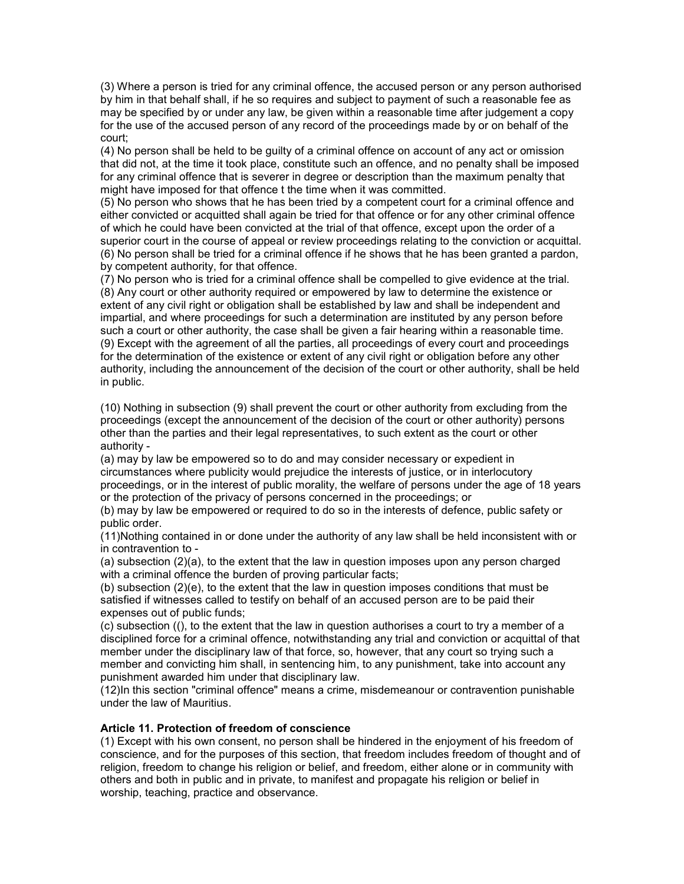(3) Where a person is tried for any criminal offence, the accused person or any person authorised by him in that behalf shall, if he so requires and subject to payment of such a reasonable fee as may be specified by or under any law, be given within a reasonable time after judgement a copy for the use of the accused person of any record of the proceedings made by or on behalf of the court;

(4) No person shall be held to be guilty of a criminal offence on account of any act or omission that did not, at the time it took place, constitute such an offence, and no penalty shall be imposed for any criminal offence that is severer in degree or description than the maximum penalty that might have imposed for that offence t the time when it was committed.

(5) No person who shows that he has been tried by a competent court for a criminal offence and either convicted or acquitted shall again be tried for that offence or for any other criminal offence of which he could have been convicted at the trial of that offence, except upon the order of a superior court in the course of appeal or review proceedings relating to the conviction or acquittal.

(6) No person shall be tried for a criminal offence if he shows that he has been granted a pardon, by competent authority, for that offence.

(7) No person who is tried for a criminal offence shall be compelled to give evidence at the trial.

(8) Any court or other authority required or empowered by law to determine the existence or extent of any civil right or obligation shall be established by law and shall be independent and impartial, and where proceedings for such a determination are instituted by any person before such a court or other authority, the case shall be given a fair hearing within a reasonable time.

(9) Except with the agreement of all the parties, all proceedings of every court and proceedings for the determination of the existence or extent of any civil right or obligation before any other authority, including the announcement of the decision of the court or other authority, shall be held in public.

(10) Nothing in subsection (9) shall prevent the court or other authority from excluding from the proceedings (except the announcement of the decision of the court or other authority) persons other than the parties and their legal representatives, to such extent as the court or other authority -

(a) may by law be empowered so to do and may consider necessary or expedient in circumstances where publicity would prejudice the interests of justice, or in interlocutory proceedings, or in the interest of public morality, the welfare of persons under the age of 18 years or the protection of the privacy of persons concerned in the proceedings; or

(b) may by law be empowered or required to do so in the interests of defence, public safety or public order.

(11)Nothing contained in or done under the authority of any law shall be held inconsistent with or in contravention to -

(a) subsection (2)(a), to the extent that the law in question imposes upon any person charged with a criminal offence the burden of proving particular facts;

(b) subsection (2)(e), to the extent that the law in question imposes conditions that must be satisfied if witnesses called to testify on behalf of an accused person are to be paid their expenses out of public funds;

(c) subsection ((), to the extent that the law in question authorises a court to try a member of a disciplined force for a criminal offence, notwithstanding any trial and conviction or acquittal of that member under the disciplinary law of that force, so, however, that any court so trying such a member and convicting him shall, in sentencing him, to any punishment, take into account any punishment awarded him under that disciplinary law.

(12)In this section "criminal offence" means a crime, misdemeanour or contravention punishable under the law of Mauritius.

**Article 11. Protection of freedom of conscience**

(1) Except with his own consent, no person shall be hindered in the enjoyment of his freedom of conscience, and for the purposes of this section, that freedom includes freedom of thought and of religion, freedom to change his religion or belief, and freedom, either alone or in community with others and both in public and in private, to manifest and propagate his religion or belief in worship, teaching, practice and observance.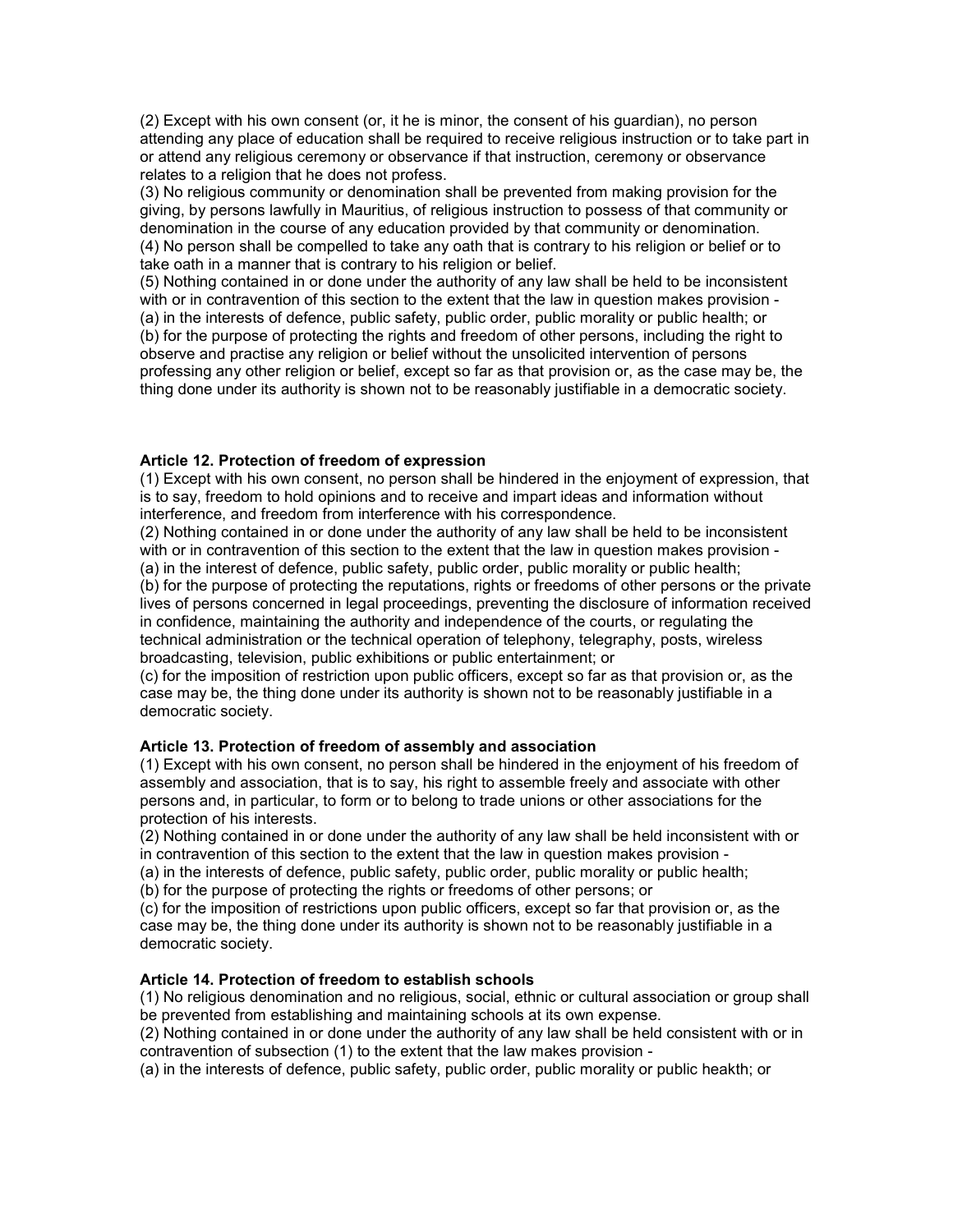(2) Except with his own consent (or, it he is minor, the consent of his guardian), no person attending any place of education shall be required to receive religious instruction or to take part in or attend any religious ceremony or observance if that instruction, ceremony or observance relates to a religion that he does not profess.

(3) No religious community or denomination shall be prevented from making provision for the giving, by persons lawfully in Mauritius, of religious instruction to possess of that community or denomination in the course of any education provided by that community or denomination.

(4) No person shall be compelled to take any oath that is contrary to his religion or belief or to take oath in a manner that is contrary to his religion or belief.

(5) Nothing contained in or done under the authority of any law shall be held to be inconsistent with or in contravention of this section to the extent that the law in question makes provision -

(a) in the interests of defence, public safety, public order, public morality or public health; or

(b) for the purpose of protecting the rights and freedom of other persons, including the right to observe and practise any religion or belief without the unsolicited intervention of persons professing any other religion or belief, except so far as that provision or, as the case may be, the thing done under its authority is shown not to be reasonably justifiable in a democratic society.

**Article 12. Protection of freedom of expression**

(1) Except with his own consent, no person shall be hindered in the enjoyment of expression, that is to say, freedom to hold opinions and to receive and impart ideas and information without interference, and freedom from interference with his correspondence.

(2) Nothing contained in or done under the authority of any law shall be held to be inconsistent with or in contravention of this section to the extent that the law in question makes provision -

(a) in the interest of defence, public safety, public order, public morality or public health;

(b) for the purpose of protecting the reputations, rights or freedoms of other persons or the private lives of persons concerned in legal proceedings, preventing the disclosure of information received in confidence, maintaining the authority and independence of the courts, or regulating the technical administration or the technical operation of telephony, telegraphy, posts, wireless broadcasting, television, public exhibitions or public entertainment; or

(c) for the imposition of restriction upon public officers, except so far as that provision or, as the case may be, the thing done under its authority is shown not to be reasonably justifiable in a democratic society.

**Article 13. Protection of freedom of assembly and association**

(1) Except with his own consent, no person shall be hindered in the enjoyment of his freedom of assembly and association, that is to say, his right to assemble freely and associate with other persons and, in particular, to form or to belong to trade unions or other associations for the protection of his interests.

(2) Nothing contained in or done under the authority of any law shall be held inconsistent with or in contravention of this section to the extent that the law in question makes provision -

(a) in the interests of defence, public safety, public order, public morality or public health;

(b) for the purpose of protecting the rights or freedoms of other persons; or

(c) for the imposition of restrictions upon public officers, except so far that provision or, as the case may be, the thing done under its authority is shown not to be reasonably justifiable in a democratic society.

**Article 14. Protection of freedom to establish schools**

(1) No religious denomination and no religious, social, ethnic or cultural association or group shall be prevented from establishing and maintaining schools at its own expense.

(2) Nothing contained in or done under the authority of any law shall be held consistent with or in contravention of subsection (1) to the extent that the law makes provision -

(a) in the interests of defence, public safety, public order, public morality or public heakth; or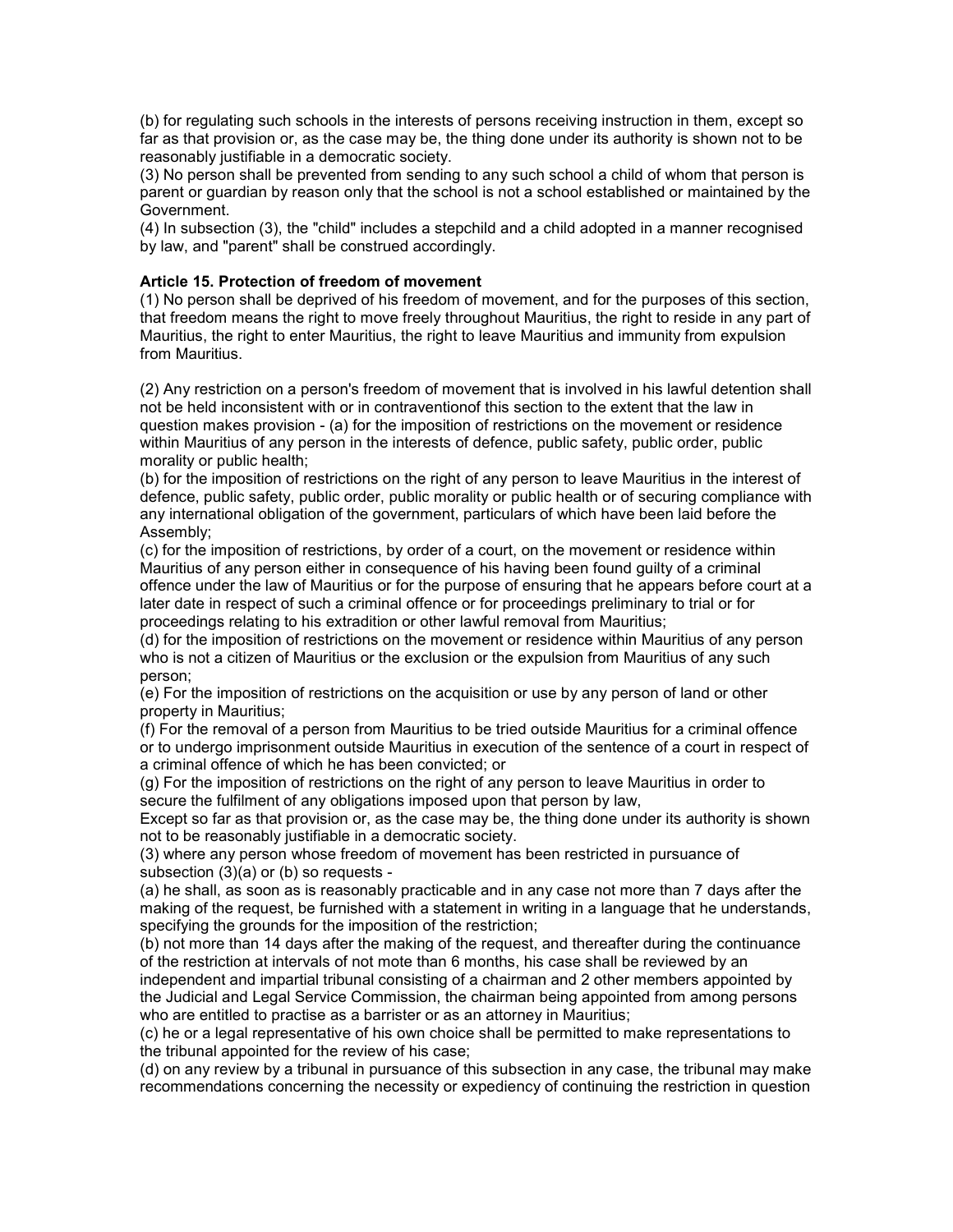(b) for regulating such schools in the interests of persons receiving instruction in them, except so far as that provision or, as the case may be, the thing done under its authority is shown not to be reasonably justifiable in a democratic society.

(3) No person shall be prevented from sending to any such school a child of whom that person is parent or guardian by reason only that the school is not a school established or maintained by the Government.

(4) In subsection (3), the "child" includes a stepchild and a child adopted in a manner recognised by law, and "parent" shall be construed accordingly.

**Article 15. Protection of freedom of movement**

(1) No person shall be deprived of his freedom of movement, and for the purposes of this section, that freedom means the right to move freely throughout Mauritius, the right to reside in any part of Mauritius, the right to enter Mauritius, the right to leave Mauritius and immunity from expulsion from Mauritius.

(2) Any restriction on a person's freedom of movement that is involved in his lawful detention shall not be held inconsistent with or in contraventionof this section to the extent that the law in question makes provision - (a) for the imposition of restrictions on the movement or residence within Mauritius of any person in the interests of defence, public safety, public order, public morality or public health;

(b) for the imposition of restrictions on the right of any person to leave Mauritius in the interest of defence, public safety, public order, public morality or public health or of securing compliance with any international obligation of the government, particulars of which have been laid before the Assembly;

(c) for the imposition of restrictions, by order of a court, on the movement or residence within Mauritius of any person either in consequence of his having been found guilty of a criminal offence under the law of Mauritius or for the purpose of ensuring that he appears before court at a later date in respect of such a criminal offence or for proceedings preliminary to trial or for proceedings relating to his extradition or other lawful removal from Mauritius;

(d) for the imposition of restrictions on the movement or residence within Mauritius of any person who is not a citizen of Mauritius or the exclusion or the expulsion from Mauritius of any such person;

(e) For the imposition of restrictions on the acquisition or use by any person of land or other property in Mauritius;

(f) For the removal of a person from Mauritius to be tried outside Mauritius for a criminal offence or to undergo imprisonment outside Mauritius in execution of the sentence of a court in respect of a criminal offence of which he has been convicted; or

(g) For the imposition of restrictions on the right of any person to leave Mauritius in order to secure the fulfilment of any obligations imposed upon that person by law,

Except so far as that provision or, as the case may be, the thing done under its authority is shown not to be reasonably justifiable in a democratic society.

(3) where any person whose freedom of movement has been restricted in pursuance of subsection (3)(a) or (b) so requests -

(a) he shall, as soon as is reasonably practicable and in any case not more than 7 days after the making of the request, be furnished with a statement in writing in a language that he understands, specifying the grounds for the imposition of the restriction;

(b) not more than 14 days after the making of the request, and thereafter during the continuance of the restriction at intervals of not mote than 6 months, his case shall be reviewed by an independent and impartial tribunal consisting of a chairman and 2 other members appointed by the Judicial and Legal Service Commission, the chairman being appointed from among persons who are entitled to practise as a barrister or as an attorney in Mauritius;

(c) he or a legal representative of his own choice shall be permitted to make representations to the tribunal appointed for the review of his case;

(d) on any review by a tribunal in pursuance of this subsection in any case, the tribunal may make recommendations concerning the necessity or expediency of continuing the restriction in question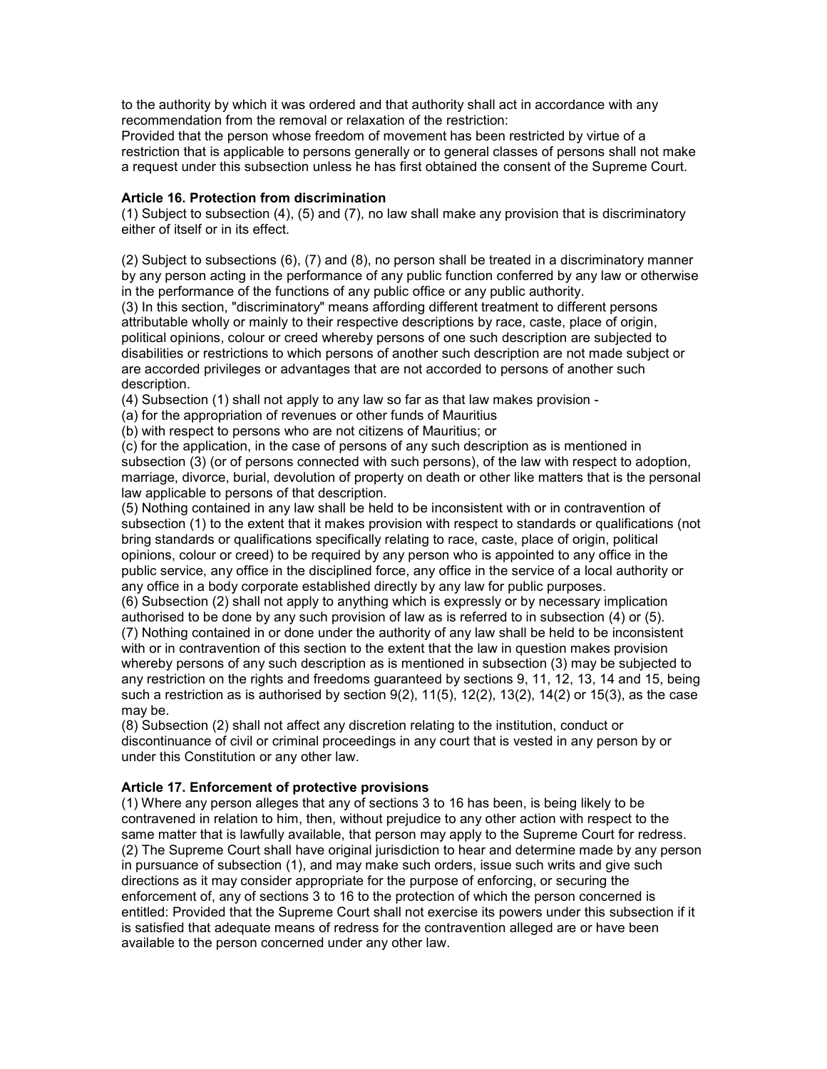to the authority by which it was ordered and that authority shall act in accordance with any recommendation from the removal or relaxation of the restriction:
Provided that the person whose freedom of movement has been restricted by virtue of a restriction that is applicable to persons generally or to general classes of persons shall not make a request under this subsection unless he has first obtained the consent of the Supreme Court.

**Article 16. Protection from discrimination**
(1) Subject to subsection (4), (5) and (7), no law shall make any provision that is discriminatory either of itself or in its effect.

(2) Subject to subsections (6), (7) and (8), no person shall be treated in a discriminatory manner by any person acting in the performance of any public function conferred by any law or otherwise in the performance of the functions of any public office or any public authority.
(3) In this section, "discriminatory" means affording different treatment to different persons attributable wholly or mainly to their respective descriptions by race, caste, place of origin, political opinions, colour or creed whereby persons of one such description are subjected to disabilities or restrictions to which persons of another such description are not made subject or are accorded privileges or advantages that are not accorded to persons of another such description.
(4) Subsection (1) shall not apply to any law so far as that law makes provision -
(a) for the appropriation of revenues or other funds of Mauritius
(b) with respect to persons who are not citizens of Mauritius; or
(c) for the application, in the case of persons of any such description as is mentioned in subsection (3) (or of persons connected with such persons), of the law with respect to adoption, marriage, divorce, burial, devolution of property on death or other like matters that is the personal law applicable to persons of that description.
(5) Nothing contained in any law shall be held to be inconsistent with or in contravention of subsection (1) to the extent that it makes provision with respect to standards or qualifications (not bring standards or qualifications specifically relating to race, caste, place of origin, political opinions, colour or creed) to be required by any person who is appointed to any office in the public service, any office in the disciplined force, any office in the service of a local authority or any office in a body corporate established directly by any law for public purposes.
(6) Subsection (2) shall not apply to anything which is expressly or by necessary implication authorised to be done by any such provision of law as is referred to in subsection (4) or (5).
(7) Nothing contained in or done under the authority of any law shall be held to be inconsistent with or in contravention of this section to the extent that the law in question makes provision whereby persons of any such description as is mentioned in subsection (3) may be subjected to any restriction on the rights and freedoms guaranteed by sections 9, 11, 12, 13, 14 and 15, being such a restriction as is authorised by section 9(2), 11(5), 12(2), 13(2), 14(2) or 15(3), as the case may be.
(8) Subsection (2) shall not affect any discretion relating to the institution, conduct or discontinuance of civil or criminal proceedings in any court that is vested in any person by or under this Constitution or any other law.

**Article 17. Enforcement of protective provisions**
(1) Where any person alleges that any of sections 3 to 16 has been, is being likely to be contravened in relation to him, then, without prejudice to any other action with respect to the same matter that is lawfully available, that person may apply to the Supreme Court for redress.
(2) The Supreme Court shall have original jurisdiction to hear and determine made by any person in pursuance of subsection (1), and may make such orders, issue such writs and give such directions as it may consider appropriate for the purpose of enforcing, or securing the enforcement of, any of sections 3 to 16 to the protection of which the person concerned is entitled: Provided that the Supreme Court shall not exercise its powers under this subsection if it is satisfied that adequate means of redress for the contravention alleged are or have been available to the person concerned under any other law.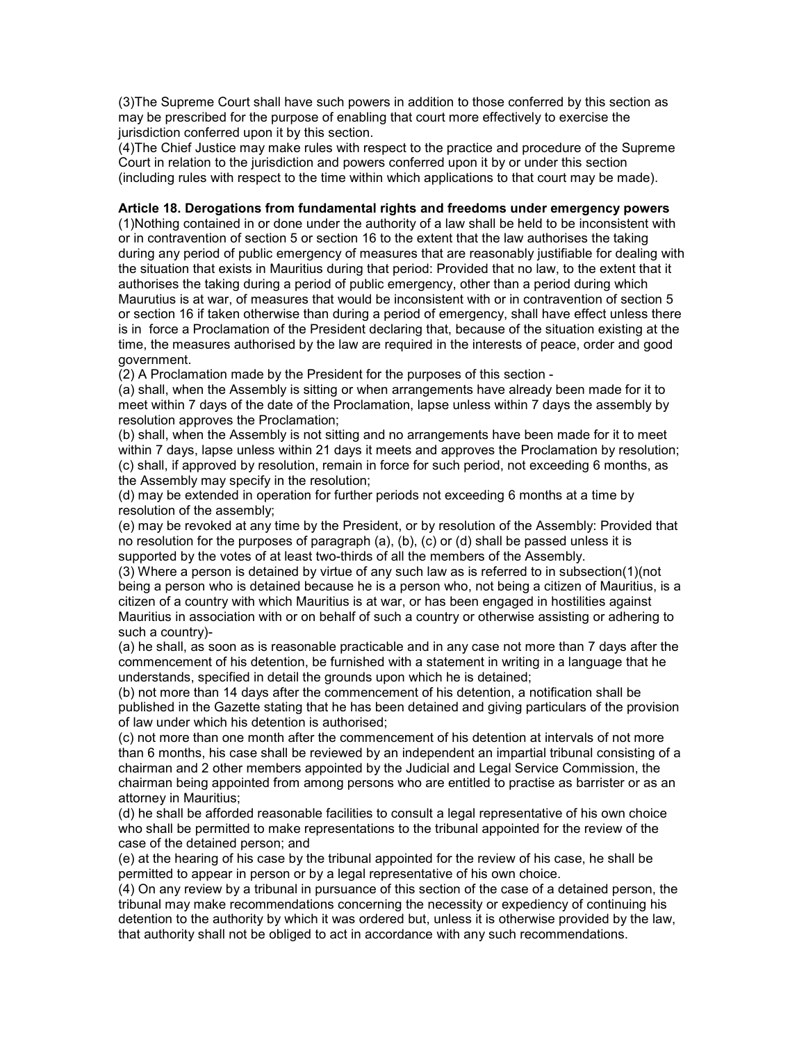(3)The Supreme Court shall have such powers in addition to those conferred by this section as may be prescribed for the purpose of enabling that court more effectively to exercise the jurisdiction conferred upon it by this section.
(4)The Chief Justice may make rules with respect to the practice and procedure of the Supreme Court in relation to the jurisdiction and powers conferred upon it by or under this section (including rules with respect to the time within which applications to that court may be made).

**Article 18. Derogations from fundamental rights and freedoms under emergency powers**
(1)Nothing contained in or done under the authority of a law shall be held to be inconsistent with or in contravention of section 5 or section 16 to the extent that the law authorises the taking during any period of public emergency of measures that are reasonably justifiable for dealing with the situation that exists in Mauritius during that period: Provided that no law, to the extent that it authorises the taking during a period of public emergency, other than a period during which Maurutius is at war, of measures that would be inconsistent with or in contravention of section 5 or section 16 if taken otherwise than during a period of emergency, shall have effect unless there is in force a Proclamation of the President declaring that, because of the situation existing at the time, the measures authorised by the law are required in the interests of peace, order and good government.
(2) A Proclamation made by the President for the purposes of this section -
(a) shall, when the Assembly is sitting or when arrangements have already been made for it to meet within 7 days of the date of the Proclamation, lapse unless within 7 days the assembly by resolution approves the Proclamation;
(b) shall, when the Assembly is not sitting and no arrangements have been made for it to meet within 7 days, lapse unless within 21 days it meets and approves the Proclamation by resolution;
(c) shall, if approved by resolution, remain in force for such period, not exceeding 6 months, as the Assembly may specify in the resolution;
(d) may be extended in operation for further periods not exceeding 6 months at a time by resolution of the assembly;
(e) may be revoked at any time by the President, or by resolution of the Assembly: Provided that no resolution for the purposes of paragraph (a), (b), (c) or (d) shall be passed unless it is supported by the votes of at least two-thirds of all the members of the Assembly.
(3) Where a person is detained by virtue of any such law as is referred to in subsection(1)(not being a person who is detained because he is a person who, not being a citizen of Mauritius, is a citizen of a country with which Mauritius is at war, or has been engaged in hostilities against Mauritius in association with or on behalf of such a country or otherwise assisting or adhering to such a country)-
(a) he shall, as soon as is reasonable practicable and in any case not more than 7 days after the commencement of his detention, be furnished with a statement in writing in a language that he understands, specified in detail the grounds upon which he is detained;
(b) not more than 14 days after the commencement of his detention, a notification shall be published in the Gazette stating that he has been detained and giving particulars of the provision of law under which his detention is authorised;
(c) not more than one month after the commencement of his detention at intervals of not more than 6 months, his case shall be reviewed by an independent an impartial tribunal consisting of a chairman and 2 other members appointed by the Judicial and Legal Service Commission, the chairman being appointed from among persons who are entitled to practise as barrister or as an attorney in Mauritius;
(d) he shall be afforded reasonable facilities to consult a legal representative of his own choice who shall be permitted to make representations to the tribunal appointed for the review of the case of the detained person; and
(e) at the hearing of his case by the tribunal appointed for the review of his case, he shall be permitted to appear in person or by a legal representative of his own choice.
(4) On any review by a tribunal in pursuance of this section of the case of a detained person, the tribunal may make recommendations concerning the necessity or expediency of continuing his detention to the authority by which it was ordered but, unless it is otherwise provided by the law, that authority shall not be obliged to act in accordance with any such recommendations.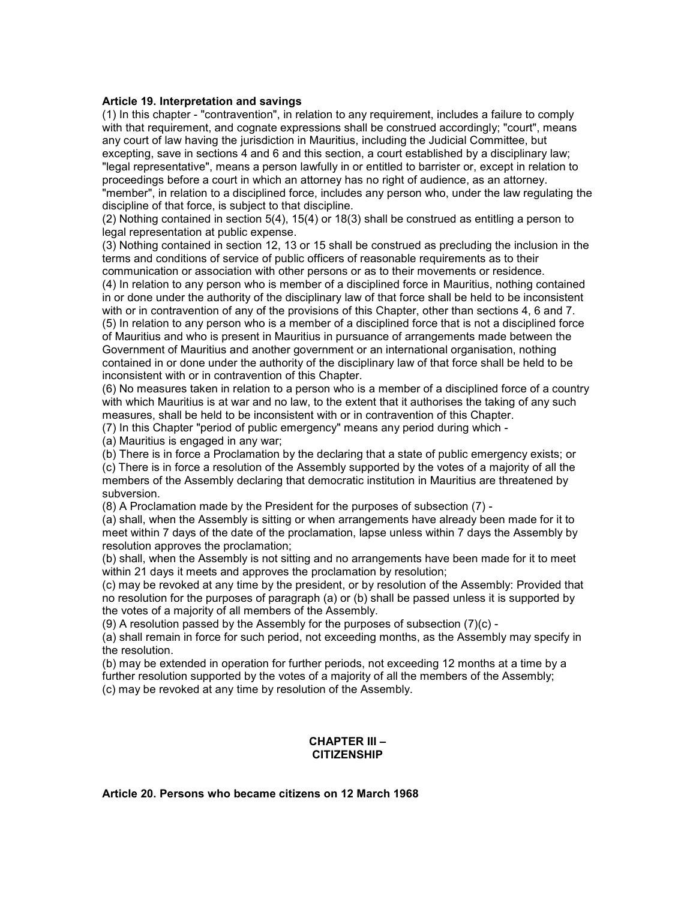**Article 19. Interpretation and savings**

(1) In this chapter - "contravention", in relation to any requirement, includes a failure to comply with that requirement, and cognate expressions shall be construed accordingly; "court", means any court of law having the jurisdiction in Mauritius, including the Judicial Committee, but excepting, save in sections 4 and 6 and this section, a court established by a disciplinary law; "legal representative", means a person lawfully in or entitled to barrister or, except in relation to proceedings before a court in which an attorney has no right of audience, as an attorney. "member", in relation to a disciplined force, includes any person who, under the law regulating the discipline of that force, is subject to that discipline.

(2) Nothing contained in section 5(4), 15(4) or 18(3) shall be construed as entitling a person to legal representation at public expense.

(3) Nothing contained in section 12, 13 or 15 shall be construed as precluding the inclusion in the terms and conditions of service of public officers of reasonable requirements as to their communication or association with other persons or as to their movements or residence.

(4) In relation to any person who is member of a disciplined force in Mauritius, nothing contained in or done under the authority of the disciplinary law of that force shall be held to be inconsistent with or in contravention of any of the provisions of this Chapter, other than sections 4, 6 and 7.

(5) In relation to any person who is a member of a disciplined force that is not a disciplined force of Mauritius and who is present in Mauritius in pursuance of arrangements made between the Government of Mauritius and another government or an international organisation, nothing contained in or done under the authority of the disciplinary law of that force shall be held to be inconsistent with or in contravention of this Chapter.

(6) No measures taken in relation to a person who is a member of a disciplined force of a country with which Mauritius is at war and no law, to the extent that it authorises the taking of any such measures, shall be held to be inconsistent with or in contravention of this Chapter.

(7) In this Chapter "period of public emergency" means any period during which -

(a) Mauritius is engaged in any war;

(b) There is in force a Proclamation by the declaring that a state of public emergency exists; or

(c) There is in force a resolution of the Assembly supported by the votes of a majority of all the members of the Assembly declaring that democratic institution in Mauritius are threatened by subversion.

(8) A Proclamation made by the President for the purposes of subsection (7) -

(a) shall, when the Assembly is sitting or when arrangements have already been made for it to meet within 7 days of the date of the proclamation, lapse unless within 7 days the Assembly by resolution approves the proclamation;

(b) shall, when the Assembly is not sitting and no arrangements have been made for it to meet within 21 days it meets and approves the proclamation by resolution;

(c) may be revoked at any time by the president, or by resolution of the Assembly: Provided that no resolution for the purposes of paragraph (a) or (b) shall be passed unless it is supported by the votes of a majority of all members of the Assembly.

(9) A resolution passed by the Assembly for the purposes of subsection (7)(c) -

(a) shall remain in force for such period, not exceeding months, as the Assembly may specify in the resolution.

(b) may be extended in operation for further periods, not exceeding 12 months at a time by a further resolution supported by the votes of a majority of all the members of the Assembly;

(c) may be revoked at any time by resolution of the Assembly.

## CHAPTER III – CITIZENSHIP

**Article 20. Persons who became citizens on 12 March 1968**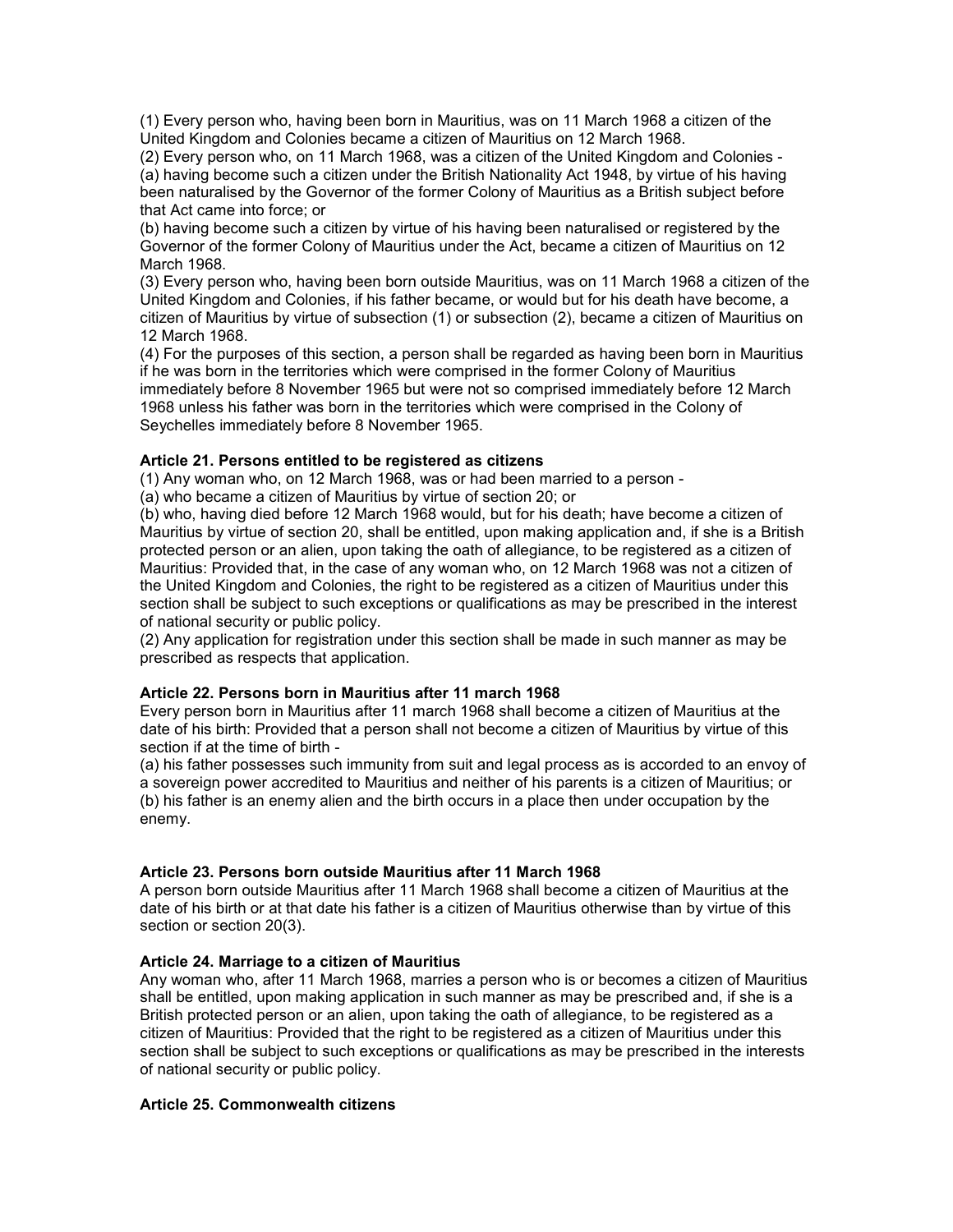(1) Every person who, having been born in Mauritius, was on 11 March 1968 a citizen of the United Kingdom and Colonies became a citizen of Mauritius on 12 March 1968.

(2) Every person who, on 11 March 1968, was a citizen of the United Kingdom and Colonies -

(a) having become such a citizen under the British Nationality Act 1948, by virtue of his having been naturalised by the Governor of the former Colony of Mauritius as a British subject before that Act came into force; or

(b) having become such a citizen by virtue of his having been naturalised or registered by the Governor of the former Colony of Mauritius under the Act, became a citizen of Mauritius on 12 March 1968.

(3) Every person who, having been born outside Mauritius, was on 11 March 1968 a citizen of the United Kingdom and Colonies, if his father became, or would but for his death have become, a citizen of Mauritius by virtue of subsection (1) or subsection (2), became a citizen of Mauritius on 12 March 1968.

(4) For the purposes of this section, a person shall be regarded as having been born in Mauritius if he was born in the territories which were comprised in the former Colony of Mauritius immediately before 8 November 1965 but were not so comprised immediately before 12 March 1968 unless his father was born in the territories which were comprised in the Colony of Seychelles immediately before 8 November 1965.

#### Article 21. Persons entitled to be registered as citizens

(1) Any woman who, on 12 March 1968, was or had been married to a person -

(a) who became a citizen of Mauritius by virtue of section 20; or

(b) who, having died before 12 March 1968 would, but for his death; have become a citizen of Mauritius by virtue of section 20, shall be entitled, upon making application and, if she is a British protected person or an alien, upon taking the oath of allegiance, to be registered as a citizen of Mauritius: Provided that, in the case of any woman who, on 12 March 1968 was not a citizen of the United Kingdom and Colonies, the right to be registered as a citizen of Mauritius under this section shall be subject to such exceptions or qualifications as may be prescribed in the interest of national security or public policy.

(2) Any application for registration under this section shall be made in such manner as may be prescribed as respects that application.

#### Article 22. Persons born in Mauritius after 11 march 1968

Every person born in Mauritius after 11 march 1968 shall become a citizen of Mauritius at the date of his birth: Provided that a person shall not become a citizen of Mauritius by virtue of this section if at the time of birth -

(a) his father possesses such immunity from suit and legal process as is accorded to an envoy of a sovereign power accredited to Mauritius and neither of his parents is a citizen of Mauritius; or

(b) his father is an enemy alien and the birth occurs in a place then under occupation by the enemy.

#### Article 23. Persons born outside Mauritius after 11 March 1968

A person born outside Mauritius after 11 March 1968 shall become a citizen of Mauritius at the date of his birth or at that date his father is a citizen of Mauritius otherwise than by virtue of this section or section 20(3).

#### Article 24. Marriage to a citizen of Mauritius

Any woman who, after 11 March 1968, marries a person who is or becomes a citizen of Mauritius shall be entitled, upon making application in such manner as may be prescribed and, if she is a British protected person or an alien, upon taking the oath of allegiance, to be registered as a citizen of Mauritius: Provided that the right to be registered as a citizen of Mauritius under this section shall be subject to such exceptions or qualifications as may be prescribed in the interests of national security or public policy.

#### Article 25. Commonwealth citizens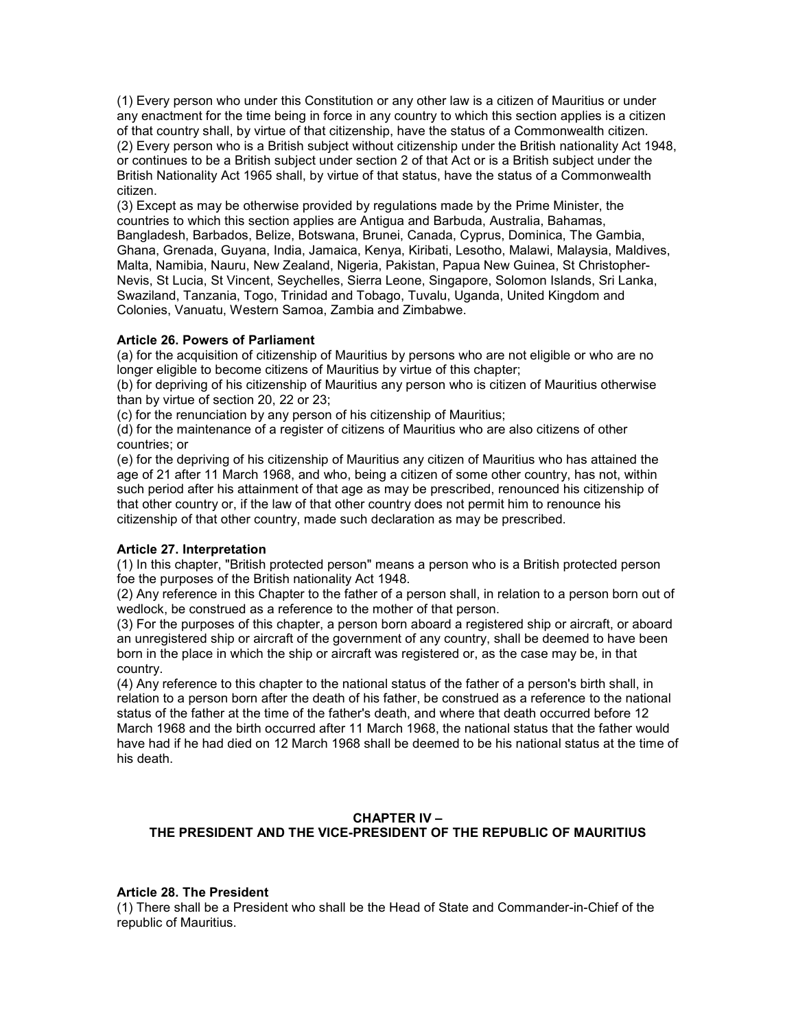(1) Every person who under this Constitution or any other law is a citizen of Mauritius or under any enactment for the time being in force in any country to which this section applies is a citizen of that country shall, by virtue of that citizenship, have the status of a Commonwealth citizen.
(2) Every person who is a British subject without citizenship under the British nationality Act 1948, or continues to be a British subject under section 2 of that Act or is a British subject under the British Nationality Act 1965 shall, by virtue of that status, have the status of a Commonwealth citizen.
(3) Except as may be otherwise provided by regulations made by the Prime Minister, the countries to which this section applies are Antigua and Barbuda, Australia, Bahamas, Bangladesh, Barbados, Belize, Botswana, Brunei, Canada, Cyprus, Dominica, The Gambia, Ghana, Grenada, Guyana, India, Jamaica, Kenya, Kiribati, Lesotho, Malawi, Malaysia, Maldives, Malta, Namibia, Nauru, New Zealand, Nigeria, Pakistan, Papua New Guinea, St Christopher-Nevis, St Lucia, St Vincent, Seychelles, Sierra Leone, Singapore, Solomon Islands, Sri Lanka, Swaziland, Tanzania, Togo, Trinidad and Tobago, Tuvalu, Uganda, United Kingdom and Colonies, Vanuatu, Western Samoa, Zambia and Zimbabwe.

**Article 26. Powers of Parliament**

(a) for the acquisition of citizenship of Mauritius by persons who are not eligible or who are no longer eligible to become citizens of Mauritius by virtue of this chapter;
(b) for depriving of his citizenship of Mauritius any person who is citizen of Mauritius otherwise than by virtue of section 20, 22 or 23;
(c) for the renunciation by any person of his citizenship of Mauritius;
(d) for the maintenance of a register of citizens of Mauritius who are also citizens of other countries; or
(e) for the depriving of his citizenship of Mauritius any citizen of Mauritius who has attained the age of 21 after 11 March 1968, and who, being a citizen of some other country, has not, within such period after his attainment of that age as may be prescribed, renounced his citizenship of that other country or, if the law of that other country does not permit him to renounce his citizenship of that other country, made such declaration as may be prescribed.

**Article 27. Interpretation**

(1) In this chapter, "British protected person" means a person who is a British protected person foe the purposes of the British nationality Act 1948.
(2) Any reference in this Chapter to the father of a person shall, in relation to a person born out of wedlock, be construed as a reference to the mother of that person.
(3) For the purposes of this chapter, a person born aboard a registered ship or aircraft, or aboard an unregistered ship or aircraft of the government of any country, shall be deemed to have been born in the place in which the ship or aircraft was registered or, as the case may be, in that country.
(4) Any reference to this chapter to the national status of the father of a person's birth shall, in relation to a person born after the death of his father, be construed as a reference to the national status of the father at the time of the father's death, and where that death occurred before 12 March 1968 and the birth occurred after 11 March 1968, the national status that the father would have had if he had died on 12 March 1968 shall be deemed to be his national status at the time of his death.

## CHAPTER IV – THE PRESIDENT AND THE VICE-PRESIDENT OF THE REPUBLIC OF MAURITIUS

**Article 28. The President**

(1) There shall be a President who shall be the Head of State and Commander-in-Chief of the republic of Mauritius.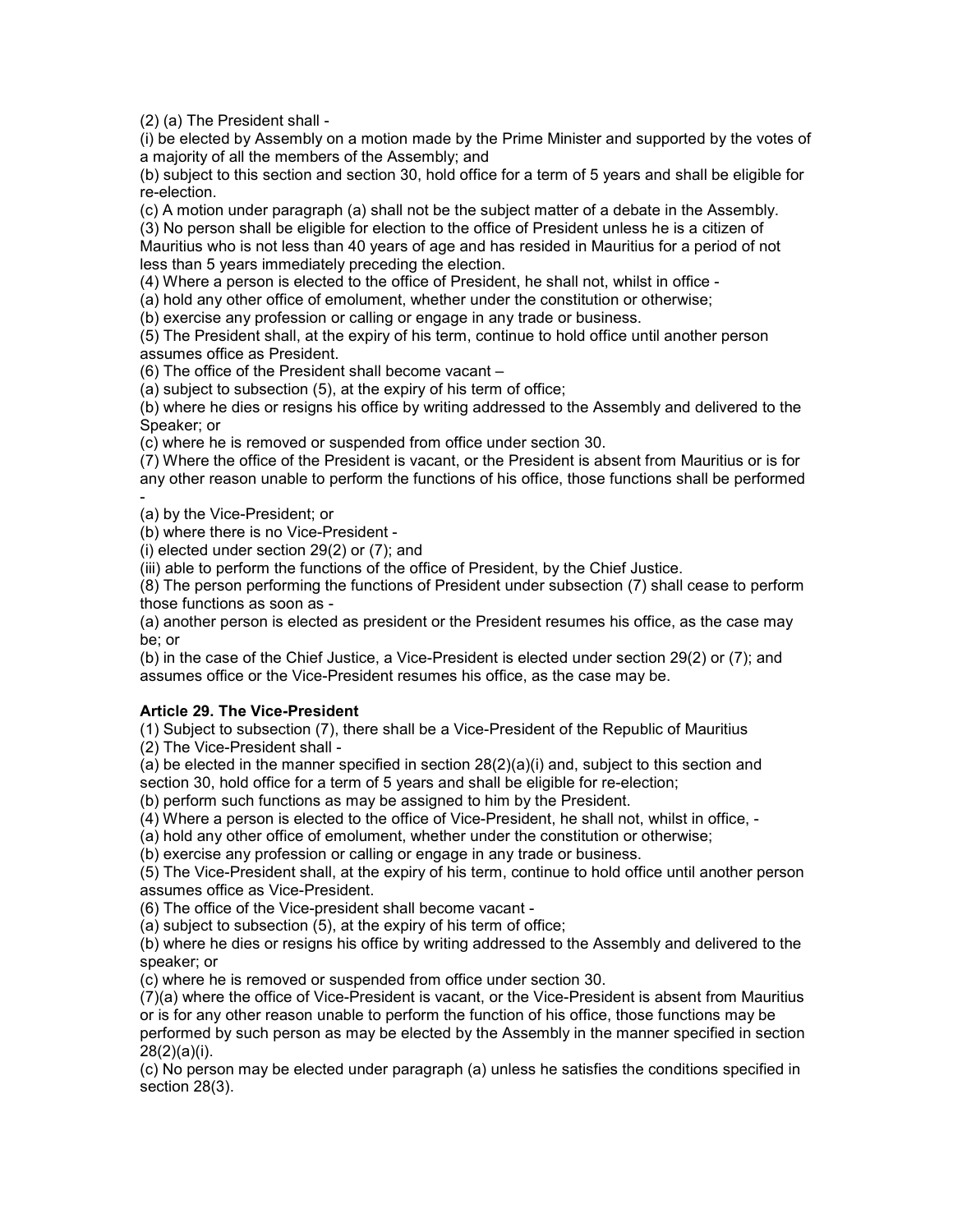(2) (a) The President shall -

(i) be elected by Assembly on a motion made by the Prime Minister and supported by the votes of a majority of all the members of the Assembly; and

(b) subject to this section and section 30, hold office for a term of 5 years and shall be eligible for re-election.

(c) A motion under paragraph (a) shall not be the subject matter of a debate in the Assembly.

(3) No person shall be eligible for election to the office of President unless he is a citizen of Mauritius who is not less than 40 years of age and has resided in Mauritius for a period of not less than 5 years immediately preceding the election.

(4) Where a person is elected to the office of President, he shall not, whilst in office -

(a) hold any other office of emolument, whether under the constitution or otherwise;

(b) exercise any profession or calling or engage in any trade or business.

(5) The President shall, at the expiry of his term, continue to hold office until another person assumes office as President.

(6) The office of the President shall become vacant –

(a) subject to subsection (5), at the expiry of his term of office;

(b) where he dies or resigns his office by writing addressed to the Assembly and delivered to the Speaker; or

(c) where he is removed or suspended from office under section 30.

(7) Where the office of the President is vacant, or the President is absent from Mauritius or is for any other reason unable to perform the functions of his office, those functions shall be performed -

(a) by the Vice-President; or

(b) where there is no Vice-President -

(i) elected under section 29(2) or (7); and

(iii) able to perform the functions of the office of President, by the Chief Justice.

(8) The person performing the functions of President under subsection (7) shall cease to perform those functions as soon as -

(a) another person is elected as president or the President resumes his office, as the case may be; or

(b) in the case of the Chief Justice, a Vice-President is elected under section 29(2) or (7); and assumes office or the Vice-President resumes his office, as the case may be.

**Article 29. The Vice-President**

(1) Subject to subsection (7), there shall be a Vice-President of the Republic of Mauritius

(2) The Vice-President shall -

(a) be elected in the manner specified in section 28(2)(a)(i) and, subject to this section and section 30, hold office for a term of 5 years and shall be eligible for re-election;

(b) perform such functions as may be assigned to him by the President.

(4) Where a person is elected to the office of Vice-President, he shall not, whilst in office, -

(a) hold any other office of emolument, whether under the constitution or otherwise;

(b) exercise any profession or calling or engage in any trade or business.

(5) The Vice-President shall, at the expiry of his term, continue to hold office until another person assumes office as Vice-President.

(6) The office of the Vice-president shall become vacant -

(a) subject to subsection (5), at the expiry of his term of office;

(b) where he dies or resigns his office by writing addressed to the Assembly and delivered to the speaker; or

(c) where he is removed or suspended from office under section 30.

(7)(a) where the office of Vice-President is vacant, or the Vice-President is absent from Mauritius or is for any other reason unable to perform the function of his office, those functions may be performed by such person as may be elected by the Assembly in the manner specified in section 28(2)(a)(i).

(c) No person may be elected under paragraph (a) unless he satisfies the conditions specified in section 28(3).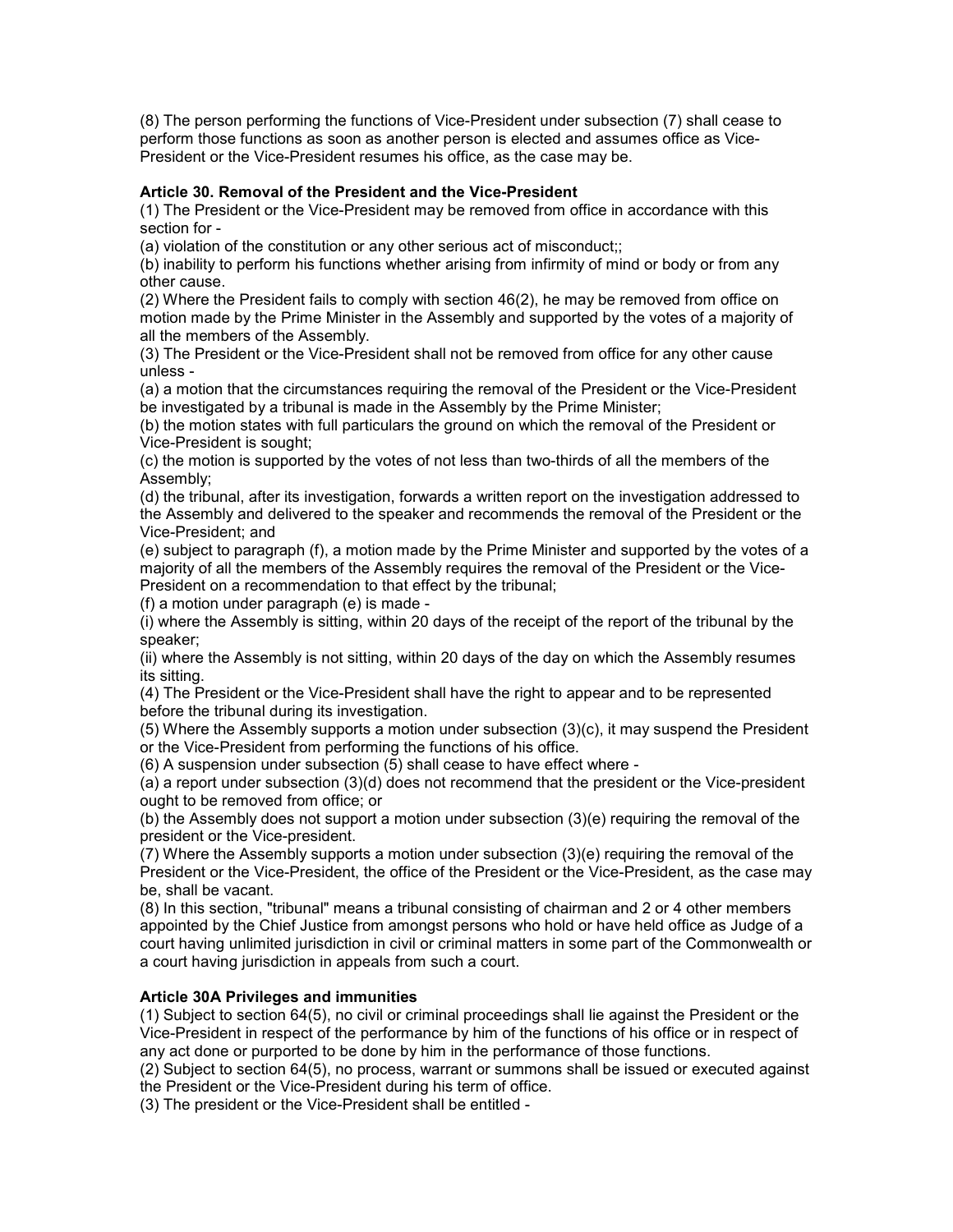(8) The person performing the functions of Vice-President under subsection (7) shall cease to perform those functions as soon as another person is elected and assumes office as Vice-President or the Vice-President resumes his office, as the case may be.

**Article 30. Removal of the President and the Vice-President**

(1) The President or the Vice-President may be removed from office in accordance with this section for -

(a) violation of the constitution or any other serious act of misconduct;;

(b) inability to perform his functions whether arising from infirmity of mind or body or from any other cause.

(2) Where the President fails to comply with section 46(2), he may be removed from office on motion made by the Prime Minister in the Assembly and supported by the votes of a majority of all the members of the Assembly.

(3) The President or the Vice-President shall not be removed from office for any other cause unless -

(a) a motion that the circumstances requiring the removal of the President or the Vice-President be investigated by a tribunal is made in the Assembly by the Prime Minister;

(b) the motion states with full particulars the ground on which the removal of the President or Vice-President is sought;

(c) the motion is supported by the votes of not less than two-thirds of all the members of the Assembly;

(d) the tribunal, after its investigation, forwards a written report on the investigation addressed to the Assembly and delivered to the speaker and recommends the removal of the President or the Vice-President; and

(e) subject to paragraph (f), a motion made by the Prime Minister and supported by the votes of a majority of all the members of the Assembly requires the removal of the President or the Vice-President on a recommendation to that effect by the tribunal;

(f) a motion under paragraph (e) is made -

(i) where the Assembly is sitting, within 20 days of the receipt of the report of the tribunal by the speaker;

(ii) where the Assembly is not sitting, within 20 days of the day on which the Assembly resumes its sitting.

(4) The President or the Vice-President shall have the right to appear and to be represented before the tribunal during its investigation.

(5) Where the Assembly supports a motion under subsection (3)(c), it may suspend the President or the Vice-President from performing the functions of his office.

(6) A suspension under subsection (5) shall cease to have effect where -

(a) a report under subsection (3)(d) does not recommend that the president or the Vice-president ought to be removed from office; or

(b) the Assembly does not support a motion under subsection (3)(e) requiring the removal of the president or the Vice-president.

(7) Where the Assembly supports a motion under subsection (3)(e) requiring the removal of the President or the Vice-President, the office of the President or the Vice-President, as the case may be, shall be vacant.

(8) In this section, "tribunal" means a tribunal consisting of chairman and 2 or 4 other members appointed by the Chief Justice from amongst persons who hold or have held office as Judge of a court having unlimited jurisdiction in civil or criminal matters in some part of the Commonwealth or a court having jurisdiction in appeals from such a court.

**Article 30A Privileges and immunities**

(1) Subject to section 64(5), no civil or criminal proceedings shall lie against the President or the Vice-President in respect of the performance by him of the functions of his office or in respect of any act done or purported to be done by him in the performance of those functions.

(2) Subject to section 64(5), no process, warrant or summons shall be issued or executed against the President or the Vice-President during his term of office.

(3) The president or the Vice-President shall be entitled -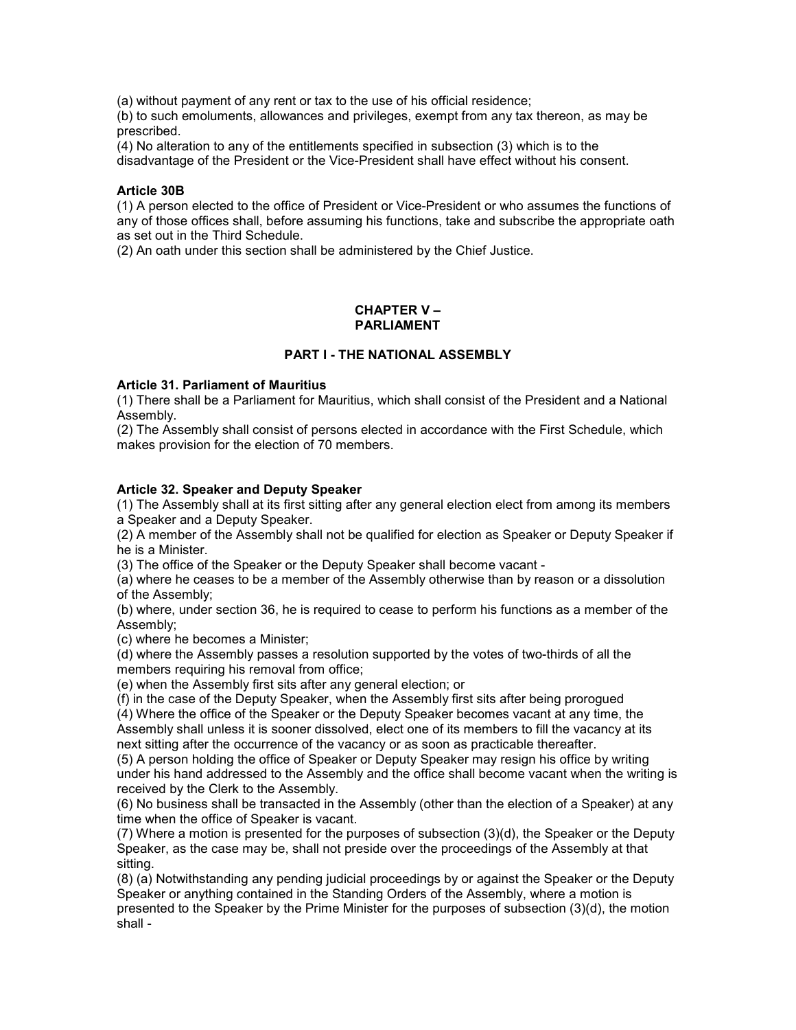(a) without payment of any rent or tax to the use of his official residence;
(b) to such emoluments, allowances and privileges, exempt from any tax thereon, as may be prescribed.
(4) No alteration to any of the entitlements specified in subsection (3) which is to the disadvantage of the President or the Vice-President shall have effect without his consent.

**Article 30B**
(1) A person elected to the office of President or Vice-President or who assumes the functions of any of those offices shall, before assuming his functions, take and subscribe the appropriate oath as set out in the Third Schedule.
(2) An oath under this section shall be administered by the Chief Justice.

## CHAPTER V – PARLIAMENT

### PART I - THE NATIONAL ASSEMBLY

**Article 31. Parliament of Mauritius**
(1) There shall be a Parliament for Mauritius, which shall consist of the President and a National Assembly.
(2) The Assembly shall consist of persons elected in accordance with the First Schedule, which makes provision for the election of 70 members.

**Article 32. Speaker and Deputy Speaker**
(1) The Assembly shall at its first sitting after any general election elect from among its members a Speaker and a Deputy Speaker.
(2) A member of the Assembly shall not be qualified for election as Speaker or Deputy Speaker if he is a Minister.
(3) The office of the Speaker or the Deputy Speaker shall become vacant -
(a) where he ceases to be a member of the Assembly otherwise than by reason or a dissolution of the Assembly;
(b) where, under section 36, he is required to cease to perform his functions as a member of the Assembly;
(c) where he becomes a Minister;
(d) where the Assembly passes a resolution supported by the votes of two-thirds of all the members requiring his removal from office;
(e) when the Assembly first sits after any general election; or
(f) in the case of the Deputy Speaker, when the Assembly first sits after being prorogued
(4) Where the office of the Speaker or the Deputy Speaker becomes vacant at any time, the Assembly shall unless it is sooner dissolved, elect one of its members to fill the vacancy at its next sitting after the occurrence of the vacancy or as soon as practicable thereafter.
(5) A person holding the office of Speaker or Deputy Speaker may resign his office by writing under his hand addressed to the Assembly and the office shall become vacant when the writing is received by the Clerk to the Assembly.
(6) No business shall be transacted in the Assembly (other than the election of a Speaker) at any time when the office of Speaker is vacant.
(7) Where a motion is presented for the purposes of subsection (3)(d), the Speaker or the Deputy Speaker, as the case may be, shall not preside over the proceedings of the Assembly at that sitting.
(8) (a) Notwithstanding any pending judicial proceedings by or against the Speaker or the Deputy Speaker or anything contained in the Standing Orders of the Assembly, where a motion is presented to the Speaker by the Prime Minister for the purposes of subsection (3)(d), the motion shall -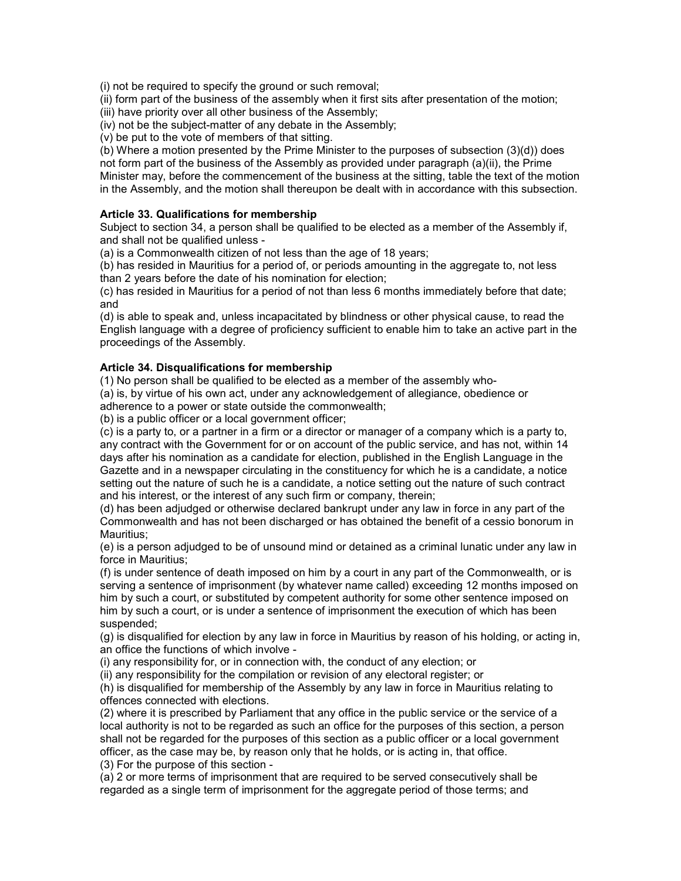(i) not be required to specify the ground or such removal;
(ii) form part of the business of the assembly when it first sits after presentation of the motion;
(iii) have priority over all other business of the Assembly;
(iv) not be the subject-matter of any debate in the Assembly;
(v) be put to the vote of members of that sitting.
(b) Where a motion presented by the Prime Minister to the purposes of subsection (3)(d)) does not form part of the business of the Assembly as provided under paragraph (a)(ii), the Prime Minister may, before the commencement of the business at the sitting, table the text of the motion in the Assembly, and the motion shall thereupon be dealt with in accordance with this subsection.

**Article 33. Qualifications for membership**

Subject to section 34, a person shall be qualified to be elected as a member of the Assembly if, and shall not be qualified unless -
(a) is a Commonwealth citizen of not less than the age of 18 years;
(b) has resided in Mauritius for a period of, or periods amounting in the aggregate to, not less than 2 years before the date of his nomination for election;
(c) has resided in Mauritius for a period of not than less 6 months immediately before that date; and
(d) is able to speak and, unless incapacitated by blindness or other physical cause, to read the English language with a degree of proficiency sufficient to enable him to take an active part in the proceedings of the Assembly.

**Article 34. Disqualifications for membership**

(1) No person shall be qualified to be elected as a member of the assembly who-
(a) is, by virtue of his own act, under any acknowledgement of allegiance, obedience or adherence to a power or state outside the commonwealth;
(b) is a public officer or a local government officer;
(c) is a party to, or a partner in a firm or a director or manager of a company which is a party to, any contract with the Government for or on account of the public service, and has not, within 14 days after his nomination as a candidate for election, published in the English Language in the Gazette and in a newspaper circulating in the constituency for which he is a candidate, a notice setting out the nature of such he is a candidate, a notice setting out the nature of such contract and his interest, or the interest of any such firm or company, therein;
(d) has been adjudged or otherwise declared bankrupt under any law in force in any part of the Commonwealth and has not been discharged or has obtained the benefit of a cessio bonorum in Mauritius;
(e) is a person adjudged to be of unsound mind or detained as a criminal lunatic under any law in force in Mauritius;
(f) is under sentence of death imposed on him by a court in any part of the Commonwealth, or is serving a sentence of imprisonment (by whatever name called) exceeding 12 months imposed on him by such a court, or substituted by competent authority for some other sentence imposed on him by such a court, or is under a sentence of imprisonment the execution of which has been suspended;
(g) is disqualified for election by any law in force in Mauritius by reason of his holding, or acting in, an office the functions of which involve -
(i) any responsibility for, or in connection with, the conduct of any election; or
(ii) any responsibility for the compilation or revision of any electoral register; or
(h) is disqualified for membership of the Assembly by any law in force in Mauritius relating to offences connected with elections.
(2) where it is prescribed by Parliament that any office in the public service or the service of a local authority is not to be regarded as such an office for the purposes of this section, a person shall not be regarded for the purposes of this section as a public officer or a local government officer, as the case may be, by reason only that he holds, or is acting in, that office.
(3) For the purpose of this section -
(a) 2 or more terms of imprisonment that are required to be served consecutively shall be regarded as a single term of imprisonment for the aggregate period of those terms; and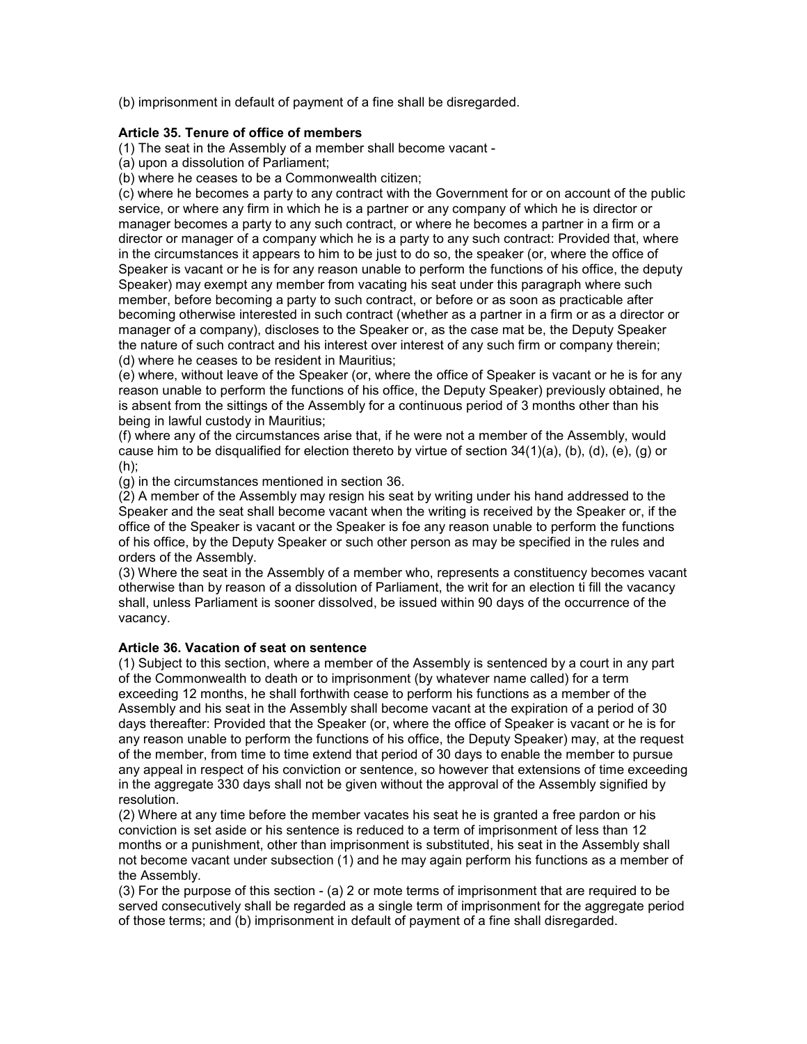(b) imprisonment in default of payment of a fine shall be disregarded.

**Article 35. Tenure of office of members**

(1) The seat in the Assembly of a member shall become vacant -

(a) upon a dissolution of Parliament;

(b) where he ceases to be a Commonwealth citizen;

(c) where he becomes a party to any contract with the Government for or on account of the public service, or where any firm in which he is a partner or any company of which he is director or manager becomes a party to any such contract, or where he becomes a partner in a firm or a director or manager of a company which he is a party to any such contract: Provided that, where in the circumstances it appears to him to be just to do so, the speaker (or, where the office of Speaker is vacant or he is for any reason unable to perform the functions of his office, the deputy Speaker) may exempt any member from vacating his seat under this paragraph where such member, before becoming a party to such contract, or before or as soon as practicable after becoming otherwise interested in such contract (whether as a partner in a firm or as a director or manager of a company), discloses to the Speaker or, as the case mat be, the Deputy Speaker the nature of such contract and his interest over interest of any such firm or company therein;

(d) where he ceases to be resident in Mauritius;

(e) where, without leave of the Speaker (or, where the office of Speaker is vacant or he is for any reason unable to perform the functions of his office, the Deputy Speaker) previously obtained, he is absent from the sittings of the Assembly for a continuous period of 3 months other than his being in lawful custody in Mauritius;

(f) where any of the circumstances arise that, if he were not a member of the Assembly, would cause him to be disqualified for election thereto by virtue of section 34(1)(a), (b), (d), (e), (g) or (h);

(g) in the circumstances mentioned in section 36.

(2) A member of the Assembly may resign his seat by writing under his hand addressed to the Speaker and the seat shall become vacant when the writing is received by the Speaker or, if the office of the Speaker is vacant or the Speaker is foe any reason unable to perform the functions of his office, by the Deputy Speaker or such other person as may be specified in the rules and orders of the Assembly.

(3) Where the seat in the Assembly of a member who, represents a constituency becomes vacant otherwise than by reason of a dissolution of Parliament, the writ for an election ti fill the vacancy shall, unless Parliament is sooner dissolved, be issued within 90 days of the occurrence of the vacancy.

**Article 36. Vacation of seat on sentence**

(1) Subject to this section, where a member of the Assembly is sentenced by a court in any part of the Commonwealth to death or to imprisonment (by whatever name called) for a term exceeding 12 months, he shall forthwith cease to perform his functions as a member of the Assembly and his seat in the Assembly shall become vacant at the expiration of a period of 30 days thereafter: Provided that the Speaker (or, where the office of Speaker is vacant or he is for any reason unable to perform the functions of his office, the Deputy Speaker) may, at the request of the member, from time to time extend that period of 30 days to enable the member to pursue any appeal in respect of his conviction or sentence, so however that extensions of time exceeding in the aggregate 330 days shall not be given without the approval of the Assembly signified by resolution.

(2) Where at any time before the member vacates his seat he is granted a free pardon or his conviction is set aside or his sentence is reduced to a term of imprisonment of less than 12 months or a punishment, other than imprisonment is substituted, his seat in the Assembly shall not become vacant under subsection (1) and he may again perform his functions as a member of the Assembly.

(3) For the purpose of this section - (a) 2 or mote terms of imprisonment that are required to be served consecutively shall be regarded as a single term of imprisonment for the aggregate period of those terms; and (b) imprisonment in default of payment of a fine shall disregarded.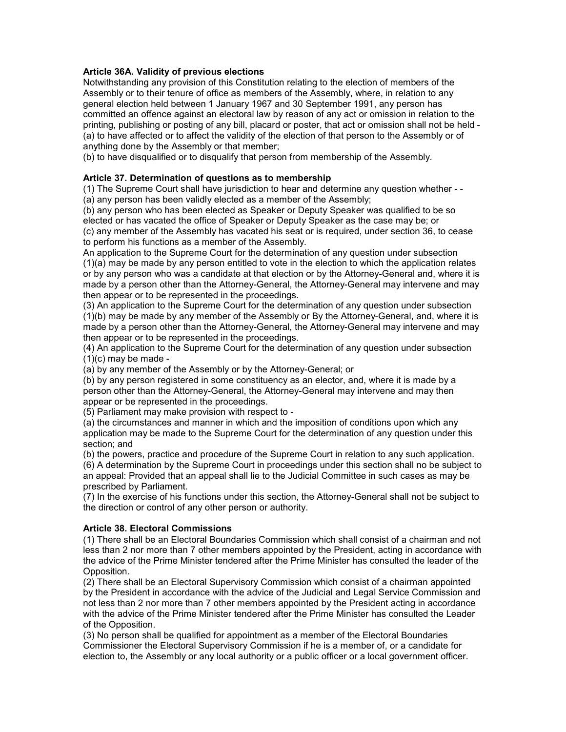**Article 36A. Validity of previous elections**

Notwithstanding any provision of this Constitution relating to the election of members of the Assembly or to their tenure of office as members of the Assembly, where, in relation to any general election held between 1 January 1967 and 30 September 1991, any person has committed an offence against an electoral law by reason of any act or omission in relation to the printing, publishing or posting of any bill, placard or poster, that act or omission shall not be held -

(a) to have affected or to affect the validity of the election of that person to the Assembly or of anything done by the Assembly or that member;

(b) to have disqualified or to disqualify that person from membership of the Assembly.

**Article 37. Determination of questions as to membership**

(1) The Supreme Court shall have jurisdiction to hear and determine any question whether - -

(a) any person has been validly elected as a member of the Assembly;

(b) any person who has been elected as Speaker or Deputy Speaker was qualified to be so elected or has vacated the office of Speaker or Deputy Speaker as the case may be; or

(c) any member of the Assembly has vacated his seat or is required, under section 36, to cease to perform his functions as a member of the Assembly.

An application to the Supreme Court for the determination of any question under subsection (1)(a) may be made by any person entitled to vote in the election to which the application relates or by any person who was a candidate at that election or by the Attorney-General and, where it is made by a person other than the Attorney-General, the Attorney-General may intervene and may then appear or to be represented in the proceedings.

(3) An application to the Supreme Court for the determination of any question under subsection (1)(b) may be made by any member of the Assembly or By the Attorney-General, and, where it is made by a person other than the Attorney-General, the Attorney-General may intervene and may then appear or to be represented in the proceedings.

(4) An application to the Supreme Court for the determination of any question under subsection (1)(c) may be made -

(a) by any member of the Assembly or by the Attorney-General; or

(b) by any person registered in some constituency as an elector, and, where it is made by a person other than the Attorney-General, the Attorney-General may intervene and may then appear or be represented in the proceedings.

(5) Parliament may make provision with respect to -

(a) the circumstances and manner in which and the imposition of conditions upon which any application may be made to the Supreme Court for the determination of any question under this section; and

(b) the powers, practice and procedure of the Supreme Court in relation to any such application.

(6) A determination by the Supreme Court in proceedings under this section shall no be subject to an appeal: Provided that an appeal shall lie to the Judicial Committee in such cases as may be prescribed by Parliament.

(7) In the exercise of his functions under this section, the Attorney-General shall not be subject to the direction or control of any other person or authority.

**Article 38. Electoral Commissions**

(1) There shall be an Electoral Boundaries Commission which shall consist of a chairman and not less than 2 nor more than 7 other members appointed by the President, acting in accordance with the advice of the Prime Minister tendered after the Prime Minister has consulted the leader of the Opposition.

(2) There shall be an Electoral Supervisory Commission which consist of a chairman appointed by the President in accordance with the advice of the Judicial and Legal Service Commission and not less than 2 nor more than 7 other members appointed by the President acting in accordance with the advice of the Prime Minister tendered after the Prime Minister has consulted the Leader of the Opposition.

(3) No person shall be qualified for appointment as a member of the Electoral Boundaries Commissioner the Electoral Supervisory Commission if he is a member of, or a candidate for election to, the Assembly or any local authority or a public officer or a local government officer.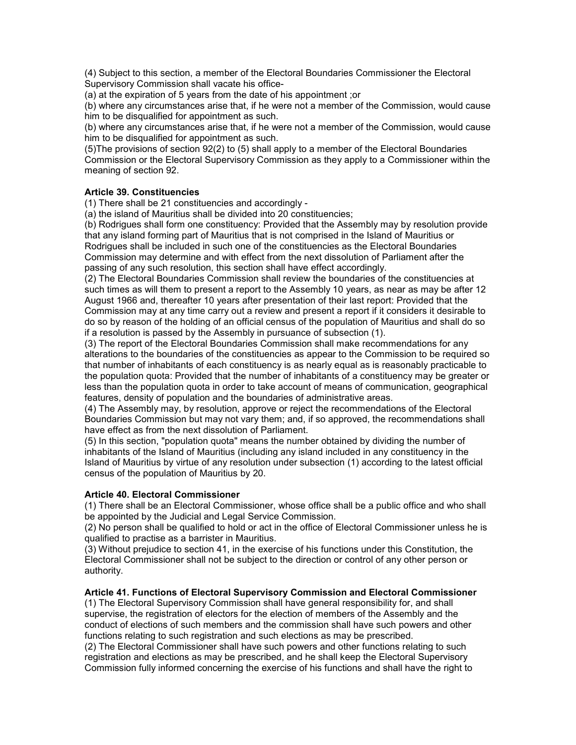(4) Subject to this section, a member of the Electoral Boundaries Commissioner the Electoral Supervisory Commission shall vacate his office-

(a) at the expiration of 5 years from the date of his appointment ;or

(b) where any circumstances arise that, if he were not a member of the Commission, would cause him to be disqualified for appointment as such.

(b) where any circumstances arise that, if he were not a member of the Commission, would cause him to be disqualified for appointment as such.

(5)The provisions of section 92(2) to (5) shall apply to a member of the Electoral Boundaries Commission or the Electoral Supervisory Commission as they apply to a Commissioner within the meaning of section 92.

**Article 39. Constituencies**

(1) There shall be 21 constituencies and accordingly -

(a) the island of Mauritius shall be divided into 20 constituencies;

(b) Rodrigues shall form one constituency: Provided that the Assembly may by resolution provide that any island forming part of Mauritius that is not comprised in the Island of Mauritius or Rodrigues shall be included in such one of the constituencies as the Electoral Boundaries Commission may determine and with effect from the next dissolution of Parliament after the passing of any such resolution, this section shall have effect accordingly.

(2) The Electoral Boundaries Commission shall review the boundaries of the constituencies at such times as will them to present a report to the Assembly 10 years, as near as may be after 12 August 1966 and, thereafter 10 years after presentation of their last report: Provided that the Commission may at any time carry out a review and present a report if it considers it desirable to do so by reason of the holding of an official census of the population of Mauritius and shall do so if a resolution is passed by the Assembly in pursuance of subsection (1).

(3) The report of the Electoral Boundaries Commission shall make recommendations for any alterations to the boundaries of the constituencies as appear to the Commission to be required so that number of inhabitants of each constituency is as nearly equal as is reasonably practicable to the population quota: Provided that the number of inhabitants of a constituency may be greater or less than the population quota in order to take account of means of communication, geographical features, density of population and the boundaries of administrative areas.

(4) The Assembly may, by resolution, approve or reject the recommendations of the Electoral Boundaries Commission but may not vary them; and, if so approved, the recommendations shall have effect as from the next dissolution of Parliament.

(5) In this section, "population quota" means the number obtained by dividing the number of inhabitants of the Island of Mauritius (including any island included in any constituency in the Island of Mauritius by virtue of any resolution under subsection (1) according to the latest official census of the population of Mauritius by 20.

**Article 40. Electoral Commissioner**

(1) There shall be an Electoral Commissioner, whose office shall be a public office and who shall be appointed by the Judicial and Legal Service Commission.

(2) No person shall be qualified to hold or act in the office of Electoral Commissioner unless he is qualified to practise as a barrister in Mauritius.

(3) Without prejudice to section 41, in the exercise of his functions under this Constitution, the Electoral Commissioner shall not be subject to the direction or control of any other person or authority.

**Article 41. Functions of Electoral Supervisory Commission and Electoral Commissioner**

(1) The Electoral Supervisory Commission shall have general responsibility for, and shall supervise, the registration of electors for the election of members of the Assembly and the conduct of elections of such members and the commission shall have such powers and other functions relating to such registration and such elections as may be prescribed.

(2) The Electoral Commissioner shall have such powers and other functions relating to such registration and elections as may be prescribed, and he shall keep the Electoral Supervisory Commission fully informed concerning the exercise of his functions and shall have the right to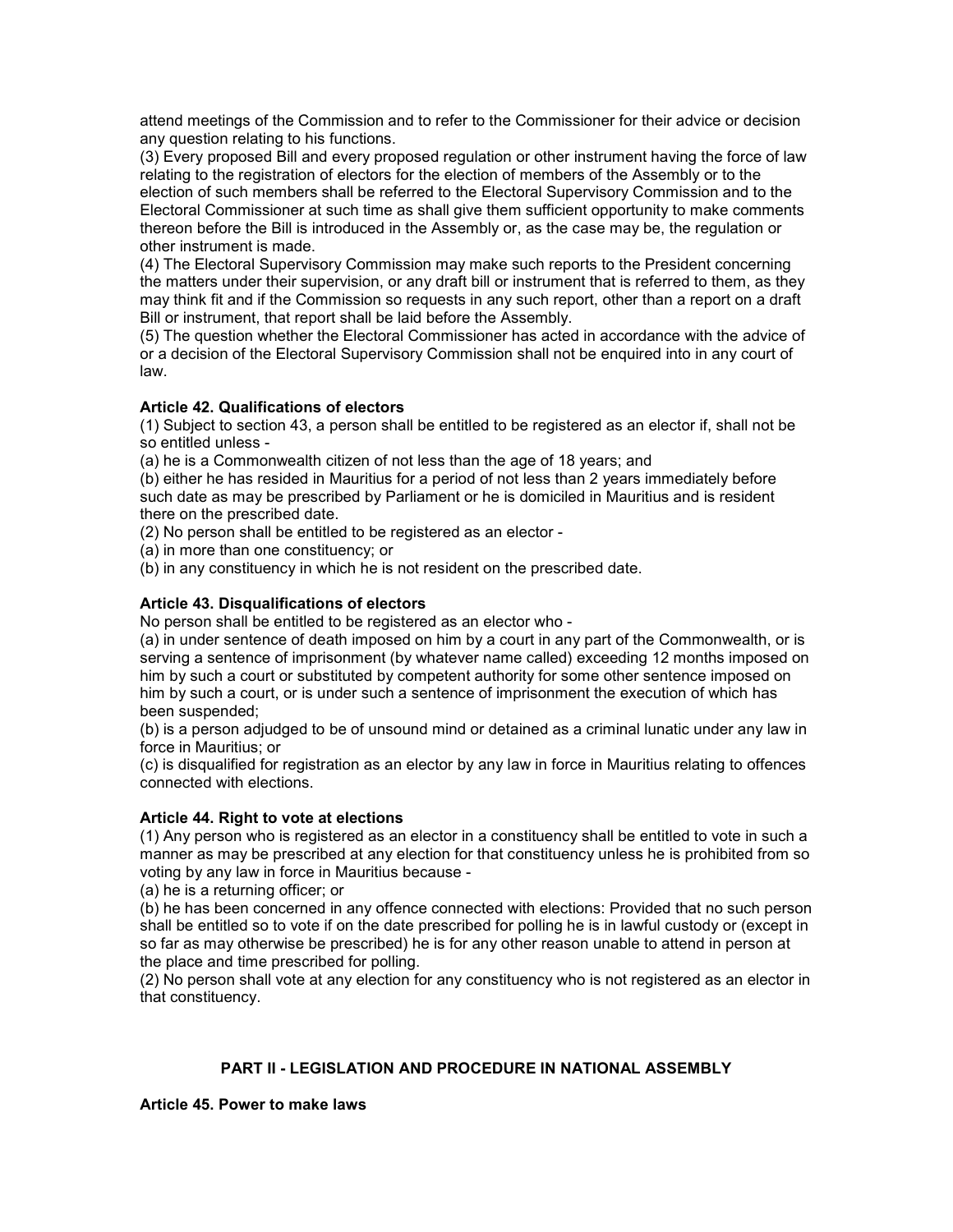attend meetings of the Commission and to refer to the Commissioner for their advice or decision any question relating to his functions.

(3) Every proposed Bill and every proposed regulation or other instrument having the force of law relating to the registration of electors for the election of members of the Assembly or to the election of such members shall be referred to the Electoral Supervisory Commission and to the Electoral Commissioner at such time as shall give them sufficient opportunity to make comments thereon before the Bill is introduced in the Assembly or, as the case may be, the regulation or other instrument is made.

(4) The Electoral Supervisory Commission may make such reports to the President concerning the matters under their supervision, or any draft bill or instrument that is referred to them, as they may think fit and if the Commission so requests in any such report, other than a report on a draft Bill or instrument, that report shall be laid before the Assembly.

(5) The question whether the Electoral Commissioner has acted in accordance with the advice of or a decision of the Electoral Supervisory Commission shall not be enquired into in any court of law.

**Article 42. Qualifications of electors**

(1) Subject to section 43, a person shall be entitled to be registered as an elector if, shall not be so entitled unless -

(a) he is a Commonwealth citizen of not less than the age of 18 years; and

(b) either he has resided in Mauritius for a period of not less than 2 years immediately before such date as may be prescribed by Parliament or he is domiciled in Mauritius and is resident there on the prescribed date.

(2) No person shall be entitled to be registered as an elector -

(a) in more than one constituency; or

(b) in any constituency in which he is not resident on the prescribed date.

**Article 43. Disqualifications of electors**

No person shall be entitled to be registered as an elector who -

(a) in under sentence of death imposed on him by a court in any part of the Commonwealth, or is serving a sentence of imprisonment (by whatever name called) exceeding 12 months imposed on him by such a court or substituted by competent authority for some other sentence imposed on him by such a court, or is under such a sentence of imprisonment the execution of which has been suspended;

(b) is a person adjudged to be of unsound mind or detained as a criminal lunatic under any law in force in Mauritius; or

(c) is disqualified for registration as an elector by any law in force in Mauritius relating to offences connected with elections.

**Article 44. Right to vote at elections**

(1) Any person who is registered as an elector in a constituency shall be entitled to vote in such a manner as may be prescribed at any election for that constituency unless he is prohibited from so voting by any law in force in Mauritius because -

(a) he is a returning officer; or

(b) he has been concerned in any offence connected with elections: Provided that no such person shall be entitled so to vote if on the date prescribed for polling he is in lawful custody or (except in so far as may otherwise be prescribed) he is for any other reason unable to attend in person at the place and time prescribed for polling.

(2) No person shall vote at any election for any constituency who is not registered as an elector in that constituency.

## PART II - LEGISLATION AND PROCEDURE IN NATIONAL ASSEMBLY

**Article 45. Power to make laws**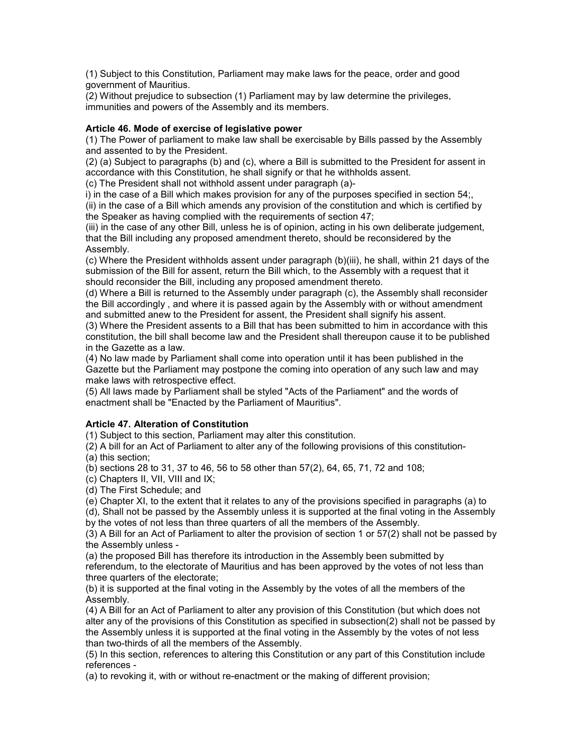(1) Subject to this Constitution, Parliament may make laws for the peace, order and good government of Mauritius.
(2) Without prejudice to subsection (1) Parliament may by law determine the privileges, immunities and powers of the Assembly and its members.

**Article 46. Mode of exercise of legislative power**

(1) The Power of parliament to make law shall be exercisable by Bills passed by the Assembly and assented to by the President.
(2) (a) Subject to paragraphs (b) and (c), where a Bill is submitted to the President for assent in accordance with this Constitution, he shall signify or that he withholds assent.
(c) The President shall not withhold assent under paragraph (a)-
i) in the case of a Bill which makes provision for any of the purposes specified in section 54;,
(ii) in the case of a Bill which amends any provision of the constitution and which is certified by the Speaker as having complied with the requirements of section 47;
(iii) in the case of any other Bill, unless he is of opinion, acting in his own deliberate judgement, that the Bill including any proposed amendment thereto, should be reconsidered by the Assembly.
(c) Where the President withholds assent under paragraph (b)(iii), he shall, within 21 days of the submission of the Bill for assent, return the Bill which, to the Assembly with a request that it should reconsider the Bill, including any proposed amendment thereto.
(d) Where a Bill is returned to the Assembly under paragraph (c), the Assembly shall reconsider the Bill accordingly , and where it is passed again by the Assembly with or without amendment and submitted anew to the President for assent, the President shall signify his assent.
(3) Where the President assents to a Bill that has been submitted to him in accordance with this constitution, the bill shall become law and the President shall thereupon cause it to be published in the Gazette as a law.
(4) No law made by Parliament shall come into operation until it has been published in the Gazette but the Parliament may postpone the coming into operation of any such law and may make laws with retrospective effect.
(5) All laws made by Parliament shall be styled "Acts of the Parliament" and the words of enactment shall be "Enacted by the Parliament of Mauritius".

**Article 47. Alteration of Constitution**

(1) Subject to this section, Parliament may alter this constitution.
(2) A bill for an Act of Parliament to alter any of the following provisions of this constitution-
(a) this section;
(b) sections 28 to 31, 37 to 46, 56 to 58 other than 57(2), 64, 65, 71, 72 and 108;
(c) Chapters II, VII, VIII and IX;
(d) The First Schedule; and
(e) Chapter XI, to the extent that it relates to any of the provisions specified in paragraphs (a) to (d), Shall not be passed by the Assembly unless it is supported at the final voting in the Assembly by the votes of not less than three quarters of all the members of the Assembly.
(3) A Bill for an Act of Parliament to alter the provision of section 1 or 57(2) shall not be passed by the Assembly unless -
(a) the proposed Bill has therefore its introduction in the Assembly been submitted by referendum, to the electorate of Mauritius and has been approved by the votes of not less than three quarters of the electorate;
(b) it is supported at the final voting in the Assembly by the votes of all the members of the Assembly.
(4) A Bill for an Act of Parliament to alter any provision of this Constitution (but which does not alter any of the provisions of this Constitution as specified in subsection(2) shall not be passed by the Assembly unless it is supported at the final voting in the Assembly by the votes of not less than two-thirds of all the members of the Assembly.
(5) In this section, references to altering this Constitution or any part of this Constitution include references -
(a) to revoking it, with or without re-enactment or the making of different provision;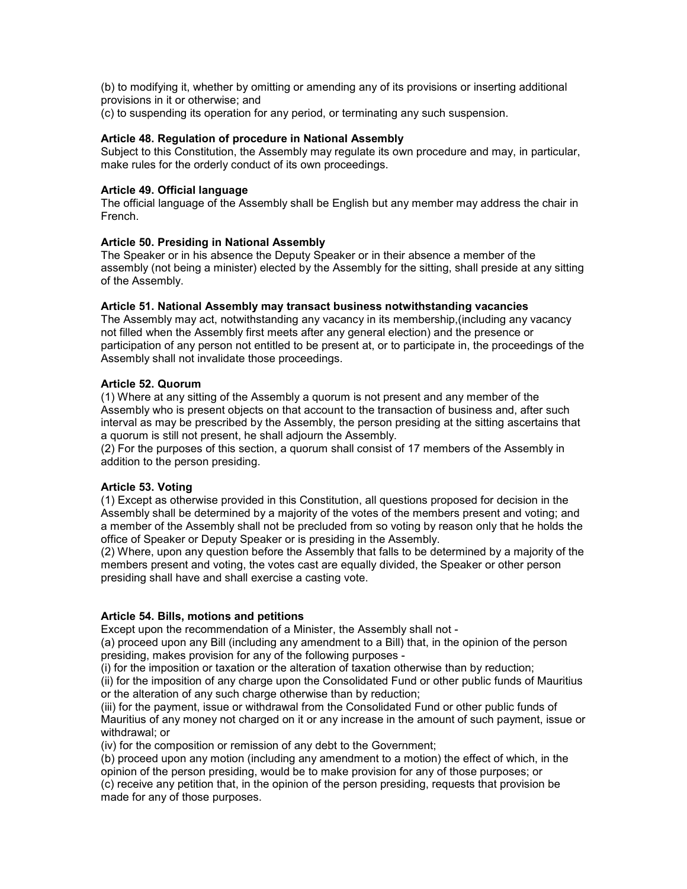(b) to modifying it, whether by omitting or amending any of its provisions or inserting additional provisions in it or otherwise; and

(c) to suspending its operation for any period, or terminating any such suspension.

**Article 48. Regulation of procedure in National Assembly**

Subject to this Constitution, the Assembly may regulate its own procedure and may, in particular, make rules for the orderly conduct of its own proceedings.

**Article 49. Official language**

The official language of the Assembly shall be English but any member may address the chair in French.

**Article 50. Presiding in National Assembly**

The Speaker or in his absence the Deputy Speaker or in their absence a member of the assembly (not being a minister) elected by the Assembly for the sitting, shall preside at any sitting of the Assembly.

**Article 51. National Assembly may transact business notwithstanding vacancies**

The Assembly may act, notwithstanding any vacancy in its membership,(including any vacancy not filled when the Assembly first meets after any general election) and the presence or participation of any person not entitled to be present at, or to participate in, the proceedings of the Assembly shall not invalidate those proceedings.

**Article 52. Quorum**

(1) Where at any sitting of the Assembly a quorum is not present and any member of the Assembly who is present objects on that account to the transaction of business and, after such interval as may be prescribed by the Assembly, the person presiding at the sitting ascertains that a quorum is still not present, he shall adjourn the Assembly.

(2) For the purposes of this section, a quorum shall consist of 17 members of the Assembly in addition to the person presiding.

**Article 53. Voting**

(1) Except as otherwise provided in this Constitution, all questions proposed for decision in the Assembly shall be determined by a majority of the votes of the members present and voting; and a member of the Assembly shall not be precluded from so voting by reason only that he holds the office of Speaker or Deputy Speaker or is presiding in the Assembly.

(2) Where, upon any question before the Assembly that falls to be determined by a majority of the members present and voting, the votes cast are equally divided, the Speaker or other person presiding shall have and shall exercise a casting vote.

**Article 54. Bills, motions and petitions**

Except upon the recommendation of a Minister, the Assembly shall not -

(a) proceed upon any Bill (including any amendment to a Bill) that, in the opinion of the person presiding, makes provision for any of the following purposes -

(i) for the imposition or taxation or the alteration of taxation otherwise than by reduction;

(ii) for the imposition of any charge upon the Consolidated Fund or other public funds of Mauritius or the alteration of any such charge otherwise than by reduction;

(iii) for the payment, issue or withdrawal from the Consolidated Fund or other public funds of Mauritius of any money not charged on it or any increase in the amount of such payment, issue or withdrawal; or

(iv) for the composition or remission of any debt to the Government;

(b) proceed upon any motion (including any amendment to a motion) the effect of which, in the opinion of the person presiding, would be to make provision for any of those purposes; or

(c) receive any petition that, in the opinion of the person presiding, requests that provision be made for any of those purposes.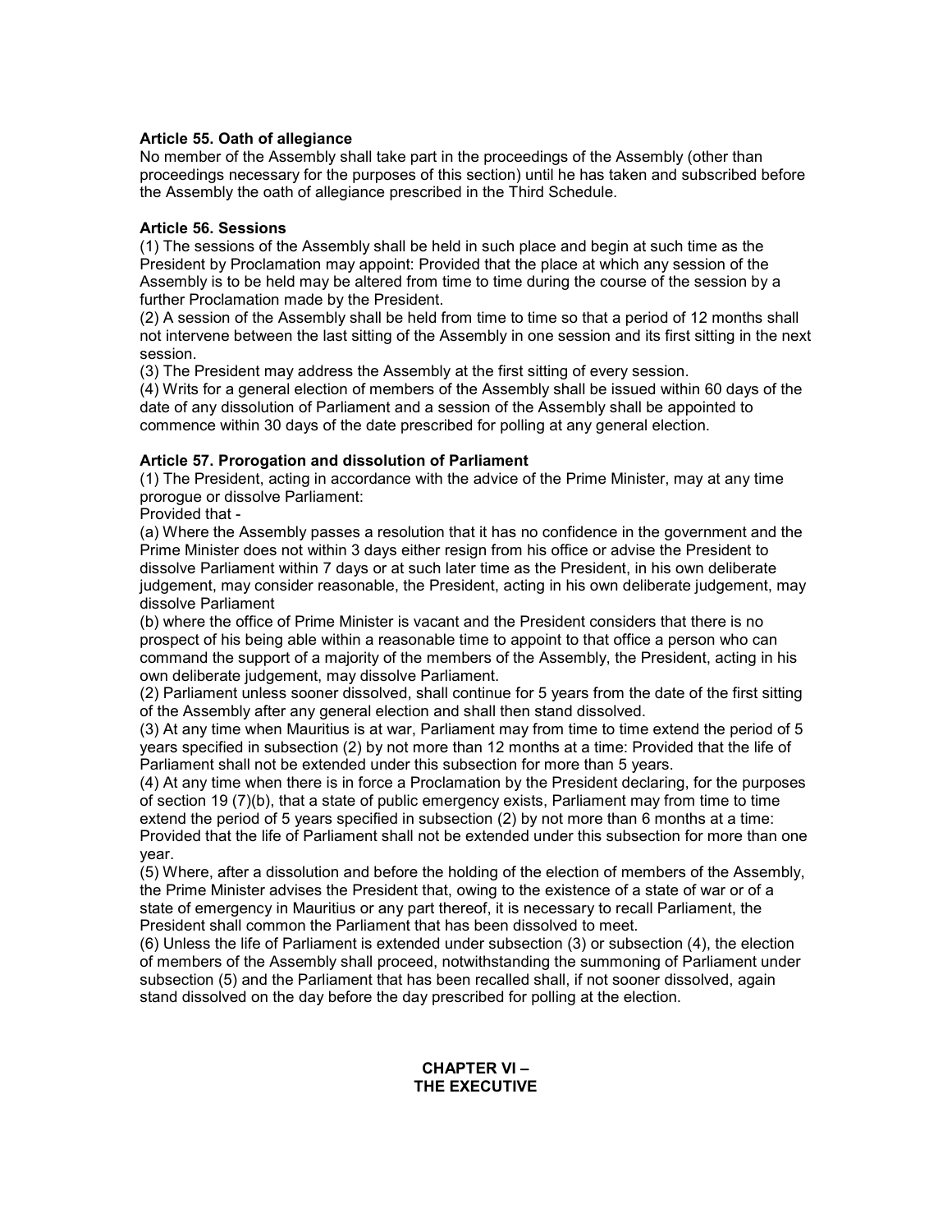**Article 55. Oath of allegiance**

No member of the Assembly shall take part in the proceedings of the Assembly (other than proceedings necessary for the purposes of this section) until he has taken and subscribed before the Assembly the oath of allegiance prescribed in the Third Schedule.

**Article 56. Sessions**

(1) The sessions of the Assembly shall be held in such place and begin at such time as the President by Proclamation may appoint: Provided that the place at which any session of the Assembly is to be held may be altered from time to time during the course of the session by a further Proclamation made by the President.

(2) A session of the Assembly shall be held from time to time so that a period of 12 months shall not intervene between the last sitting of the Assembly in one session and its first sitting in the next session.

(3) The President may address the Assembly at the first sitting of every session.

(4) Writs for a general election of members of the Assembly shall be issued within 60 days of the date of any dissolution of Parliament and a session of the Assembly shall be appointed to commence within 30 days of the date prescribed for polling at any general election.

**Article 57. Prorogation and dissolution of Parliament**

(1) The President, acting in accordance with the advice of the Prime Minister, may at any time prorogue or dissolve Parliament:

Provided that -

(a) Where the Assembly passes a resolution that it has no confidence in the government and the Prime Minister does not within 3 days either resign from his office or advise the President to dissolve Parliament within 7 days or at such later time as the President, in his own deliberate judgement, may consider reasonable, the President, acting in his own deliberate judgement, may dissolve Parliament

(b) where the office of Prime Minister is vacant and the President considers that there is no prospect of his being able within a reasonable time to appoint to that office a person who can command the support of a majority of the members of the Assembly, the President, acting in his own deliberate judgement, may dissolve Parliament.

(2) Parliament unless sooner dissolved, shall continue for 5 years from the date of the first sitting of the Assembly after any general election and shall then stand dissolved.

(3) At any time when Mauritius is at war, Parliament may from time to time extend the period of 5 years specified in subsection (2) by not more than 12 months at a time: Provided that the life of Parliament shall not be extended under this subsection for more than 5 years.

(4) At any time when there is in force a Proclamation by the President declaring, for the purposes of section 19 (7)(b), that a state of public emergency exists, Parliament may from time to time extend the period of 5 years specified in subsection (2) by not more than 6 months at a time: Provided that the life of Parliament shall not be extended under this subsection for more than one year.

(5) Where, after a dissolution and before the holding of the election of members of the Assembly, the Prime Minister advises the President that, owing to the existence of a state of war or of a state of emergency in Mauritius or any part thereof, it is necessary to recall Parliament, the President shall common the Parliament that has been dissolved to meet.

(6) Unless the life of Parliament is extended under subsection (3) or subsection (4), the election of members of the Assembly shall proceed, notwithstanding the summoning of Parliament under subsection (5) and the Parliament that has been recalled shall, if not sooner dissolved, again stand dissolved on the day before the day prescribed for polling at the election.

## CHAPTER VI – THE EXECUTIVE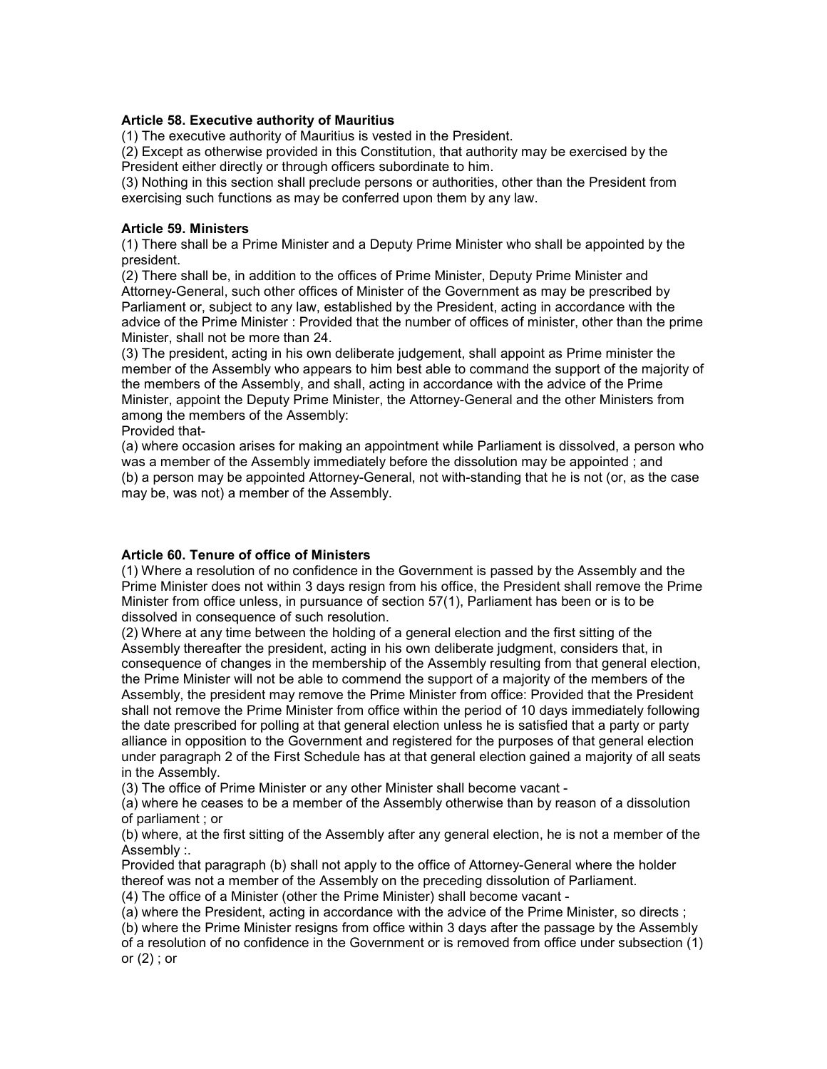**Article 58. Executive authority of Mauritius**

(1) The executive authority of Mauritius is vested in the President.

(2) Except as otherwise provided in this Constitution, that authority may be exercised by the President either directly or through officers subordinate to him.

(3) Nothing in this section shall preclude persons or authorities, other than the President from exercising such functions as may be conferred upon them by any law.

**Article 59. Ministers**

(1) There shall be a Prime Minister and a Deputy Prime Minister who shall be appointed by the president.

(2) There shall be, in addition to the offices of Prime Minister, Deputy Prime Minister and Attorney-General, such other offices of Minister of the Government as may be prescribed by Parliament or, subject to any law, established by the President, acting in accordance with the advice of the Prime Minister : Provided that the number of offices of minister, other than the prime Minister, shall not be more than 24.

(3) The president, acting in his own deliberate judgement, shall appoint as Prime minister the member of the Assembly who appears to him best able to command the support of the majority of the members of the Assembly, and shall, acting in accordance with the advice of the Prime Minister, appoint the Deputy Prime Minister, the Attorney-General and the other Ministers from among the members of the Assembly:

Provided that-

(a) where occasion arises for making an appointment while Parliament is dissolved, a person who was a member of the Assembly immediately before the dissolution may be appointed ; and

(b) a person may be appointed Attorney-General, not with-standing that he is not (or, as the case may be, was not) a member of the Assembly.

**Article 60. Tenure of office of Ministers**

(1) Where a resolution of no confidence in the Government is passed by the Assembly and the Prime Minister does not within 3 days resign from his office, the President shall remove the Prime Minister from office unless, in pursuance of section 57(1), Parliament has been or is to be dissolved in consequence of such resolution.

(2) Where at any time between the holding of a general election and the first sitting of the Assembly thereafter the president, acting in his own deliberate judgment, considers that, in consequence of changes in the membership of the Assembly resulting from that general election, the Prime Minister will not be able to commend the support of a majority of the members of the Assembly, the president may remove the Prime Minister from office: Provided that the President shall not remove the Prime Minister from office within the period of 10 days immediately following the date prescribed for polling at that general election unless he is satisfied that a party or party alliance in opposition to the Government and registered for the purposes of that general election under paragraph 2 of the First Schedule has at that general election gained a majority of all seats in the Assembly.

(3) The office of Prime Minister or any other Minister shall become vacant -

(a) where he ceases to be a member of the Assembly otherwise than by reason of a dissolution of parliament ; or

(b) where, at the first sitting of the Assembly after any general election, he is not a member of the Assembly :.

Provided that paragraph (b) shall not apply to the office of Attorney-General where the holder thereof was not a member of the Assembly on the preceding dissolution of Parliament.

(4) The office of a Minister (other the Prime Minister) shall become vacant -

(a) where the President, acting in accordance with the advice of the Prime Minister, so directs ;

(b) where the Prime Minister resigns from office within 3 days after the passage by the Assembly of a resolution of no confidence in the Government or is removed from office under subsection (1) or (2) ; or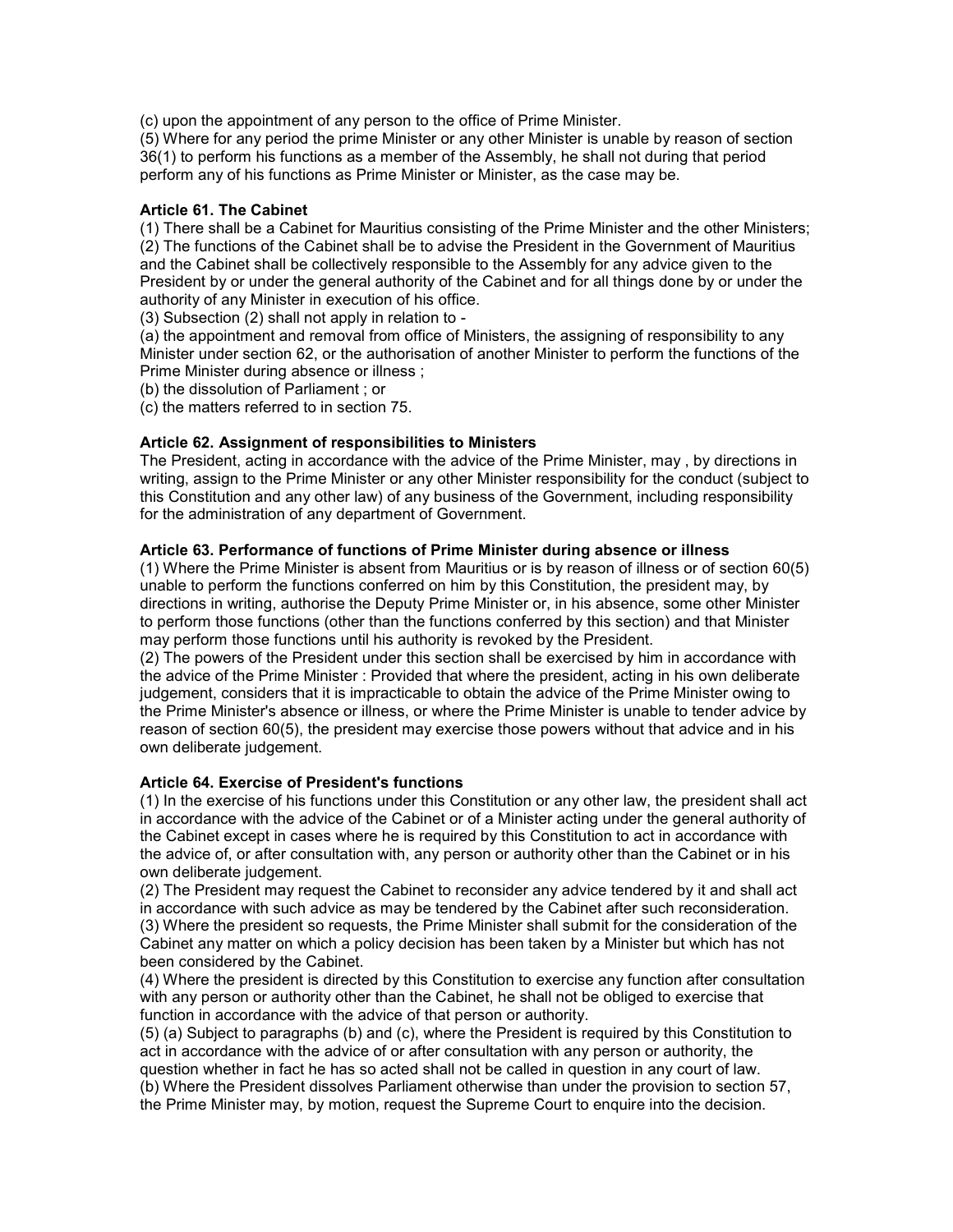(c) upon the appointment of any person to the office of Prime Minister.

(5) Where for any period the prime Minister or any other Minister is unable by reason of section 36(1) to perform his functions as a member of the Assembly, he shall not during that period perform any of his functions as Prime Minister or Minister, as the case may be.

**Article 61. The Cabinet**

(1) There shall be a Cabinet for Mauritius consisting of the Prime Minister and the other Ministers;

(2) The functions of the Cabinet shall be to advise the President in the Government of Mauritius and the Cabinet shall be collectively responsible to the Assembly for any advice given to the President by or under the general authority of the Cabinet and for all things done by or under the authority of any Minister in execution of his office.

(3) Subsection (2) shall not apply in relation to -

(a) the appointment and removal from office of Ministers, the assigning of responsibility to any Minister under section 62, or the authorisation of another Minister to perform the functions of the Prime Minister during absence or illness ;

(b) the dissolution of Parliament ; or

(c) the matters referred to in section 75.

**Article 62. Assignment of responsibilities to Ministers**

The President, acting in accordance with the advice of the Prime Minister, may , by directions in writing, assign to the Prime Minister or any other Minister responsibility for the conduct (subject to this Constitution and any other law) of any business of the Government, including responsibility for the administration of any department of Government.

**Article 63. Performance of functions of Prime Minister during absence or illness**

(1) Where the Prime Minister is absent from Mauritius or is by reason of illness or of section 60(5) unable to perform the functions conferred on him by this Constitution, the president may, by directions in writing, authorise the Deputy Prime Minister or, in his absence, some other Minister to perform those functions (other than the functions conferred by this section) and that Minister may perform those functions until his authority is revoked by the President.

(2) The powers of the President under this section shall be exercised by him in accordance with the advice of the Prime Minister : Provided that where the president, acting in his own deliberate judgement, considers that it is impracticable to obtain the advice of the Prime Minister owing to the Prime Minister's absence or illness, or where the Prime Minister is unable to tender advice by reason of section 60(5), the president may exercise those powers without that advice and in his own deliberate judgement.

**Article 64. Exercise of President's functions**

(1) In the exercise of his functions under this Constitution or any other law, the president shall act in accordance with the advice of the Cabinet or of a Minister acting under the general authority of the Cabinet except in cases where he is required by this Constitution to act in accordance with the advice of, or after consultation with, any person or authority other than the Cabinet or in his own deliberate judgement.

(2) The President may request the Cabinet to reconsider any advice tendered by it and shall act in accordance with such advice as may be tendered by the Cabinet after such reconsideration.

(3) Where the president so requests, the Prime Minister shall submit for the consideration of the Cabinet any matter on which a policy decision has been taken by a Minister but which has not been considered by the Cabinet.

(4) Where the president is directed by this Constitution to exercise any function after consultation with any person or authority other than the Cabinet, he shall not be obliged to exercise that function in accordance with the advice of that person or authority.

(5) (a) Subject to paragraphs (b) and (c), where the President is required by this Constitution to act in accordance with the advice of or after consultation with any person or authority, the question whether in fact he has so acted shall not be called in question in any court of law.

(b) Where the President dissolves Parliament otherwise than under the provision to section 57, the Prime Minister may, by motion, request the Supreme Court to enquire into the decision.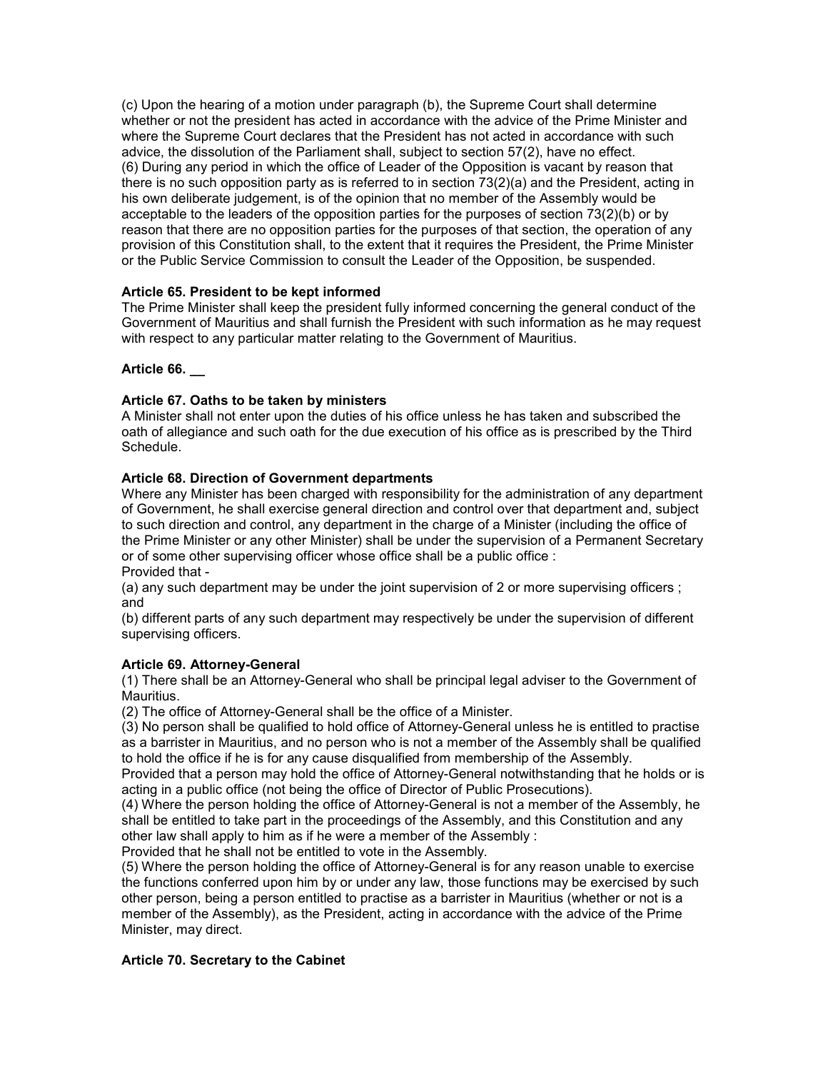(c) Upon the hearing of a motion under paragraph (b), the Supreme Court shall determine whether or not the president has acted in accordance with the advice of the Prime Minister and where the Supreme Court declares that the President has not acted in accordance with such advice, the dissolution of the Parliament shall, subject to section 57(2), have no effect.
(6) During any period in which the office of Leader of the Opposition is vacant by reason that there is no such opposition party as is referred to in section 73(2)(a) and the President, acting in his own deliberate judgement, is of the opinion that no member of the Assembly would be acceptable to the leaders of the opposition parties for the purposes of section 73(2)(b) or by reason that there are no opposition parties for the purposes of that section, the operation of any provision of this Constitution shall, to the extent that it requires the President, the Prime Minister or the Public Service Commission to consult the Leader of the Opposition, be suspended.

**Article 65. President to be kept informed**
The Prime Minister shall keep the president fully informed concerning the general conduct of the Government of Mauritius and shall furnish the President with such information as he may request with respect to any particular matter relating to the Government of Mauritius.

**Article 66. __**

**Article 67. Oaths to be taken by ministers**
A Minister shall not enter upon the duties of his office unless he has taken and subscribed the oath of allegiance and such oath for the due execution of his office as is prescribed by the Third Schedule.

**Article 68. Direction of Government departments**
Where any Minister has been charged with responsibility for the administration of any department of Government, he shall exercise general direction and control over that department and, subject to such direction and control, any department in the charge of a Minister (including the office of the Prime Minister or any other Minister) shall be under the supervision of a Permanent Secretary or of some other supervising officer whose office shall be a public office :
Provided that -
(a) any such department may be under the joint supervision of 2 or more supervising officers ; and
(b) different parts of any such department may respectively be under the supervision of different supervising officers.

**Article 69. Attorney-General**
(1) There shall be an Attorney-General who shall be principal legal adviser to the Government of Mauritius.
(2) The office of Attorney-General shall be the office of a Minister.
(3) No person shall be qualified to hold office of Attorney-General unless he is entitled to practise as a barrister in Mauritius, and no person who is not a member of the Assembly shall be qualified to hold the office if he is for any cause disqualified from membership of the Assembly.
Provided that a person may hold the office of Attorney-General notwithstanding that he holds or is acting in a public office (not being the office of Director of Public Prosecutions).
(4) Where the person holding the office of Attorney-General is not a member of the Assembly, he shall be entitled to take part in the proceedings of the Assembly, and this Constitution and any other law shall apply to him as if he were a member of the Assembly :
Provided that he shall not be entitled to vote in the Assembly.
(5) Where the person holding the office of Attorney-General is for any reason unable to exercise the functions conferred upon him by or under any law, those functions may be exercised by such other person, being a person entitled to practise as a barrister in Mauritius (whether or not is a member of the Assembly), as the President, acting in accordance with the advice of the Prime Minister, may direct.

**Article 70. Secretary to the Cabinet**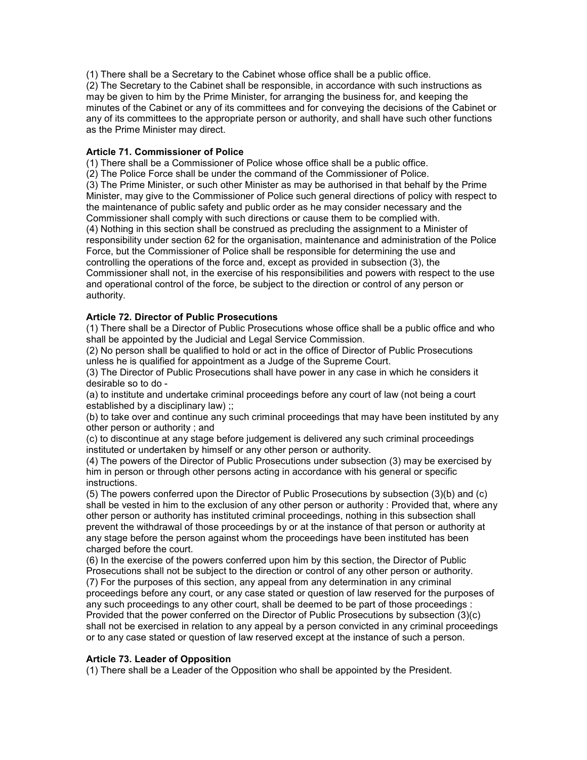(1) There shall be a Secretary to the Cabinet whose office shall be a public office.
(2) The Secretary to the Cabinet shall be responsible, in accordance with such instructions as may be given to him by the Prime Minister, for arranging the business for, and keeping the minutes of the Cabinet or any of its committees and for conveying the decisions of the Cabinet or any of its committees to the appropriate person or authority, and shall have such other functions as the Prime Minister may direct.

**Article 71. Commissioner of Police**

(1) There shall be a Commissioner of Police whose office shall be a public office.
(2) The Police Force shall be under the command of the Commissioner of Police.
(3) The Prime Minister, or such other Minister as may be authorised in that behalf by the Prime Minister, may give to the Commissioner of Police such general directions of policy with respect to the maintenance of public safety and public order as he may consider necessary and the Commissioner shall comply with such directions or cause them to be complied with.
(4) Nothing in this section shall be construed as precluding the assignment to a Minister of responsibility under section 62 for the organisation, maintenance and administration of the Police Force, but the Commissioner of Police shall be responsible for determining the use and controlling the operations of the force and, except as provided in subsection (3), the Commissioner shall not, in the exercise of his responsibilities and powers with respect to the use and operational control of the force, be subject to the direction or control of any person or authority.

**Article 72. Director of Public Prosecutions**

(1) There shall be a Director of Public Prosecutions whose office shall be a public office and who shall be appointed by the Judicial and Legal Service Commission.
(2) No person shall be qualified to hold or act in the office of Director of Public Prosecutions unless he is qualified for appointment as a Judge of the Supreme Court.
(3) The Director of Public Prosecutions shall have power in any case in which he considers it desirable so to do -
(a) to institute and undertake criminal proceedings before any court of law (not being a court established by a disciplinary law) ;;
(b) to take over and continue any such criminal proceedings that may have been instituted by any other person or authority ; and
(c) to discontinue at any stage before judgement is delivered any such criminal proceedings instituted or undertaken by himself or any other person or authority.
(4) The powers of the Director of Public Prosecutions under subsection (3) may be exercised by him in person or through other persons acting in accordance with his general or specific instructions.
(5) The powers conferred upon the Director of Public Prosecutions by subsection (3)(b) and (c) shall be vested in him to the exclusion of any other person or authority : Provided that, where any other person or authority has instituted criminal proceedings, nothing in this subsection shall prevent the withdrawal of those proceedings by or at the instance of that person or authority at any stage before the person against whom the proceedings have been instituted has been charged before the court.
(6) In the exercise of the powers conferred upon him by this section, the Director of Public Prosecutions shall not be subject to the direction or control of any other person or authority.
(7) For the purposes of this section, any appeal from any determination in any criminal proceedings before any court, or any case stated or question of law reserved for the purposes of any such proceedings to any other court, shall be deemed to be part of those proceedings : Provided that the power conferred on the Director of Public Prosecutions by subsection (3)(c) shall not be exercised in relation to any appeal by a person convicted in any criminal proceedings or to any case stated or question of law reserved except at the instance of such a person.

**Article 73. Leader of Opposition**

(1) There shall be a Leader of the Opposition who shall be appointed by the President.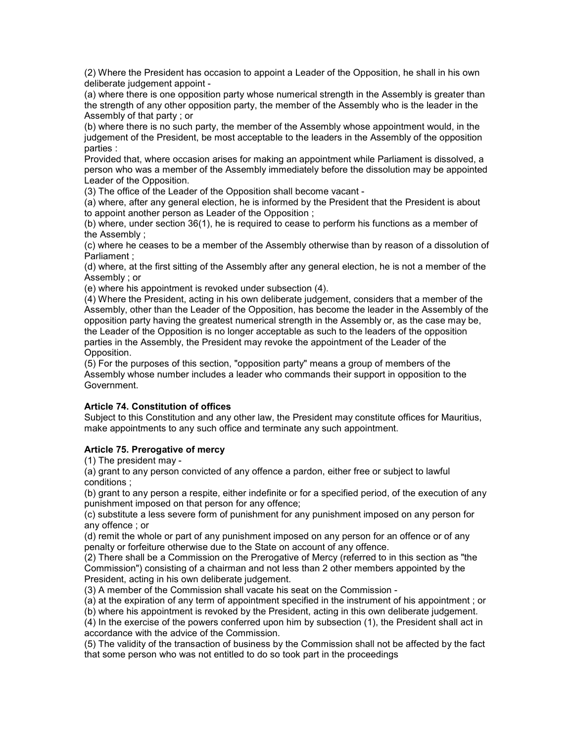(2) Where the President has occasion to appoint a Leader of the Opposition, he shall in his own deliberate judgement appoint -

(a) where there is one opposition party whose numerical strength in the Assembly is greater than the strength of any other opposition party, the member of the Assembly who is the leader in the Assembly of that party ; or

(b) where there is no such party, the member of the Assembly whose appointment would, in the judgement of the President, be most acceptable to the leaders in the Assembly of the opposition parties :

Provided that, where occasion arises for making an appointment while Parliament is dissolved, a person who was a member of the Assembly immediately before the dissolution may be appointed Leader of the Opposition.

(3) The office of the Leader of the Opposition shall become vacant -

(a) where, after any general election, he is informed by the President that the President is about to appoint another person as Leader of the Opposition ;

(b) where, under section 36(1), he is required to cease to perform his functions as a member of the Assembly ;

(c) where he ceases to be a member of the Assembly otherwise than by reason of a dissolution of Parliament ;

(d) where, at the first sitting of the Assembly after any general election, he is not a member of the Assembly ; or

(e) where his appointment is revoked under subsection (4).

(4) Where the President, acting in his own deliberate judgement, considers that a member of the Assembly, other than the Leader of the Opposition, has become the leader in the Assembly of the opposition party having the greatest numerical strength in the Assembly or, as the case may be, the Leader of the Opposition is no longer acceptable as such to the leaders of the opposition parties in the Assembly, the President may revoke the appointment of the Leader of the Opposition.

(5) For the purposes of this section, "opposition party" means a group of members of the Assembly whose number includes a leader who commands their support in opposition to the Government.

**Article 74. Constitution of offices**

Subject to this Constitution and any other law, the President may constitute offices for Mauritius, make appointments to any such office and terminate any such appointment.

**Article 75. Prerogative of mercy**

(1) The president may -

(a) grant to any person convicted of any offence a pardon, either free or subject to lawful conditions ;

(b) grant to any person a respite, either indefinite or for a specified period, of the execution of any punishment imposed on that person for any offence;

(c) substitute a less severe form of punishment for any punishment imposed on any person for any offence ; or

(d) remit the whole or part of any punishment imposed on any person for an offence or of any penalty or forfeiture otherwise due to the State on account of any offence.

(2) There shall be a Commission on the Prerogative of Mercy (referred to in this section as "the Commission") consisting of a chairman and not less than 2 other members appointed by the President, acting in his own deliberate judgement.

(3) A member of the Commission shall vacate his seat on the Commission -

(a) at the expiration of any term of appointment specified in the instrument of his appointment ; or

(b) where his appointment is revoked by the President, acting in this own deliberate judgement.

(4) In the exercise of the powers conferred upon him by subsection (1), the President shall act in accordance with the advice of the Commission.

(5) The validity of the transaction of business by the Commission shall not be affected by the fact that some person who was not entitled to do so took part in the proceedings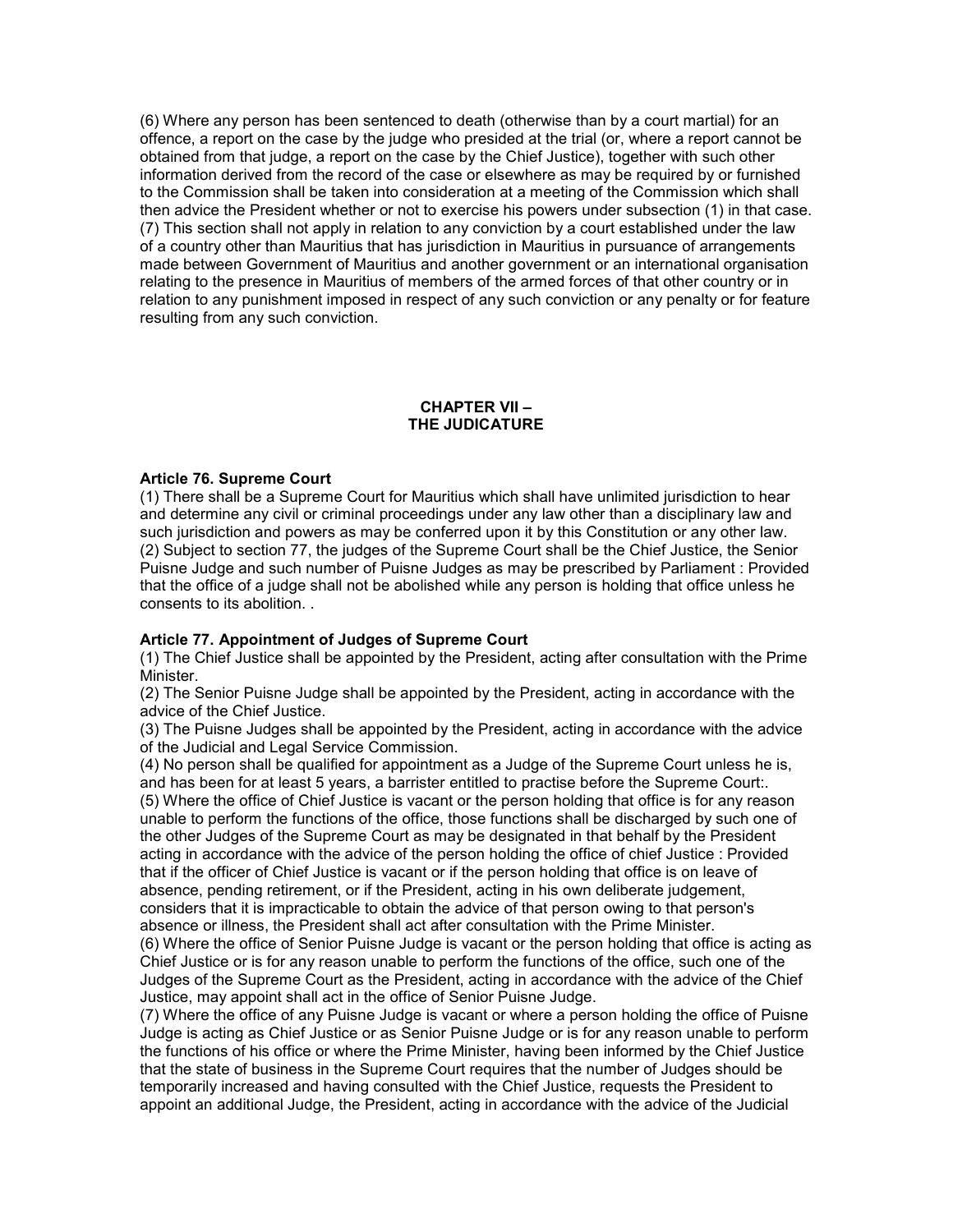(6) Where any person has been sentenced to death (otherwise than by a court martial) for an offence, a report on the case by the judge who presided at the trial (or, where a report cannot be obtained from that judge, a report on the case by the Chief Justice), together with such other information derived from the record of the case or elsewhere as may be required by or furnished to the Commission shall be taken into consideration at a meeting of the Commission which shall then advice the President whether or not to exercise his powers under subsection (1) in that case.
(7) This section shall not apply in relation to any conviction by a court established under the law of a country other than Mauritius that has jurisdiction in Mauritius in pursuance of arrangements made between Government of Mauritius and another government or an international organisation relating to the presence in Mauritius of members of the armed forces of that other country or in relation to any punishment imposed in respect of any such conviction or any penalty or for feature resulting from any such conviction.

## CHAPTER VII – THE JUDICATURE

**Article 76. Supreme Court**

(1) There shall be a Supreme Court for Mauritius which shall have unlimited jurisdiction to hear and determine any civil or criminal proceedings under any law other than a disciplinary law and such jurisdiction and powers as may be conferred upon it by this Constitution or any other law.
(2) Subject to section 77, the judges of the Supreme Court shall be the Chief Justice, the Senior Puisne Judge and such number of Puisne Judges as may be prescribed by Parliament : Provided that the office of a judge shall not be abolished while any person is holding that office unless he consents to its abolition. .

**Article 77. Appointment of Judges of Supreme Court**

(1) The Chief Justice shall be appointed by the President, acting after consultation with the Prime Minister.
(2) The Senior Puisne Judge shall be appointed by the President, acting in accordance with the advice of the Chief Justice.
(3) The Puisne Judges shall be appointed by the President, acting in accordance with the advice of the Judicial and Legal Service Commission.
(4) No person shall be qualified for appointment as a Judge of the Supreme Court unless he is, and has been for at least 5 years, a barrister entitled to practise before the Supreme Court:.
(5) Where the office of Chief Justice is vacant or the person holding that office is for any reason unable to perform the functions of the office, those functions shall be discharged by such one of the other Judges of the Supreme Court as may be designated in that behalf by the President acting in accordance with the advice of the person holding the office of chief Justice : Provided that if the officer of Chief Justice is vacant or if the person holding that office is on leave of absence, pending retirement, or if the President, acting in his own deliberate judgement, considers that it is impracticable to obtain the advice of that person owing to that person's absence or illness, the President shall act after consultation with the Prime Minister.
(6) Where the office of Senior Puisne Judge is vacant or the person holding that office is acting as Chief Justice or is for any reason unable to perform the functions of the office, such one of the Judges of the Supreme Court as the President, acting in accordance with the advice of the Chief Justice, may appoint shall act in the office of Senior Puisne Judge.
(7) Where the office of any Puisne Judge is vacant or where a person holding the office of Puisne Judge is acting as Chief Justice or as Senior Puisne Judge or is for any reason unable to perform the functions of his office or where the Prime Minister, having been informed by the Chief Justice that the state of business in the Supreme Court requires that the number of Judges should be temporarily increased and having consulted with the Chief Justice, requests the President to appoint an additional Judge, the President, acting in accordance with the advice of the Judicial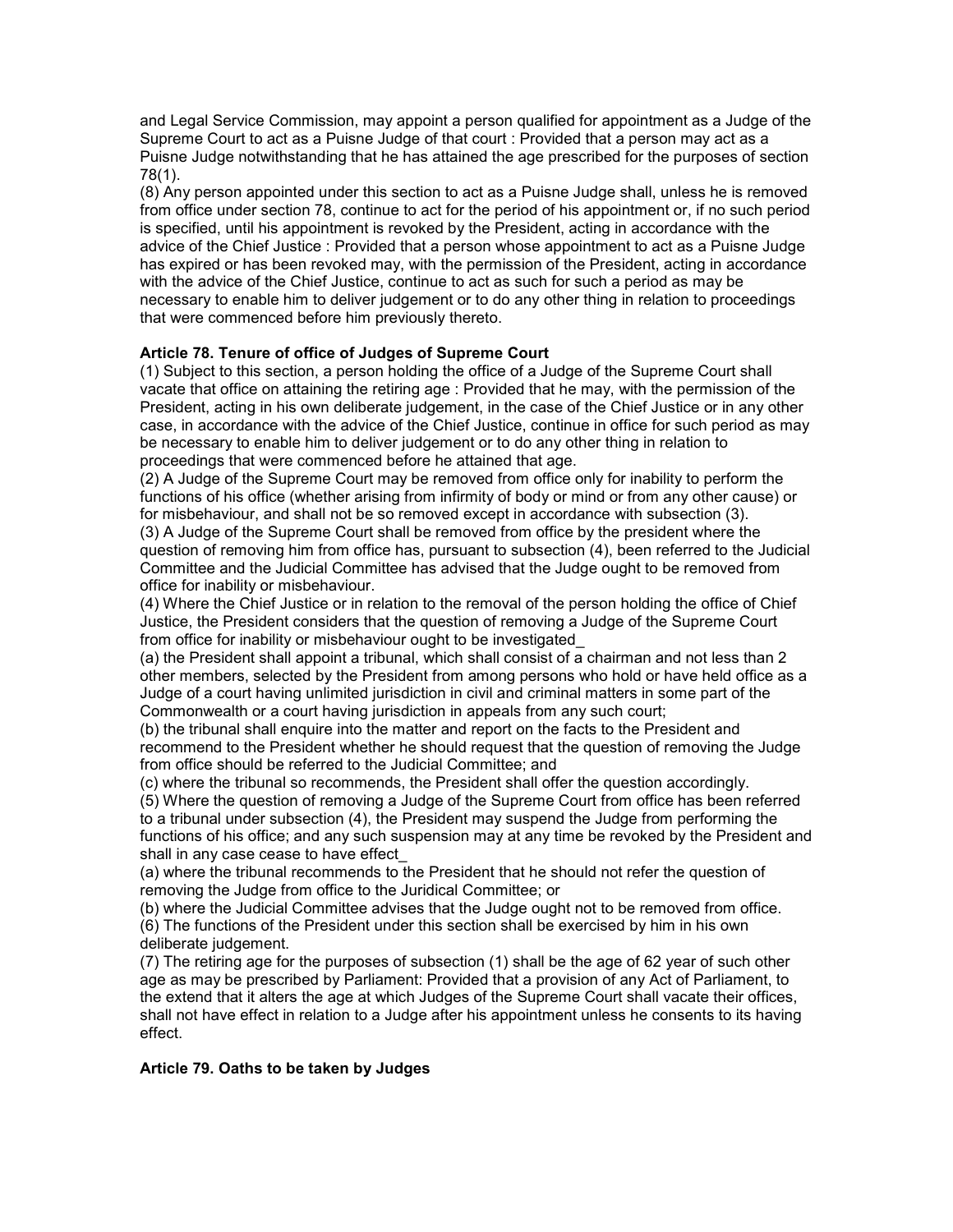and Legal Service Commission, may appoint a person qualified for appointment as a Judge of the Supreme Court to act as a Puisne Judge of that court : Provided that a person may act as a Puisne Judge notwithstanding that he has attained the age prescribed for the purposes of section 78(1).

(8) Any person appointed under this section to act as a Puisne Judge shall, unless he is removed from office under section 78, continue to act for the period of his appointment or, if no such period is specified, until his appointment is revoked by the President, acting in accordance with the advice of the Chief Justice : Provided that a person whose appointment to act as a Puisne Judge has expired or has been revoked may, with the permission of the President, acting in accordance with the advice of the Chief Justice, continue to act as such for such a period as may be necessary to enable him to deliver judgement or to do any other thing in relation to proceedings that were commenced before him previously thereto.

**Article 78. Tenure of office of Judges of Supreme Court**

(1) Subject to this section, a person holding the office of a Judge of the Supreme Court shall vacate that office on attaining the retiring age : Provided that he may, with the permission of the President, acting in his own deliberate judgement, in the case of the Chief Justice or in any other case, in accordance with the advice of the Chief Justice, continue in office for such period as may be necessary to enable him to deliver judgement or to do any other thing in relation to proceedings that were commenced before he attained that age.

(2) A Judge of the Supreme Court may be removed from office only for inability to perform the functions of his office (whether arising from infirmity of body or mind or from any other cause) or for misbehaviour, and shall not be so removed except in accordance with subsection (3).

(3) A Judge of the Supreme Court shall be removed from office by the president where the question of removing him from office has, pursuant to subsection (4), been referred to the Judicial Committee and the Judicial Committee has advised that the Judge ought to be removed from office for inability or misbehaviour.

(4) Where the Chief Justice or in relation to the removal of the person holding the office of Chief Justice, the President considers that the question of removing a Judge of the Supreme Court from office for inability or misbehaviour ought to be investigated_

(a) the President shall appoint a tribunal, which shall consist of a chairman and not less than 2 other members, selected by the President from among persons who hold or have held office as a Judge of a court having unlimited jurisdiction in civil and criminal matters in some part of the Commonwealth or a court having jurisdiction in appeals from any such court;

(b) the tribunal shall enquire into the matter and report on the facts to the President and recommend to the President whether he should request that the question of removing the Judge from office should be referred to the Judicial Committee; and

(c) where the tribunal so recommends, the President shall offer the question accordingly.

(5) Where the question of removing a Judge of the Supreme Court from office has been referred to a tribunal under subsection (4), the President may suspend the Judge from performing the functions of his office; and any such suspension may at any time be revoked by the President and shall in any case cease to have effect_

(a) where the tribunal recommends to the President that he should not refer the question of removing the Judge from office to the Juridical Committee; or

(b) where the Judicial Committee advises that the Judge ought not to be removed from office.

(6) The functions of the President under this section shall be exercised by him in his own deliberate judgement.

(7) The retiring age for the purposes of subsection (1) shall be the age of 62 year of such other age as may be prescribed by Parliament: Provided that a provision of any Act of Parliament, to the extend that it alters the age at which Judges of the Supreme Court shall vacate their offices, shall not have effect in relation to a Judge after his appointment unless he consents to its having effect.

**Article 79. Oaths to be taken by Judges**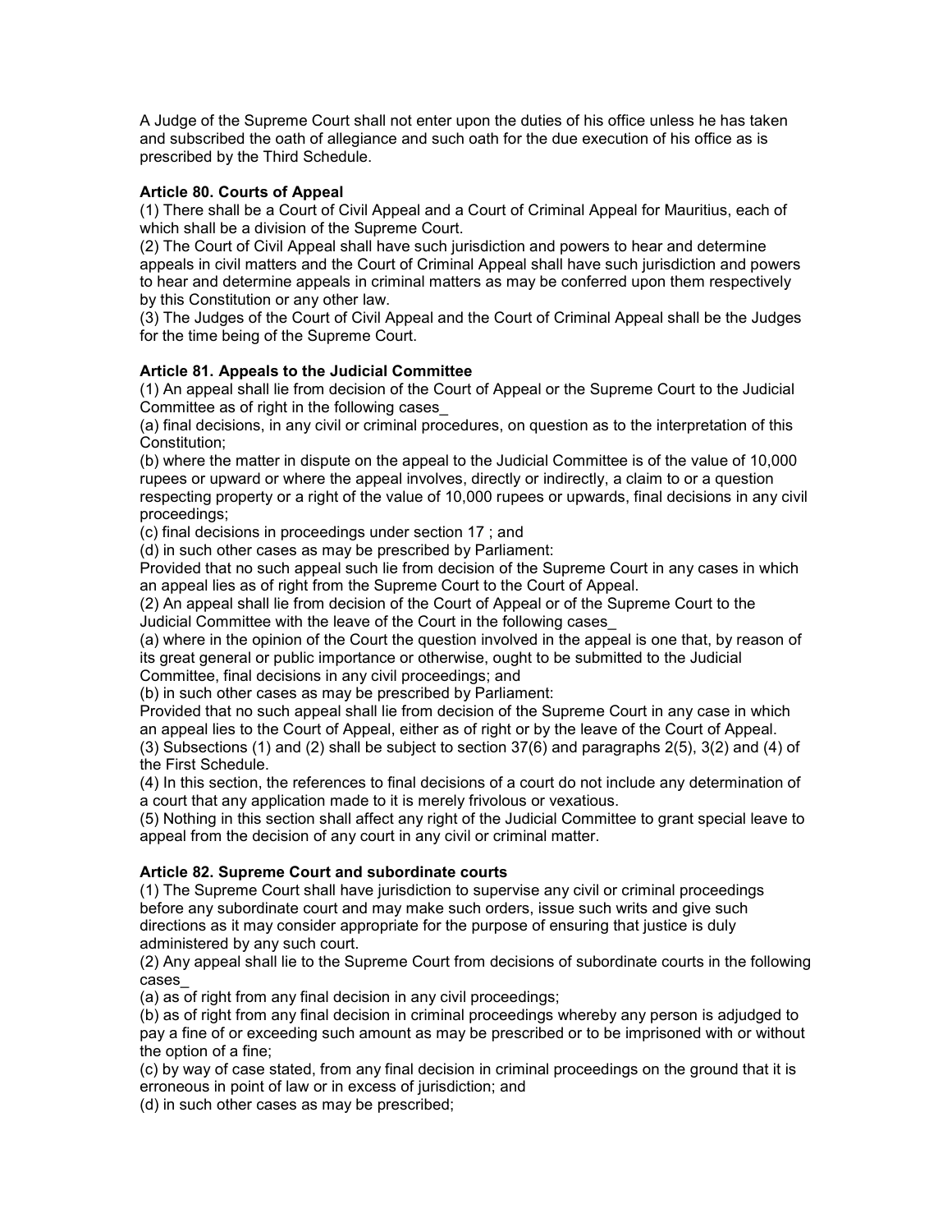A Judge of the Supreme Court shall not enter upon the duties of his office unless he has taken and subscribed the oath of allegiance and such oath for the due execution of his office as is prescribed by the Third Schedule.

**Article 80. Courts of Appeal**

(1) There shall be a Court of Civil Appeal and a Court of Criminal Appeal for Mauritius, each of which shall be a division of the Supreme Court.

(2) The Court of Civil Appeal shall have such jurisdiction and powers to hear and determine appeals in civil matters and the Court of Criminal Appeal shall have such jurisdiction and powers to hear and determine appeals in criminal matters as may be conferred upon them respectively by this Constitution or any other law.

(3) The Judges of the Court of Civil Appeal and the Court of Criminal Appeal shall be the Judges for the time being of the Supreme Court.

**Article 81. Appeals to the Judicial Committee**

(1) An appeal shall lie from decision of the Court of Appeal or the Supreme Court to the Judicial Committee as of right in the following cases_

(a) final decisions, in any civil or criminal procedures, on question as to the interpretation of this Constitution;

(b) where the matter in dispute on the appeal to the Judicial Committee is of the value of 10,000 rupees or upward or where the appeal involves, directly or indirectly, a claim to or a question respecting property or a right of the value of 10,000 rupees or upwards, final decisions in any civil proceedings;

(c) final decisions in proceedings under section 17 ; and

(d) in such other cases as may be prescribed by Parliament:

Provided that no such appeal such lie from decision of the Supreme Court in any cases in which an appeal lies as of right from the Supreme Court to the Court of Appeal.

(2) An appeal shall lie from decision of the Court of Appeal or of the Supreme Court to the Judicial Committee with the leave of the Court in the following cases_

(a) where in the opinion of the Court the question involved in the appeal is one that, by reason of its great general or public importance or otherwise, ought to be submitted to the Judicial Committee, final decisions in any civil proceedings; and

(b) in such other cases as may be prescribed by Parliament:

Provided that no such appeal shall lie from decision of the Supreme Court in any case in which an appeal lies to the Court of Appeal, either as of right or by the leave of the Court of Appeal.

(3) Subsections (1) and (2) shall be subject to section 37(6) and paragraphs 2(5), 3(2) and (4) of the First Schedule.

(4) In this section, the references to final decisions of a court do not include any determination of a court that any application made to it is merely frivolous or vexatious.

(5) Nothing in this section shall affect any right of the Judicial Committee to grant special leave to appeal from the decision of any court in any civil or criminal matter.

**Article 82. Supreme Court and subordinate courts**

(1) The Supreme Court shall have jurisdiction to supervise any civil or criminal proceedings before any subordinate court and may make such orders, issue such writs and give such directions as it may consider appropriate for the purpose of ensuring that justice is duly administered by any such court.

(2) Any appeal shall lie to the Supreme Court from decisions of subordinate courts in the following cases_

(a) as of right from any final decision in any civil proceedings;

(b) as of right from any final decision in criminal proceedings whereby any person is adjudged to pay a fine of or exceeding such amount as may be prescribed or to be imprisoned with or without the option of a fine;

(c) by way of case stated, from any final decision in criminal proceedings on the ground that it is erroneous in point of law or in excess of jurisdiction; and

(d) in such other cases as may be prescribed;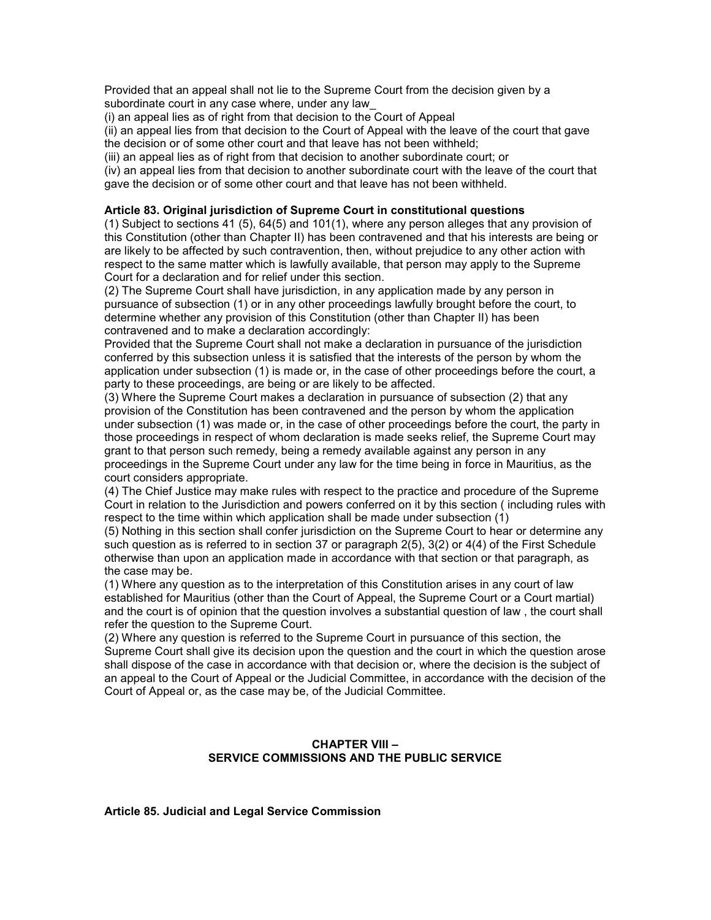Provided that an appeal shall not lie to the Supreme Court from the decision given by a subordinate court in any case where, under any law_

(i) an appeal lies as of right from that decision to the Court of Appeal

(ii) an appeal lies from that decision to the Court of Appeal with the leave of the court that gave the decision or of some other court and that leave has not been withheld;

(iii) an appeal lies as of right from that decision to another subordinate court; or

(iv) an appeal lies from that decision to another subordinate court with the leave of the court that gave the decision or of some other court and that leave has not been withheld.

**Article 83. Original jurisdiction of Supreme Court in constitutional questions**

(1) Subject to sections 41 (5), 64(5) and 101(1), where any person alleges that any provision of this Constitution (other than Chapter II) has been contravened and that his interests are being or are likely to be affected by such contravention, then, without prejudice to any other action with respect to the same matter which is lawfully available, that person may apply to the Supreme Court for a declaration and for relief under this section.

(2) The Supreme Court shall have jurisdiction, in any application made by any person in pursuance of subsection (1) or in any other proceedings lawfully brought before the court, to determine whether any provision of this Constitution (other than Chapter II) has been contravened and to make a declaration accordingly:

Provided that the Supreme Court shall not make a declaration in pursuance of the jurisdiction conferred by this subsection unless it is satisfied that the interests of the person by whom the application under subsection (1) is made or, in the case of other proceedings before the court, a party to these proceedings, are being or are likely to be affected.

(3) Where the Supreme Court makes a declaration in pursuance of subsection (2) that any provision of the Constitution has been contravened and the person by whom the application under subsection (1) was made or, in the case of other proceedings before the court, the party in those proceedings in respect of whom declaration is made seeks relief, the Supreme Court may grant to that person such remedy, being a remedy available against any person in any proceedings in the Supreme Court under any law for the time being in force in Mauritius, as the court considers appropriate.

(4) The Chief Justice may make rules with respect to the practice and procedure of the Supreme Court in relation to the Jurisdiction and powers conferred on it by this section ( including rules with respect to the time within which application shall be made under subsection (1)

(5) Nothing in this section shall confer jurisdiction on the Supreme Court to hear or determine any such question as is referred to in section 37 or paragraph 2(5), 3(2) or 4(4) of the First Schedule otherwise than upon an application made in accordance with that section or that paragraph, as the case may be.

(1) Where any question as to the interpretation of this Constitution arises in any court of law established for Mauritius (other than the Court of Appeal, the Supreme Court or a Court martial) and the court is of opinion that the question involves a substantial question of law , the court shall refer the question to the Supreme Court.

(2) Where any question is referred to the Supreme Court in pursuance of this section, the Supreme Court shall give its decision upon the question and the court in which the question arose shall dispose of the case in accordance with that decision or, where the decision is the subject of an appeal to the Court of Appeal or the Judicial Committee, in accordance with the decision of the Court of Appeal or, as the case may be, of the Judicial Committee.

## CHAPTER VIII – SERVICE COMMISSIONS AND THE PUBLIC SERVICE

**Article 85. Judicial and Legal Service Commission**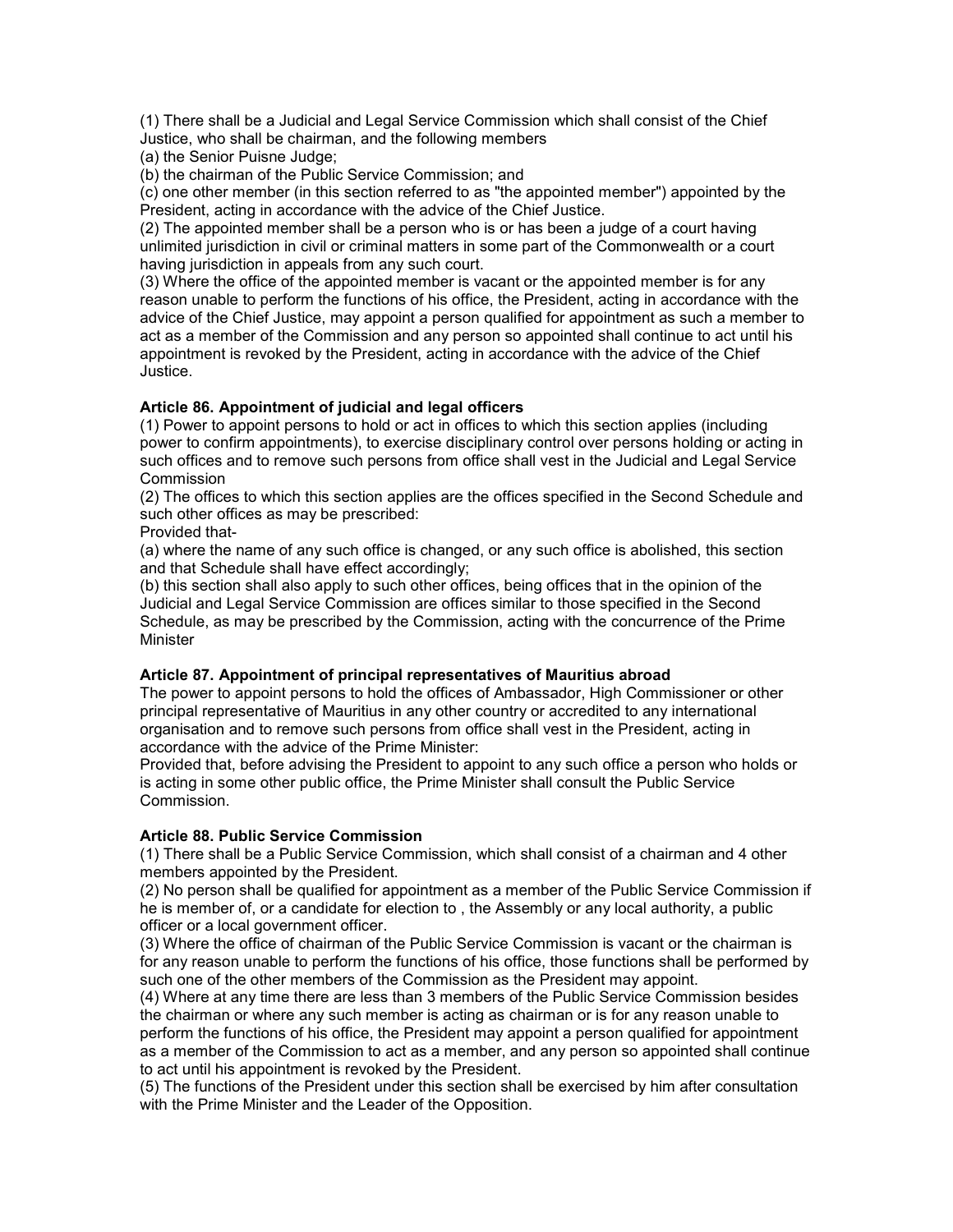(1) There shall be a Judicial and Legal Service Commission which shall consist of the Chief Justice, who shall be chairman, and the following members

(a) the Senior Puisne Judge;

(b) the chairman of the Public Service Commission; and

(c) one other member (in this section referred to as "the appointed member") appointed by the President, acting in accordance with the advice of the Chief Justice.

(2) The appointed member shall be a person who is or has been a judge of a court having unlimited jurisdiction in civil or criminal matters in some part of the Commonwealth or a court having jurisdiction in appeals from any such court.

(3) Where the office of the appointed member is vacant or the appointed member is for any reason unable to perform the functions of his office, the President, acting in accordance with the advice of the Chief Justice, may appoint a person qualified for appointment as such a member to act as a member of the Commission and any person so appointed shall continue to act until his appointment is revoked by the President, acting in accordance with the advice of the Chief Justice.

**Article 86. Appointment of judicial and legal officers**

(1) Power to appoint persons to hold or act in offices to which this section applies (including power to confirm appointments), to exercise disciplinary control over persons holding or acting in such offices and to remove such persons from office shall vest in the Judicial and Legal Service Commission

(2) The offices to which this section applies are the offices specified in the Second Schedule and such other offices as may be prescribed:

Provided that-

(a) where the name of any such office is changed, or any such office is abolished, this section and that Schedule shall have effect accordingly;

(b) this section shall also apply to such other offices, being offices that in the opinion of the Judicial and Legal Service Commission are offices similar to those specified in the Second Schedule, as may be prescribed by the Commission, acting with the concurrence of the Prime Minister

**Article 87. Appointment of principal representatives of Mauritius abroad**

The power to appoint persons to hold the offices of Ambassador, High Commissioner or other principal representative of Mauritius in any other country or accredited to any international organisation and to remove such persons from office shall vest in the President, acting in accordance with the advice of the Prime Minister:

Provided that, before advising the President to appoint to any such office a person who holds or is acting in some other public office, the Prime Minister shall consult the Public Service Commission.

**Article 88. Public Service Commission**

(1) There shall be a Public Service Commission, which shall consist of a chairman and 4 other members appointed by the President.

(2) No person shall be qualified for appointment as a member of the Public Service Commission if he is member of, or a candidate for election to , the Assembly or any local authority, a public officer or a local government officer.

(3) Where the office of chairman of the Public Service Commission is vacant or the chairman is for any reason unable to perform the functions of his office, those functions shall be performed by such one of the other members of the Commission as the President may appoint.

(4) Where at any time there are less than 3 members of the Public Service Commission besides the chairman or where any such member is acting as chairman or is for any reason unable to perform the functions of his office, the President may appoint a person qualified for appointment as a member of the Commission to act as a member, and any person so appointed shall continue to act until his appointment is revoked by the President.

(5) The functions of the President under this section shall be exercised by him after consultation with the Prime Minister and the Leader of the Opposition.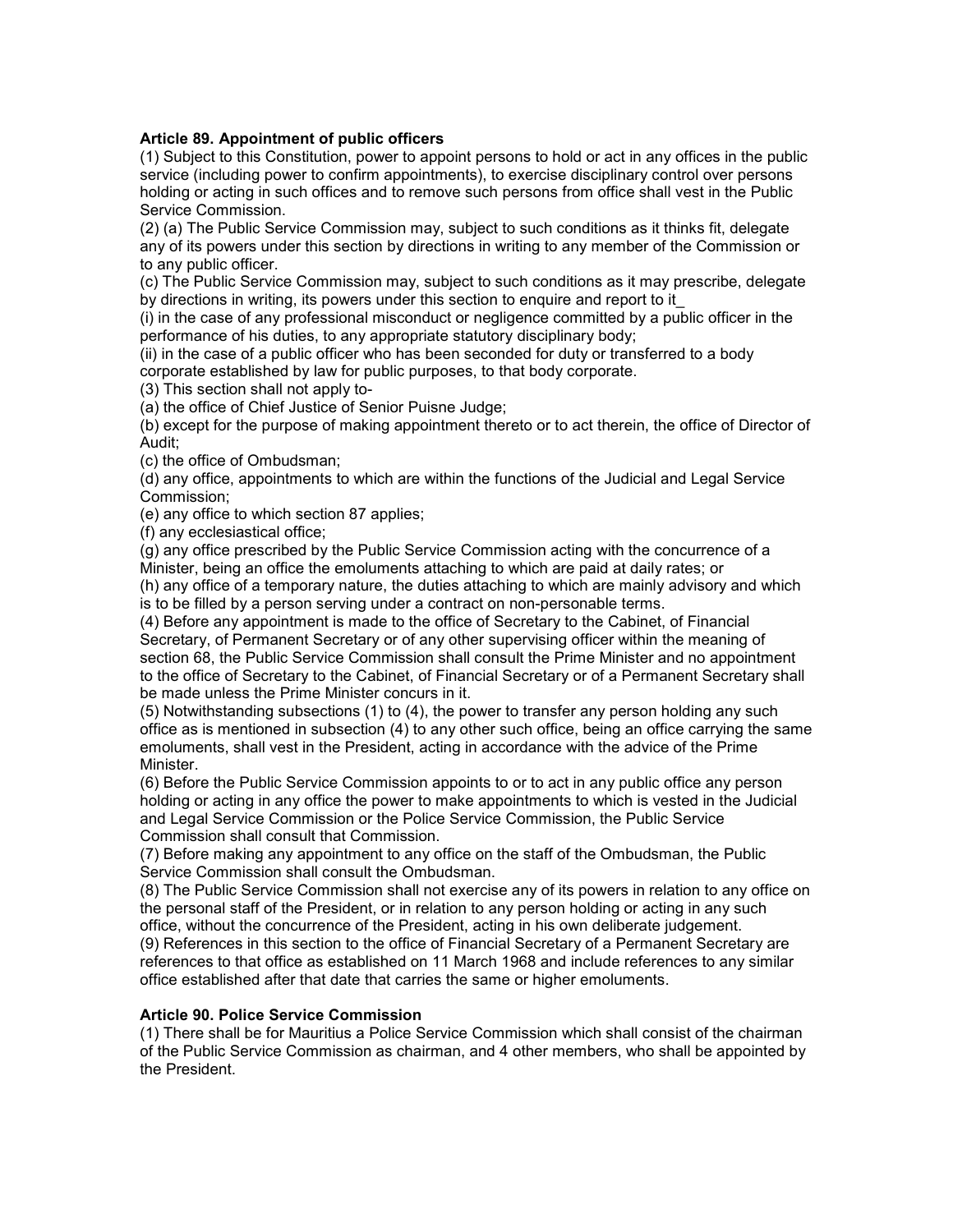**Article 89. Appointment of public officers**

(1) Subject to this Constitution, power to appoint persons to hold or act in any offices in the public service (including power to confirm appointments), to exercise disciplinary control over persons holding or acting in such offices and to remove such persons from office shall vest in the Public Service Commission.

(2) (a) The Public Service Commission may, subject to such conditions as it thinks fit, delegate any of its powers under this section by directions in writing to any member of the Commission or to any public officer.

(c) The Public Service Commission may, subject to such conditions as it may prescribe, delegate by directions in writing, its powers under this section to enquire and report to it_

(i) in the case of any professional misconduct or negligence committed by a public officer in the performance of his duties, to any appropriate statutory disciplinary body;

(ii) in the case of a public officer who has been seconded for duty or transferred to a body corporate established by law for public purposes, to that body corporate.

(3) This section shall not apply to-

(a) the office of Chief Justice of Senior Puisne Judge;

(b) except for the purpose of making appointment thereto or to act therein, the office of Director of Audit;

(c) the office of Ombudsman;

(d) any office, appointments to which are within the functions of the Judicial and Legal Service Commission;

(e) any office to which section 87 applies;

(f) any ecclesiastical office;

(g) any office prescribed by the Public Service Commission acting with the concurrence of a Minister, being an office the emoluments attaching to which are paid at daily rates; or

(h) any office of a temporary nature, the duties attaching to which are mainly advisory and which is to be filled by a person serving under a contract on non-personable terms.

(4) Before any appointment is made to the office of Secretary to the Cabinet, of Financial Secretary, of Permanent Secretary or of any other supervising officer within the meaning of section 68, the Public Service Commission shall consult the Prime Minister and no appointment to the office of Secretary to the Cabinet, of Financial Secretary or of a Permanent Secretary shall be made unless the Prime Minister concurs in it.

(5) Notwithstanding subsections (1) to (4), the power to transfer any person holding any such office as is mentioned in subsection (4) to any other such office, being an office carrying the same emoluments, shall vest in the President, acting in accordance with the advice of the Prime Minister.

(6) Before the Public Service Commission appoints to or to act in any public office any person holding or acting in any office the power to make appointments to which is vested in the Judicial and Legal Service Commission or the Police Service Commission, the Public Service Commission shall consult that Commission.

(7) Before making any appointment to any office on the staff of the Ombudsman, the Public Service Commission shall consult the Ombudsman.

(8) The Public Service Commission shall not exercise any of its powers in relation to any office on the personal staff of the President, or in relation to any person holding or acting in any such office, without the concurrence of the President, acting in his own deliberate judgement.

(9) References in this section to the office of Financial Secretary of a Permanent Secretary are references to that office as established on 11 March 1968 and include references to any similar office established after that date that carries the same or higher emoluments.

**Article 90. Police Service Commission**

(1) There shall be for Mauritius a Police Service Commission which shall consist of the chairman of the Public Service Commission as chairman, and 4 other members, who shall be appointed by the President.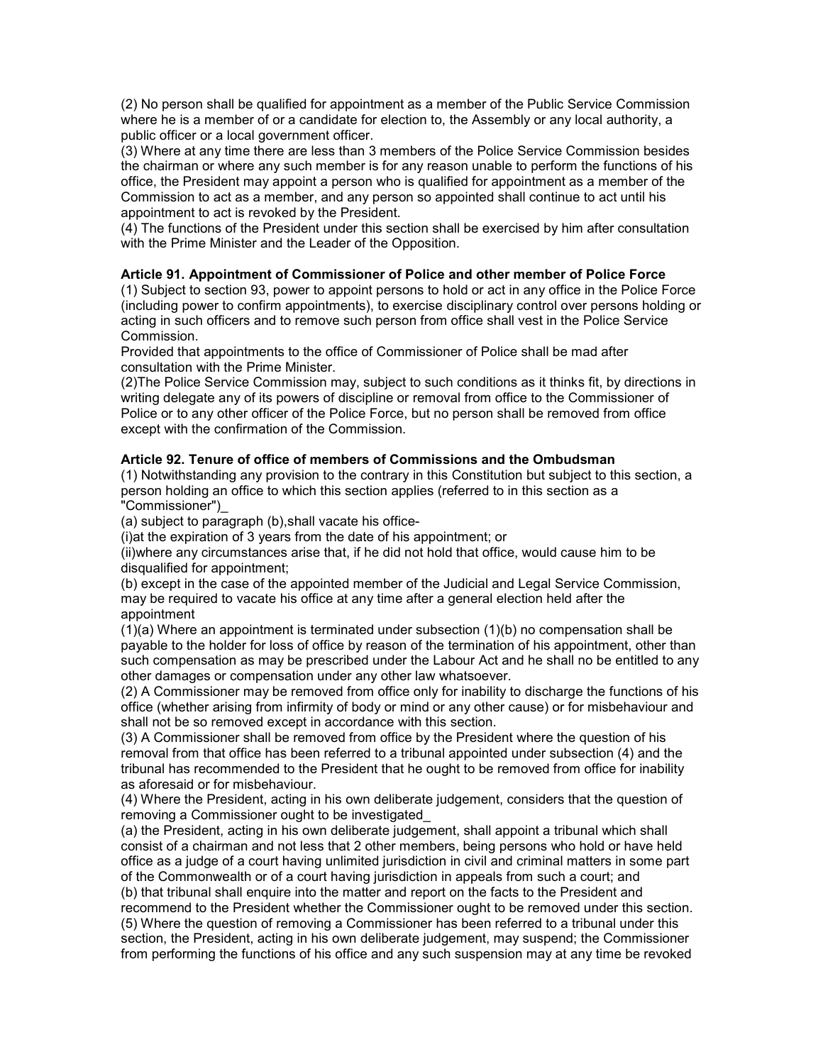(2) No person shall be qualified for appointment as a member of the Public Service Commission where he is a member of or a candidate for election to, the Assembly or any local authority, a public officer or a local government officer.
(3) Where at any time there are less than 3 members of the Police Service Commission besides the chairman or where any such member is for any reason unable to perform the functions of his office, the President may appoint a person who is qualified for appointment as a member of the Commission to act as a member, and any person so appointed shall continue to act until his appointment to act is revoked by the President.
(4) The functions of the President under this section shall be exercised by him after consultation with the Prime Minister and the Leader of the Opposition.

**Article 91. Appointment of Commissioner of Police and other member of Police Force**

(1) Subject to section 93, power to appoint persons to hold or act in any office in the Police Force (including power to confirm appointments), to exercise disciplinary control over persons holding or acting in such officers and to remove such person from office shall vest in the Police Service Commission.
Provided that appointments to the office of Commissioner of Police shall be mad after consultation with the Prime Minister.
(2)The Police Service Commission may, subject to such conditions as it thinks fit, by directions in writing delegate any of its powers of discipline or removal from office to the Commissioner of Police or to any other officer of the Police Force, but no person shall be removed from office except with the confirmation of the Commission.

**Article 92. Tenure of office of members of Commissions and the Ombudsman**

(1) Notwithstanding any provision to the contrary in this Constitution but subject to this section, a person holding an office to which this section applies (referred to in this section as a "Commissioner")_
(a) subject to paragraph (b),shall vacate his office-
(i)at the expiration of 3 years from the date of his appointment; or
(ii)where any circumstances arise that, if he did not hold that office, would cause him to be disqualified for appointment;
(b) except in the case of the appointed member of the Judicial and Legal Service Commission, may be required to vacate his office at any time after a general election held after the appointment
(1)(a) Where an appointment is terminated under subsection (1)(b) no compensation shall be payable to the holder for loss of office by reason of the termination of his appointment, other than such compensation as may be prescribed under the Labour Act and he shall no be entitled to any other damages or compensation under any other law whatsoever.
(2) A Commissioner may be removed from office only for inability to discharge the functions of his office (whether arising from infirmity of body or mind or any other cause) or for misbehaviour and shall not be so removed except in accordance with this section.
(3) A Commissioner shall be removed from office by the President where the question of his removal from that office has been referred to a tribunal appointed under subsection (4) and the tribunal has recommended to the President that he ought to be removed from office for inability as aforesaid or for misbehaviour.
(4) Where the President, acting in his own deliberate judgement, considers that the question of removing a Commissioner ought to be investigated_
(a) the President, acting in his own deliberate judgement, shall appoint a tribunal which shall consist of a chairman and not less that 2 other members, being persons who hold or have held office as a judge of a court having unlimited jurisdiction in civil and criminal matters in some part of the Commonwealth or of a court having jurisdiction in appeals from such a court; and
(b) that tribunal shall enquire into the matter and report on the facts to the President and recommend to the President whether the Commissioner ought to be removed under this section.
(5) Where the question of removing a Commissioner has been referred to a tribunal under this section, the President, acting in his own deliberate judgement, may suspend; the Commissioner from performing the functions of his office and any such suspension may at any time be revoked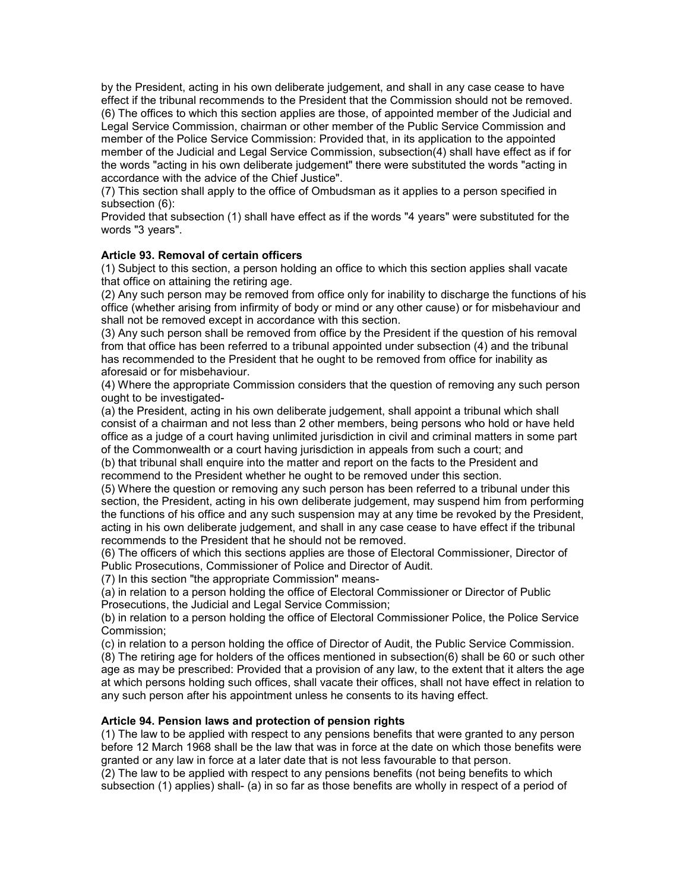by the President, acting in his own deliberate judgement, and shall in any case cease to have effect if the tribunal recommends to the President that the Commission should not be removed.
(6) The offices to which this section applies are those, of appointed member of the Judicial and Legal Service Commission, chairman or other member of the Public Service Commission and member of the Police Service Commission: Provided that, in its application to the appointed member of the Judicial and Legal Service Commission, subsection(4) shall have effect as if for the words "acting in his own deliberate judgement" there were substituted the words "acting in accordance with the advice of the Chief Justice".
(7) This section shall apply to the office of Ombudsman as it applies to a person specified in subsection (6):
Provided that subsection (1) shall have effect as if the words "4 years" were substituted for the words "3 years".

**Article 93. Removal of certain officers**

(1) Subject to this section, a person holding an office to which this section applies shall vacate that office on attaining the retiring age.
(2) Any such person may be removed from office only for inability to discharge the functions of his office (whether arising from infirmity of body or mind or any other cause) or for misbehaviour and shall not be removed except in accordance with this section.
(3) Any such person shall be removed from office by the President if the question of his removal from that office has been referred to a tribunal appointed under subsection (4) and the tribunal has recommended to the President that he ought to be removed from office for inability as aforesaid or for misbehaviour.
(4) Where the appropriate Commission considers that the question of removing any such person ought to be investigated-
(a) the President, acting in his own deliberate judgement, shall appoint a tribunal which shall consist of a chairman and not less than 2 other members, being persons who hold or have held office as a judge of a court having unlimited jurisdiction in civil and criminal matters in some part of the Commonwealth or a court having jurisdiction in appeals from such a court; and
(b) that tribunal shall enquire into the matter and report on the facts to the President and recommend to the President whether he ought to be removed under this section.
(5) Where the question or removing any such person has been referred to a tribunal under this section, the President, acting in his own deliberate judgement, may suspend him from performing the functions of his office and any such suspension may at any time be revoked by the President, acting in his own deliberate judgement, and shall in any case cease to have effect if the tribunal recommends to the President that he should not be removed.
(6) The officers of which this sections applies are those of Electoral Commissioner, Director of Public Prosecutions, Commissioner of Police and Director of Audit.
(7) In this section "the appropriate Commission" means-
(a) in relation to a person holding the office of Electoral Commissioner or Director of Public Prosecutions, the Judicial and Legal Service Commission;
(b) in relation to a person holding the office of Electoral Commissioner Police, the Police Service Commission;
(c) in relation to a person holding the office of Director of Audit, the Public Service Commission.
(8) The retiring age for holders of the offices mentioned in subsection(6) shall be 60 or such other age as may be prescribed: Provided that a provision of any law, to the extent that it alters the age at which persons holding such offices, shall vacate their offices, shall not have effect in relation to any such person after his appointment unless he consents to its having effect.

**Article 94. Pension laws and protection of pension rights**

(1) The law to be applied with respect to any pensions benefits that were granted to any person before 12 March 1968 shall be the law that was in force at the date on which those benefits were granted or any law in force at a later date that is not less favourable to that person.
(2) The law to be applied with respect to any pensions benefits (not being benefits to which subsection (1) applies) shall- (a) in so far as those benefits are wholly in respect of a period of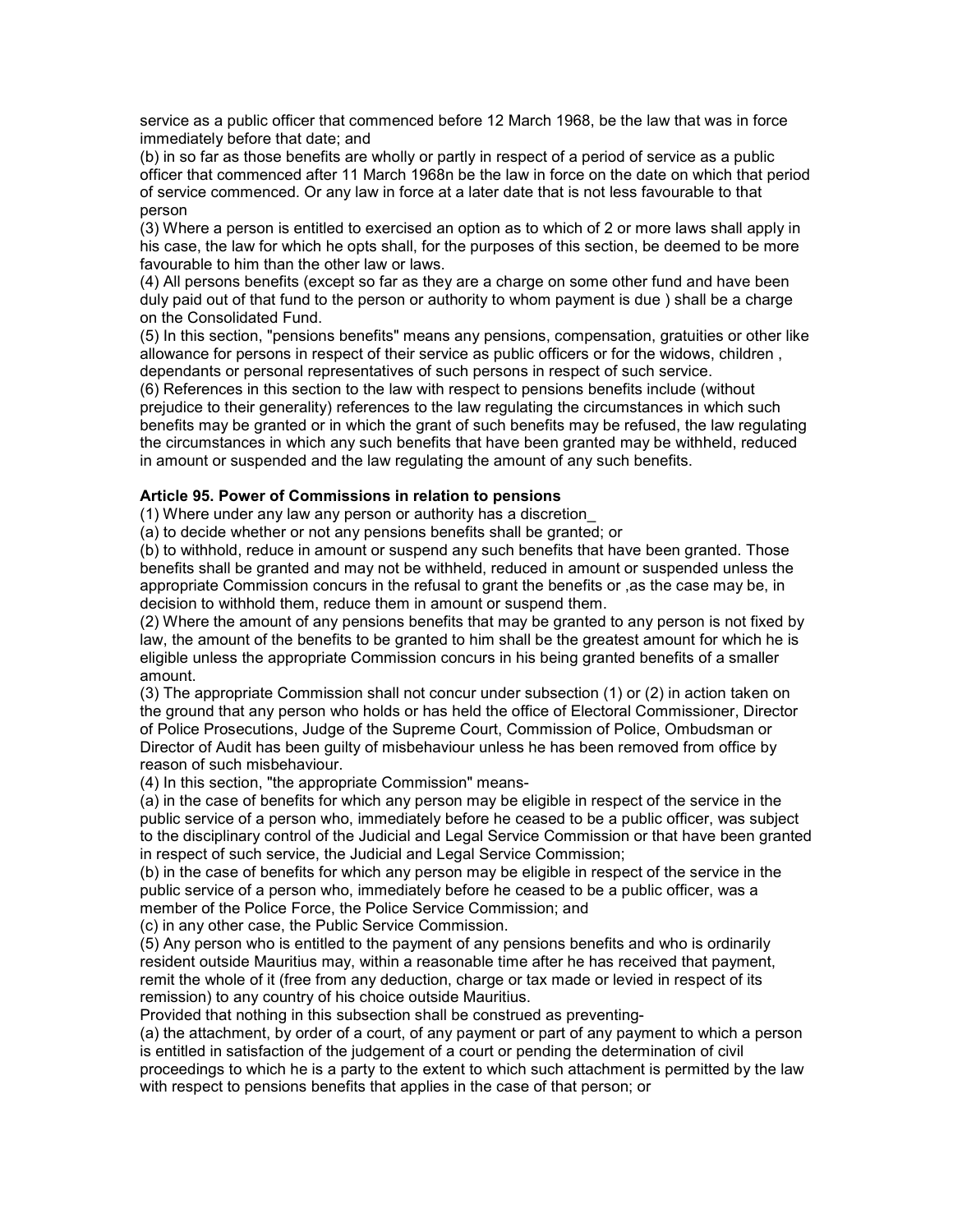service as a public officer that commenced before 12 March 1968, be the law that was in force immediately before that date; and

(b) in so far as those benefits are wholly or partly in respect of a period of service as a public officer that commenced after 11 March 1968n be the law in force on the date on which that period of service commenced. Or any law in force at a later date that is not less favourable to that person

(3) Where a person is entitled to exercised an option as to which of 2 or more laws shall apply in his case, the law for which he opts shall, for the purposes of this section, be deemed to be more favourable to him than the other law or laws.

(4) All persons benefits (except so far as they are a charge on some other fund and have been duly paid out of that fund to the person or authority to whom payment is due ) shall be a charge on the Consolidated Fund.

(5) In this section, "pensions benefits" means any pensions, compensation, gratuities or other like allowance for persons in respect of their service as public officers or for the widows, children , dependants or personal representatives of such persons in respect of such service.

(6) References in this section to the law with respect to pensions benefits include (without prejudice to their generality) references to the law regulating the circumstances in which such benefits may be granted or in which the grant of such benefits may be refused, the law regulating the circumstances in which any such benefits that have been granted may be withheld, reduced in amount or suspended and the law regulating the amount of any such benefits.

**Article 95. Power of Commissions in relation to pensions**

(1) Where under any law any person or authority has a discretion_

(a) to decide whether or not any pensions benefits shall be granted; or

(b) to withhold, reduce in amount or suspend any such benefits that have been granted. Those benefits shall be granted and may not be withheld, reduced in amount or suspended unless the appropriate Commission concurs in the refusal to grant the benefits or ,as the case may be, in decision to withhold them, reduce them in amount or suspend them.

(2) Where the amount of any pensions benefits that may be granted to any person is not fixed by law, the amount of the benefits to be granted to him shall be the greatest amount for which he is eligible unless the appropriate Commission concurs in his being granted benefits of a smaller amount.

(3) The appropriate Commission shall not concur under subsection (1) or (2) in action taken on the ground that any person who holds or has held the office of Electoral Commissioner, Director of Police Prosecutions, Judge of the Supreme Court, Commission of Police, Ombudsman or Director of Audit has been guilty of misbehaviour unless he has been removed from office by reason of such misbehaviour.

(4) In this section, "the appropriate Commission" means-

(a) in the case of benefits for which any person may be eligible in respect of the service in the public service of a person who, immediately before he ceased to be a public officer, was subject to the disciplinary control of the Judicial and Legal Service Commission or that have been granted in respect of such service, the Judicial and Legal Service Commission;

(b) in the case of benefits for which any person may be eligible in respect of the service in the public service of a person who, immediately before he ceased to be a public officer, was a member of the Police Force, the Police Service Commission; and

(c) in any other case, the Public Service Commission.

(5) Any person who is entitled to the payment of any pensions benefits and who is ordinarily resident outside Mauritius may, within a reasonable time after he has received that payment, remit the whole of it (free from any deduction, charge or tax made or levied in respect of its remission) to any country of his choice outside Mauritius.

Provided that nothing in this subsection shall be construed as preventing-

(a) the attachment, by order of a court, of any payment or part of any payment to which a person is entitled in satisfaction of the judgement of a court or pending the determination of civil proceedings to which he is a party to the extent to which such attachment is permitted by the law with respect to pensions benefits that applies in the case of that person; or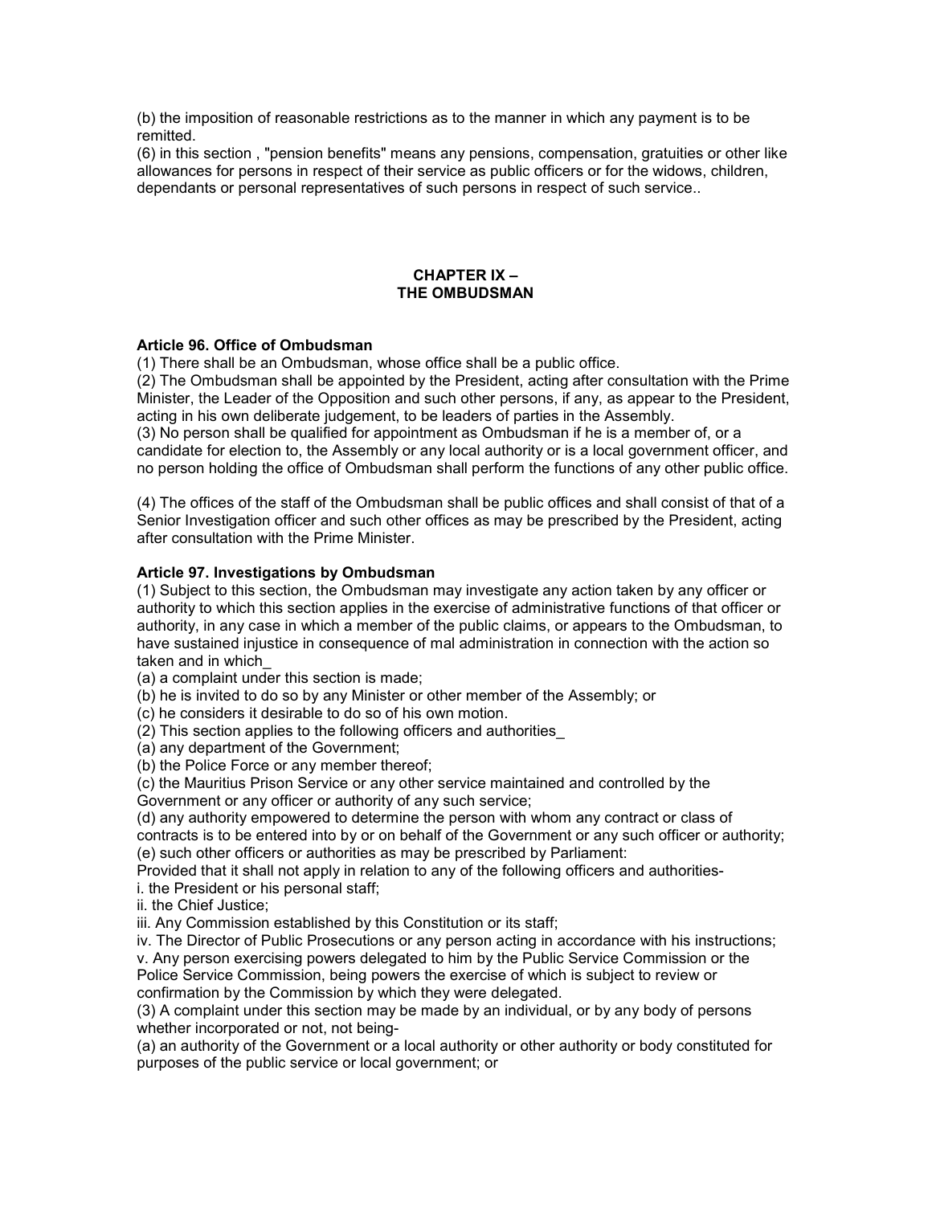(b) the imposition of reasonable restrictions as to the manner in which any payment is to be remitted.

(6) in this section , "pension benefits" means any pensions, compensation, gratuities or other like allowances for persons in respect of their service as public officers or for the widows, children, dependants or personal representatives of such persons in respect of such service..

## CHAPTER IX – THE OMBUDSMAN

**Article 96. Office of Ombudsman**

(1) There shall be an Ombudsman, whose office shall be a public office.

(2) The Ombudsman shall be appointed by the President, acting after consultation with the Prime Minister, the Leader of the Opposition and such other persons, if any, as appear to the President, acting in his own deliberate judgement, to be leaders of parties in the Assembly.

(3) No person shall be qualified for appointment as Ombudsman if he is a member of, or a candidate for election to, the Assembly or any local authority or is a local government officer, and no person holding the office of Ombudsman shall perform the functions of any other public office.

(4) The offices of the staff of the Ombudsman shall be public offices and shall consist of that of a Senior Investigation officer and such other offices as may be prescribed by the President, acting after consultation with the Prime Minister.

**Article 97. Investigations by Ombudsman**

(1) Subject to this section, the Ombudsman may investigate any action taken by any officer or authority to which this section applies in the exercise of administrative functions of that officer or authority, in any case in which a member of the public claims, or appears to the Ombudsman, to have sustained injustice in consequence of mal administration in connection with the action so taken and in which_

(a) a complaint under this section is made;

(b) he is invited to do so by any Minister or other member of the Assembly; or

(c) he considers it desirable to do so of his own motion.

(2) This section applies to the following officers and authorities_

(a) any department of the Government;

(b) the Police Force or any member thereof;

(c) the Mauritius Prison Service or any other service maintained and controlled by the Government or any officer or authority of any such service;

(d) any authority empowered to determine the person with whom any contract or class of contracts is to be entered into by or on behalf of the Government or any such officer or authority;

(e) such other officers or authorities as may be prescribed by Parliament:

Provided that it shall not apply in relation to any of the following officers and authorities-

i. the President or his personal staff;

ii. the Chief Justice;

iii. Any Commission established by this Constitution or its staff;

iv. The Director of Public Prosecutions or any person acting in accordance with his instructions;

v. Any person exercising powers delegated to him by the Public Service Commission or the Police Service Commission, being powers the exercise of which is subject to review or confirmation by the Commission by which they were delegated.

(3) A complaint under this section may be made by an individual, or by any body of persons whether incorporated or not, not being-

(a) an authority of the Government or a local authority or other authority or body constituted for purposes of the public service or local government; or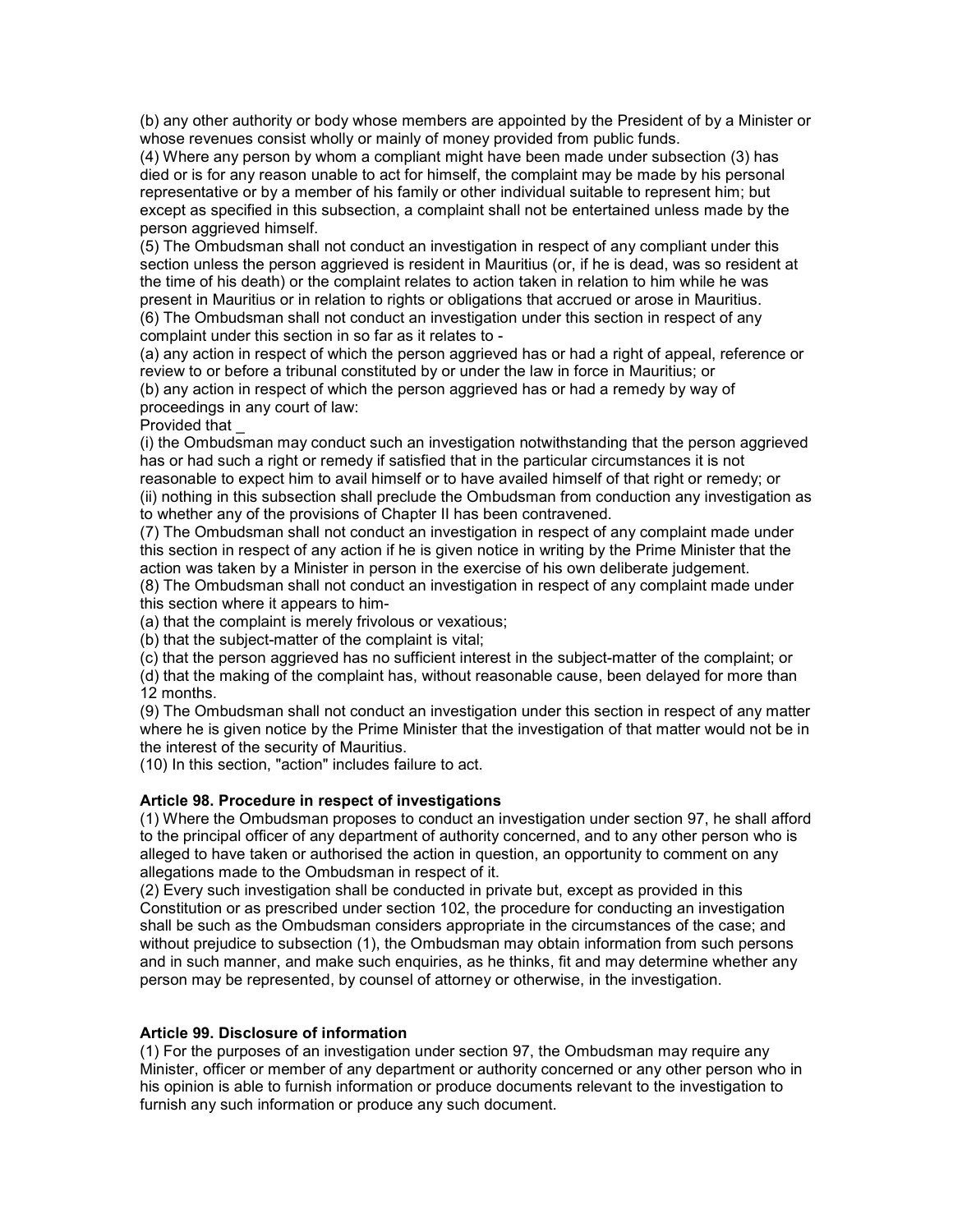(b) any other authority or body whose members are appointed by the President of by a Minister or whose revenues consist wholly or mainly of money provided from public funds.

(4) Where any person by whom a compliant might have been made under subsection (3) has died or is for any reason unable to act for himself, the complaint may be made by his personal representative or by a member of his family or other individual suitable to represent him; but except as specified in this subsection, a complaint shall not be entertained unless made by the person aggrieved himself.

(5) The Ombudsman shall not conduct an investigation in respect of any compliant under this section unless the person aggrieved is resident in Mauritius (or, if he is dead, was so resident at the time of his death) or the complaint relates to action taken in relation to him while he was present in Mauritius or in relation to rights or obligations that accrued or arose in Mauritius.

(6) The Ombudsman shall not conduct an investigation under this section in respect of any complaint under this section in so far as it relates to -

(a) any action in respect of which the person aggrieved has or had a right of appeal, reference or review to or before a tribunal constituted by or under the law in force in Mauritius; or

(b) any action in respect of which the person aggrieved has or had a remedy by way of proceedings in any court of law:

Provided that _

(i) the Ombudsman may conduct such an investigation notwithstanding that the person aggrieved has or had such a right or remedy if satisfied that in the particular circumstances it is not reasonable to expect him to avail himself or to have availed himself of that right or remedy; or

(ii) nothing in this subsection shall preclude the Ombudsman from conduction any investigation as to whether any of the provisions of Chapter II has been contravened.

(7) The Ombudsman shall not conduct an investigation in respect of any complaint made under this section in respect of any action if he is given notice in writing by the Prime Minister that the action was taken by a Minister in person in the exercise of his own deliberate judgement.

(8) The Ombudsman shall not conduct an investigation in respect of any complaint made under this section where it appears to him-

(a) that the complaint is merely frivolous or vexatious;

(b) that the subject-matter of the complaint is vital;

(c) that the person aggrieved has no sufficient interest in the subject-matter of the complaint; or

(d) that the making of the complaint has, without reasonable cause, been delayed for more than 12 months.

(9) The Ombudsman shall not conduct an investigation under this section in respect of any matter where he is given notice by the Prime Minister that the investigation of that matter would not be in the interest of the security of Mauritius.

(10) In this section, "action" includes failure to act.

**Article 98. Procedure in respect of investigations**

(1) Where the Ombudsman proposes to conduct an investigation under section 97, he shall afford to the principal officer of any department of authority concerned, and to any other person who is alleged to have taken or authorised the action in question, an opportunity to comment on any allegations made to the Ombudsman in respect of it.

(2) Every such investigation shall be conducted in private but, except as provided in this Constitution or as prescribed under section 102, the procedure for conducting an investigation shall be such as the Ombudsman considers appropriate in the circumstances of the case; and without prejudice to subsection (1), the Ombudsman may obtain information from such persons and in such manner, and make such enquiries, as he thinks, fit and may determine whether any person may be represented, by counsel of attorney or otherwise, in the investigation.

**Article 99. Disclosure of information**

(1) For the purposes of an investigation under section 97, the Ombudsman may require any Minister, officer or member of any department or authority concerned or any other person who in his opinion is able to furnish information or produce documents relevant to the investigation to furnish any such information or produce any such document.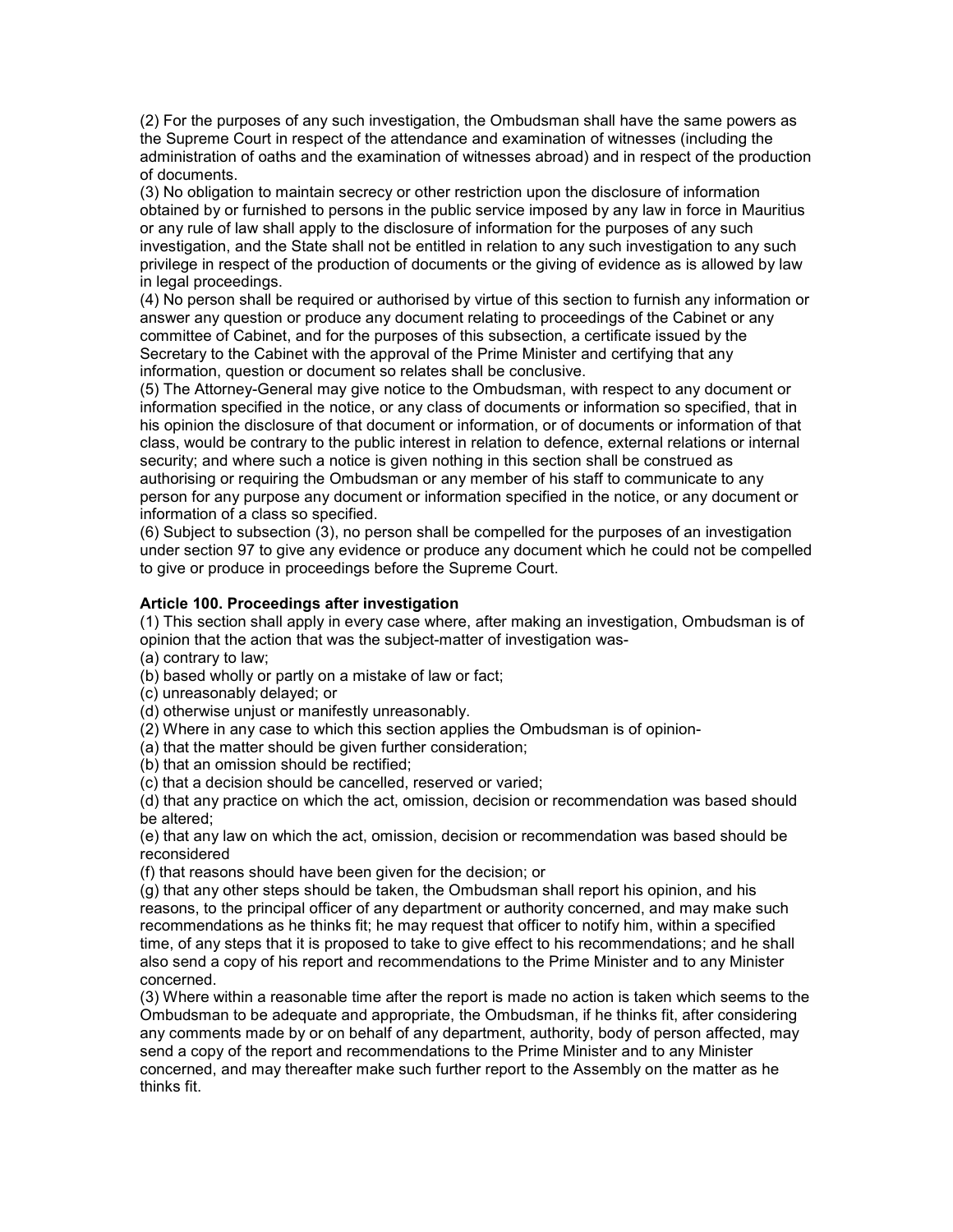(2) For the purposes of any such investigation, the Ombudsman shall have the same powers as the Supreme Court in respect of the attendance and examination of witnesses (including the administration of oaths and the examination of witnesses abroad) and in respect of the production of documents.

(3) No obligation to maintain secrecy or other restriction upon the disclosure of information obtained by or furnished to persons in the public service imposed by any law in force in Mauritius or any rule of law shall apply to the disclosure of information for the purposes of any such investigation, and the State shall not be entitled in relation to any such investigation to any such privilege in respect of the production of documents or the giving of evidence as is allowed by law in legal proceedings.

(4) No person shall be required or authorised by virtue of this section to furnish any information or answer any question or produce any document relating to proceedings of the Cabinet or any committee of Cabinet, and for the purposes of this subsection, a certificate issued by the Secretary to the Cabinet with the approval of the Prime Minister and certifying that any information, question or document so relates shall be conclusive.

(5) The Attorney-General may give notice to the Ombudsman, with respect to any document or information specified in the notice, or any class of documents or information so specified, that in his opinion the disclosure of that document or information, or of documents or information of that class, would be contrary to the public interest in relation to defence, external relations or internal security; and where such a notice is given nothing in this section shall be construed as authorising or requiring the Ombudsman or any member of his staff to communicate to any person for any purpose any document or information specified in the notice, or any document or information of a class so specified.

(6) Subject to subsection (3), no person shall be compelled for the purposes of an investigation under section 97 to give any evidence or produce any document which he could not be compelled to give or produce in proceedings before the Supreme Court.

**Article 100. Proceedings after investigation**

(1) This section shall apply in every case where, after making an investigation, Ombudsman is of opinion that the action that was the subject-matter of investigation was-

(a) contrary to law;

(b) based wholly or partly on a mistake of law or fact;

(c) unreasonably delayed; or

(d) otherwise unjust or manifestly unreasonably.

(2) Where in any case to which this section applies the Ombudsman is of opinion-

(a) that the matter should be given further consideration;

(b) that an omission should be rectified;

(c) that a decision should be cancelled, reserved or varied;

(d) that any practice on which the act, omission, decision or recommendation was based should be altered;

(e) that any law on which the act, omission, decision or recommendation was based should be reconsidered

(f) that reasons should have been given for the decision; or

(g) that any other steps should be taken, the Ombudsman shall report his opinion, and his reasons, to the principal officer of any department or authority concerned, and may make such recommendations as he thinks fit; he may request that officer to notify him, within a specified time, of any steps that it is proposed to take to give effect to his recommendations; and he shall also send a copy of his report and recommendations to the Prime Minister and to any Minister concerned.

(3) Where within a reasonable time after the report is made no action is taken which seems to the Ombudsman to be adequate and appropriate, the Ombudsman, if he thinks fit, after considering any comments made by or on behalf of any department, authority, body of person affected, may send a copy of the report and recommendations to the Prime Minister and to any Minister concerned, and may thereafter make such further report to the Assembly on the matter as he thinks fit.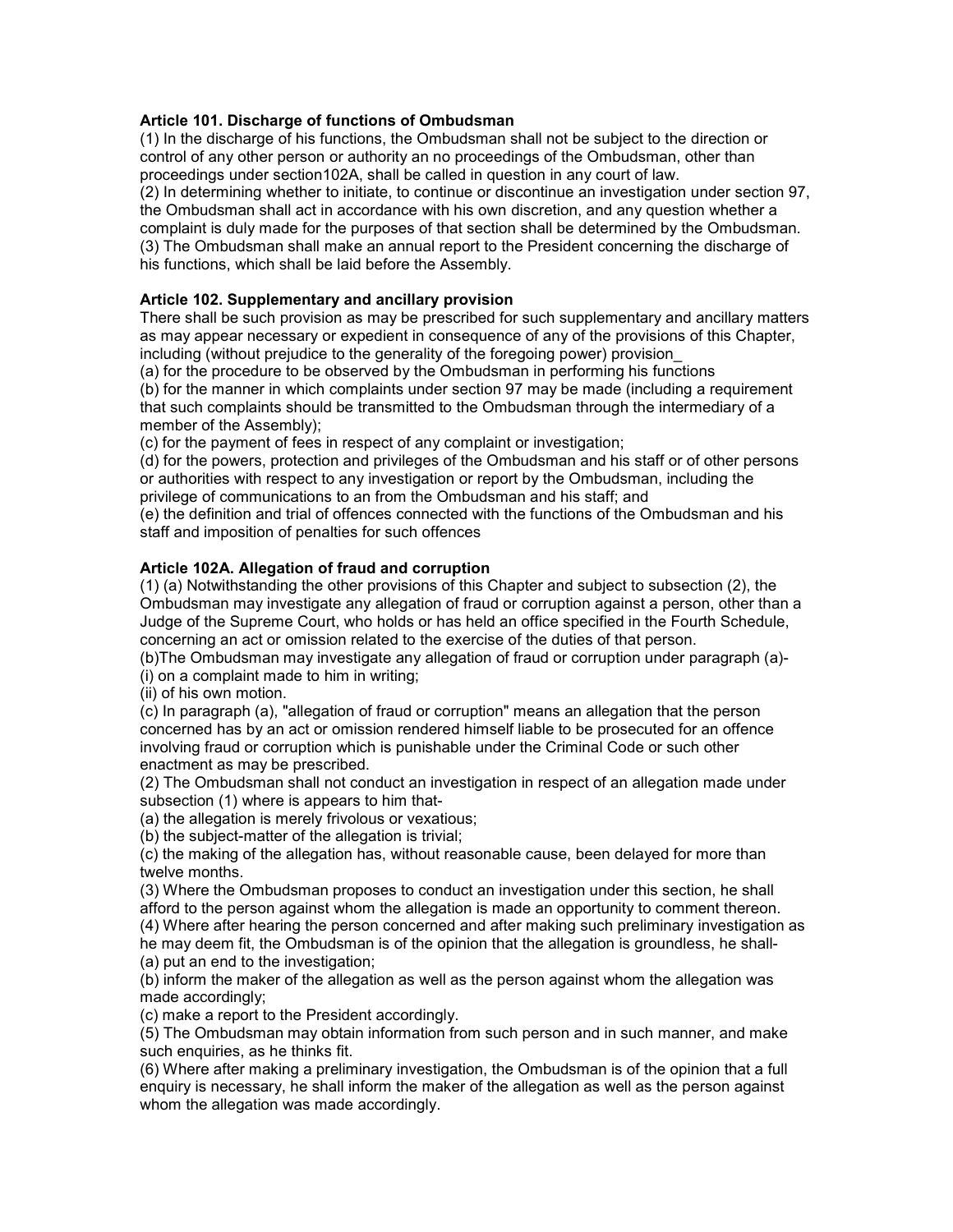### Article 101. Discharge of functions of Ombudsman

(1) In the discharge of his functions, the Ombudsman shall not be subject to the direction or control of any other person or authority an no proceedings of the Ombudsman, other than proceedings under section102A, shall be called in question in any court of law.

(2) In determining whether to initiate, to continue or discontinue an investigation under section 97, the Ombudsman shall act in accordance with his own discretion, and any question whether a complaint is duly made for the purposes of that section shall be determined by the Ombudsman.

(3) The Ombudsman shall make an annual report to the President concerning the discharge of his functions, which shall be laid before the Assembly.

### Article 102. Supplementary and ancillary provision

There shall be such provision as may be prescribed for such supplementary and ancillary matters as may appear necessary or expedient in consequence of any of the provisions of this Chapter, including (without prejudice to the generality of the foregoing power) provision_

(a) for the procedure to be observed by the Ombudsman in performing his functions

(b) for the manner in which complaints under section 97 may be made (including a requirement that such complaints should be transmitted to the Ombudsman through the intermediary of a member of the Assembly);

(c) for the payment of fees in respect of any complaint or investigation;

(d) for the powers, protection and privileges of the Ombudsman and his staff or of other persons or authorities with respect to any investigation or report by the Ombudsman, including the privilege of communications to an from the Ombudsman and his staff; and

(e) the definition and trial of offences connected with the functions of the Ombudsman and his staff and imposition of penalties for such offences

### Article 102A. Allegation of fraud and corruption

(1) (a) Notwithstanding the other provisions of this Chapter and subject to subsection (2), the Ombudsman may investigate any allegation of fraud or corruption against a person, other than a Judge of the Supreme Court, who holds or has held an office specified in the Fourth Schedule, concerning an act or omission related to the exercise of the duties of that person.

(b)The Ombudsman may investigate any allegation of fraud or corruption under paragraph (a)-

(i) on a complaint made to him in writing;

(ii) of his own motion.

(c) In paragraph (a), "allegation of fraud or corruption" means an allegation that the person concerned has by an act or omission rendered himself liable to be prosecuted for an offence involving fraud or corruption which is punishable under the Criminal Code or such other enactment as may be prescribed.

(2) The Ombudsman shall not conduct an investigation in respect of an allegation made under subsection (1) where is appears to him that-

(a) the allegation is merely frivolous or vexatious;

(b) the subject-matter of the allegation is trivial;

(c) the making of the allegation has, without reasonable cause, been delayed for more than twelve months.

(3) Where the Ombudsman proposes to conduct an investigation under this section, he shall afford to the person against whom the allegation is made an opportunity to comment thereon.

(4) Where after hearing the person concerned and after making such preliminary investigation as he may deem fit, the Ombudsman is of the opinion that the allegation is groundless, he shall-

(a) put an end to the investigation;

(b) inform the maker of the allegation as well as the person against whom the allegation was made accordingly;

(c) make a report to the President accordingly.

(5) The Ombudsman may obtain information from such person and in such manner, and make such enquiries, as he thinks fit.

(6) Where after making a preliminary investigation, the Ombudsman is of the opinion that a full enquiry is necessary, he shall inform the maker of the allegation as well as the person against whom the allegation was made accordingly.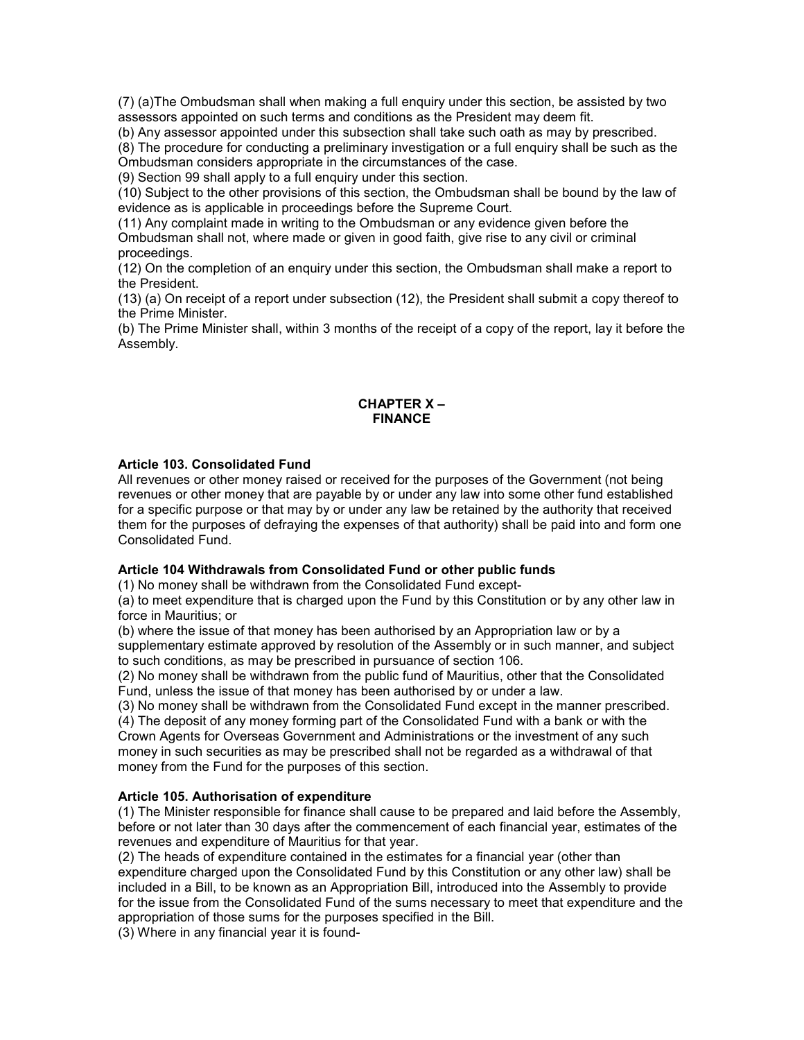(7) (a)The Ombudsman shall when making a full enquiry under this section, be assisted by two assessors appointed on such terms and conditions as the President may deem fit.

(b) Any assessor appointed under this subsection shall take such oath as may by prescribed.

(8) The procedure for conducting a preliminary investigation or a full enquiry shall be such as the Ombudsman considers appropriate in the circumstances of the case.

(9) Section 99 shall apply to a full enquiry under this section.

(10) Subject to the other provisions of this section, the Ombudsman shall be bound by the law of evidence as is applicable in proceedings before the Supreme Court.

(11) Any complaint made in writing to the Ombudsman or any evidence given before the Ombudsman shall not, where made or given in good faith, give rise to any civil or criminal proceedings.

(12) On the completion of an enquiry under this section, the Ombudsman shall make a report to the President.

(13) (a) On receipt of a report under subsection (12), the President shall submit a copy thereof to the Prime Minister.

(b) The Prime Minister shall, within 3 months of the receipt of a copy of the report, lay it before the Assembly.

## CHAPTER X – FINANCE

### Article 103. Consolidated Fund

All revenues or other money raised or received for the purposes of the Government (not being revenues or other money that are payable by or under any law into some other fund established for a specific purpose or that may by or under any law be retained by the authority that received them for the purposes of defraying the expenses of that authority) shall be paid into and form one Consolidated Fund.

### Article 104 Withdrawals from Consolidated Fund or other public funds

(1) No money shall be withdrawn from the Consolidated Fund except-

(a) to meet expenditure that is charged upon the Fund by this Constitution or by any other law in force in Mauritius; or

(b) where the issue of that money has been authorised by an Appropriation law or by a supplementary estimate approved by resolution of the Assembly or in such manner, and subject to such conditions, as may be prescribed in pursuance of section 106.

(2) No money shall be withdrawn from the public fund of Mauritius, other that the Consolidated Fund, unless the issue of that money has been authorised by or under a law.

(3) No money shall be withdrawn from the Consolidated Fund except in the manner prescribed.

(4) The deposit of any money forming part of the Consolidated Fund with a bank or with the Crown Agents for Overseas Government and Administrations or the investment of any such money in such securities as may be prescribed shall not be regarded as a withdrawal of that money from the Fund for the purposes of this section.

### Article 105. Authorisation of expenditure

(1) The Minister responsible for finance shall cause to be prepared and laid before the Assembly, before or not later than 30 days after the commencement of each financial year, estimates of the revenues and expenditure of Mauritius for that year.

(2) The heads of expenditure contained in the estimates for a financial year (other than expenditure charged upon the Consolidated Fund by this Constitution or any other law) shall be included in a Bill, to be known as an Appropriation Bill, introduced into the Assembly to provide for the issue from the Consolidated Fund of the sums necessary to meet that expenditure and the appropriation of those sums for the purposes specified in the Bill.

(3) Where in any financial year it is found-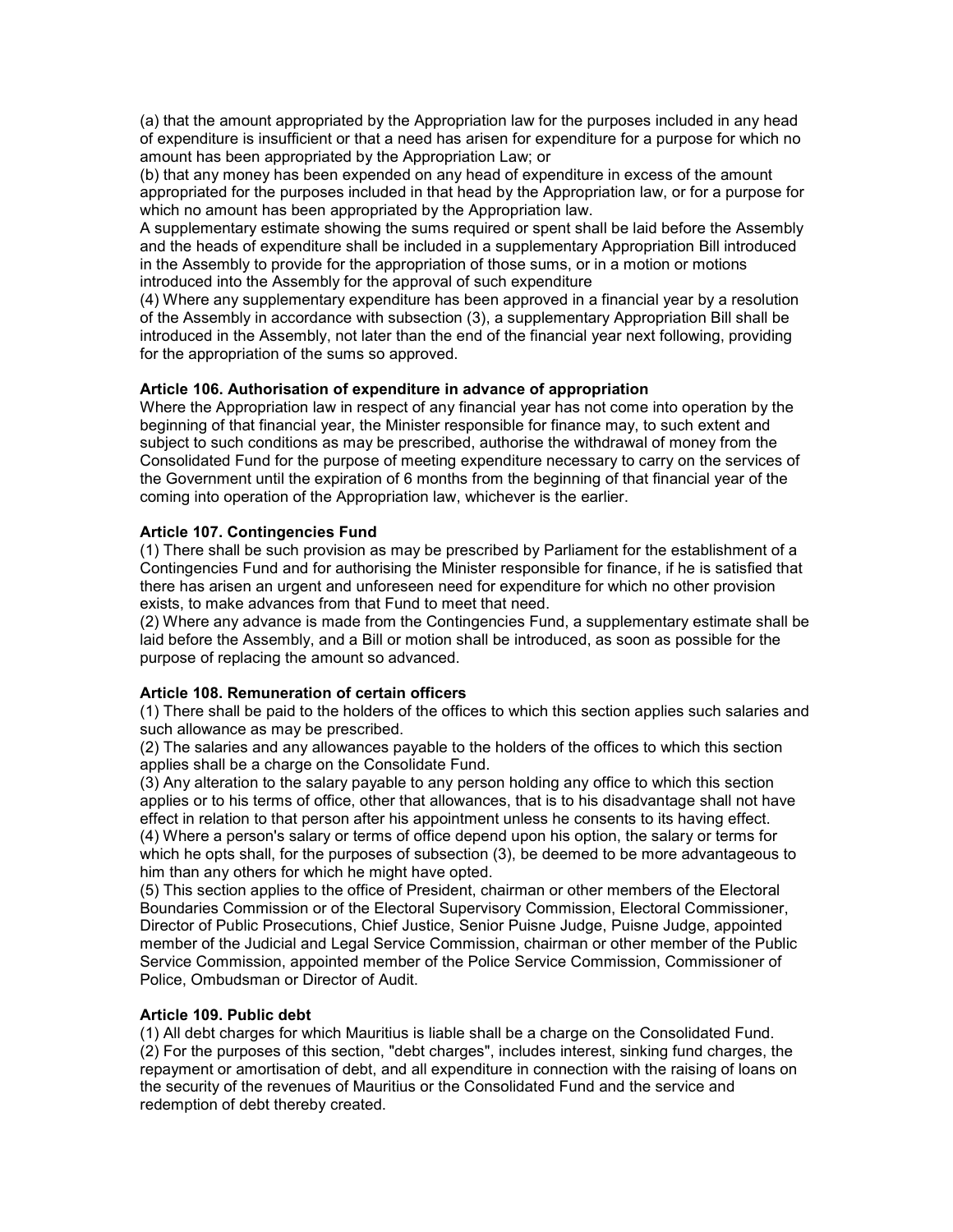(a) that the amount appropriated by the Appropriation law for the purposes included in any head of expenditure is insufficient or that a need has arisen for expenditure for a purpose for which no amount has been appropriated by the Appropriation Law; or

(b) that any money has been expended on any head of expenditure in excess of the amount appropriated for the purposes included in that head by the Appropriation law, or for a purpose for which no amount has been appropriated by the Appropriation law.

A supplementary estimate showing the sums required or spent shall be laid before the Assembly and the heads of expenditure shall be included in a supplementary Appropriation Bill introduced in the Assembly to provide for the appropriation of those sums, or in a motion or motions introduced into the Assembly for the approval of such expenditure

(4) Where any supplementary expenditure has been approved in a financial year by a resolution of the Assembly in accordance with subsection (3), a supplementary Appropriation Bill shall be introduced in the Assembly, not later than the end of the financial year next following, providing for the appropriation of the sums so approved.

**Article 106. Authorisation of expenditure in advance of appropriation**

Where the Appropriation law in respect of any financial year has not come into operation by the beginning of that financial year, the Minister responsible for finance may, to such extent and subject to such conditions as may be prescribed, authorise the withdrawal of money from the Consolidated Fund for the purpose of meeting expenditure necessary to carry on the services of the Government until the expiration of 6 months from the beginning of that financial year of the coming into operation of the Appropriation law, whichever is the earlier.

**Article 107. Contingencies Fund**

(1) There shall be such provision as may be prescribed by Parliament for the establishment of a Contingencies Fund and for authorising the Minister responsible for finance, if he is satisfied that there has arisen an urgent and unforeseen need for expenditure for which no other provision exists, to make advances from that Fund to meet that need.

(2) Where any advance is made from the Contingencies Fund, a supplementary estimate shall be laid before the Assembly, and a Bill or motion shall be introduced, as soon as possible for the purpose of replacing the amount so advanced.

**Article 108. Remuneration of certain officers**

(1) There shall be paid to the holders of the offices to which this section applies such salaries and such allowance as may be prescribed.

(2) The salaries and any allowances payable to the holders of the offices to which this section applies shall be a charge on the Consolidate Fund.

(3) Any alteration to the salary payable to any person holding any office to which this section applies or to his terms of office, other that allowances, that is to his disadvantage shall not have effect in relation to that person after his appointment unless he consents to its having effect.

(4) Where a person's salary or terms of office depend upon his option, the salary or terms for which he opts shall, for the purposes of subsection (3), be deemed to be more advantageous to him than any others for which he might have opted.

(5) This section applies to the office of President, chairman or other members of the Electoral Boundaries Commission or of the Electoral Supervisory Commission, Electoral Commissioner, Director of Public Prosecutions, Chief Justice, Senior Puisne Judge, Puisne Judge, appointed member of the Judicial and Legal Service Commission, chairman or other member of the Public Service Commission, appointed member of the Police Service Commission, Commissioner of Police, Ombudsman or Director of Audit.

**Article 109. Public debt**

(1) All debt charges for which Mauritius is liable shall be a charge on the Consolidated Fund.

(2) For the purposes of this section, "debt charges", includes interest, sinking fund charges, the repayment or amortisation of debt, and all expenditure in connection with the raising of loans on the security of the revenues of Mauritius or the Consolidated Fund and the service and redemption of debt thereby created.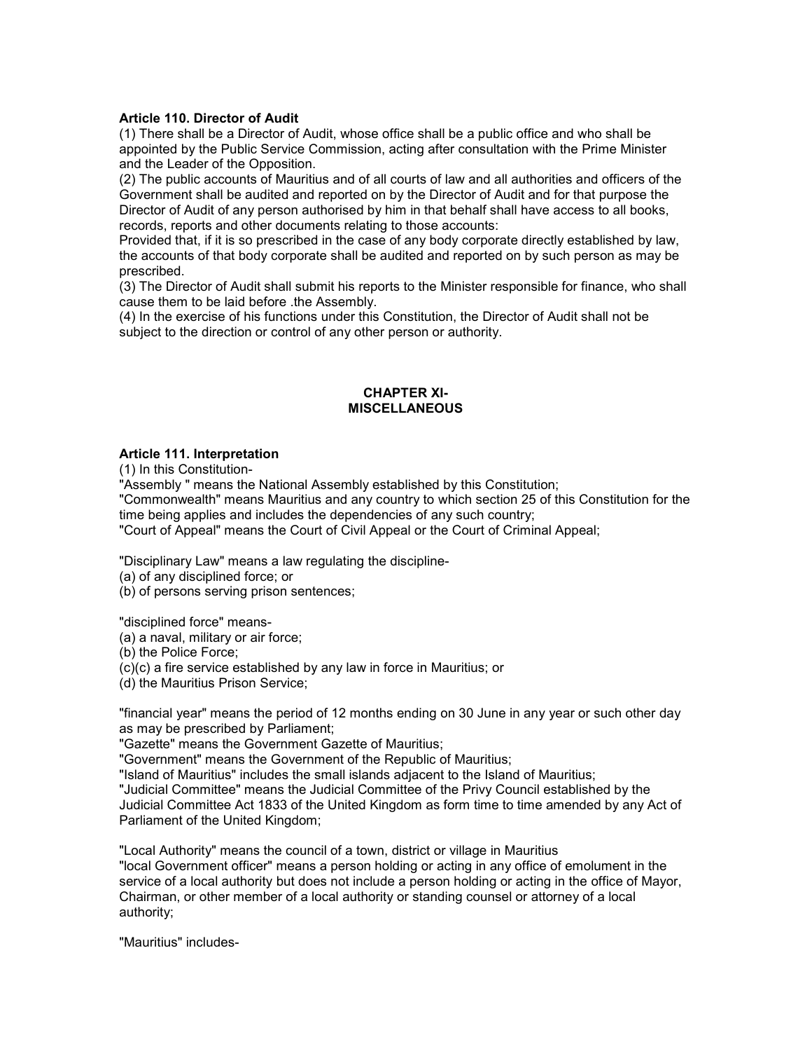**Article 110. Director of Audit**

(1) There shall be a Director of Audit, whose office shall be a public office and who shall be appointed by the Public Service Commission, acting after consultation with the Prime Minister and the Leader of the Opposition.

(2) The public accounts of Mauritius and of all courts of law and all authorities and officers of the Government shall be audited and reported on by the Director of Audit and for that purpose the Director of Audit of any person authorised by him in that behalf shall have access to all books, records, reports and other documents relating to those accounts:

Provided that, if it is so prescribed in the case of any body corporate directly established by law, the accounts of that body corporate shall be audited and reported on by such person as may be prescribed.

(3) The Director of Audit shall submit his reports to the Minister responsible for finance, who shall cause them to be laid before .the Assembly.

(4) In the exercise of his functions under this Constitution, the Director of Audit shall not be subject to the direction or control of any other person or authority.

## CHAPTER XI- MISCELLANEOUS

**Article 111. Interpretation**

(1) In this Constitution-

"Assembly " means the National Assembly established by this Constitution;

"Commonwealth" means Mauritius and any country to which section 25 of this Constitution for the time being applies and includes the dependencies of any such country;

"Court of Appeal" means the Court of Civil Appeal or the Court of Criminal Appeal;

"Disciplinary Law" means a law regulating the discipline-

(a) of any disciplined force; or

(b) of persons serving prison sentences;

"disciplined force" means-

(a) a naval, military or air force;

(b) the Police Force;

(c)(c) a fire service established by any law in force in Mauritius; or

(d) the Mauritius Prison Service;

"financial year" means the period of 12 months ending on 30 June in any year or such other day as may be prescribed by Parliament;

"Gazette" means the Government Gazette of Mauritius;

"Government" means the Government of the Republic of Mauritius;

"Island of Mauritius" includes the small islands adjacent to the Island of Mauritius;

"Judicial Committee" means the Judicial Committee of the Privy Council established by the Judicial Committee Act 1833 of the United Kingdom as form time to time amended by any Act of Parliament of the United Kingdom;

"Local Authority" means the council of a town, district or village in Mauritius

"local Government officer" means a person holding or acting in any office of emolument in the service of a local authority but does not include a person holding or acting in the office of Mayor, Chairman, or other member of a local authority or standing counsel or attorney of a local authority;

"Mauritius" includes-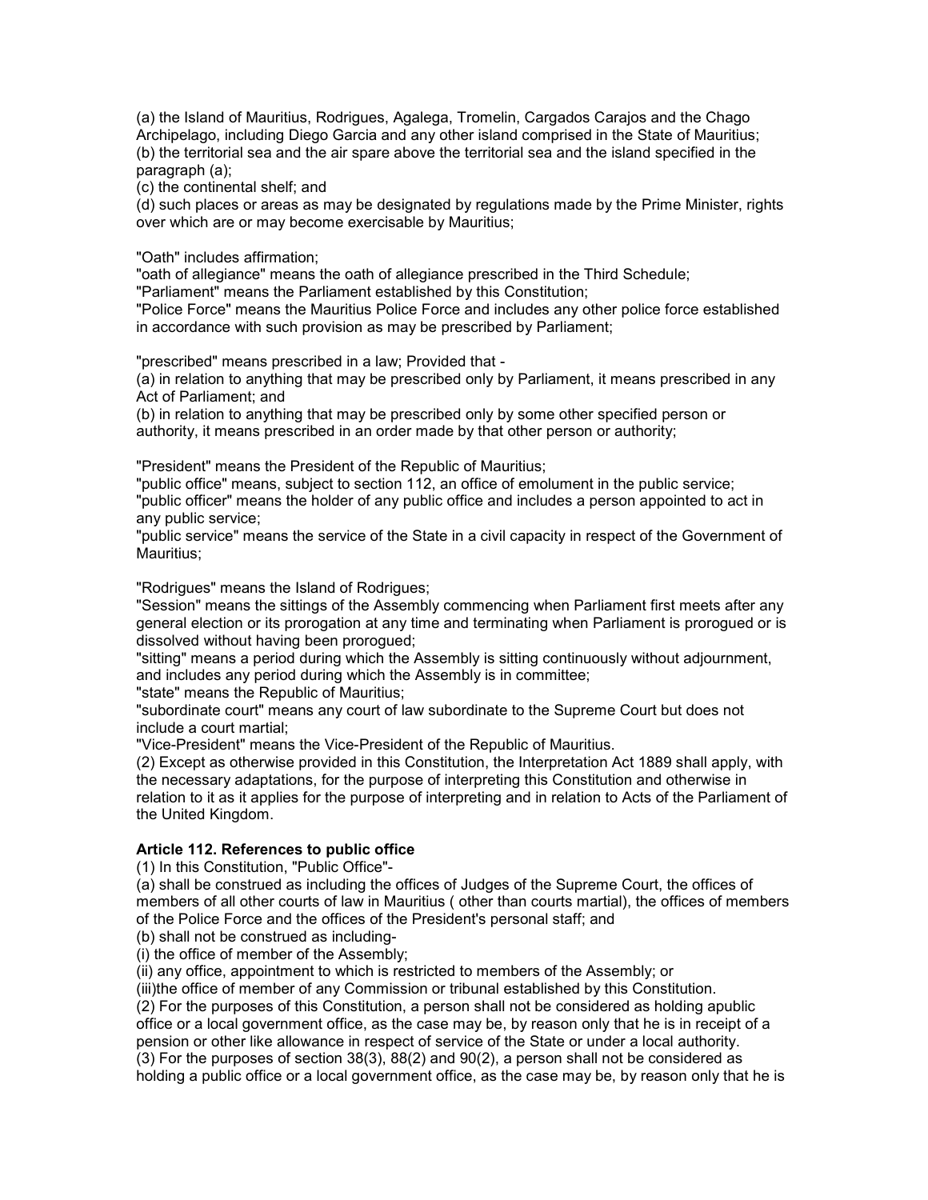(a) the Island of Mauritius, Rodrigues, Agalega, Tromelin, Cargados Carajos and the Chago Archipelago, including Diego Garcia and any other island comprised in the State of Mauritius;
(b) the territorial sea and the air spare above the territorial sea and the island specified in the paragraph (a);
(c) the continental shelf; and
(d) such places or areas as may be designated by regulations made by the Prime Minister, rights over which are or may become exercisable by Mauritius;

"Oath" includes affirmation;
"oath of allegiance" means the oath of allegiance prescribed in the Third Schedule;
"Parliament" means the Parliament established by this Constitution;
"Police Force" means the Mauritius Police Force and includes any other police force established in accordance with such provision as may be prescribed by Parliament;

"prescribed" means prescribed in a law; Provided that -
(a) in relation to anything that may be prescribed only by Parliament, it means prescribed in any Act of Parliament; and
(b) in relation to anything that may be prescribed only by some other specified person or authority, it means prescribed in an order made by that other person or authority;

"President" means the President of the Republic of Mauritius;
"public office" means, subject to section 112, an office of emolument in the public service;
"public officer" means the holder of any public office and includes a person appointed to act in any public service;
"public service" means the service of the State in a civil capacity in respect of the Government of Mauritius;

"Rodrigues" means the Island of Rodrigues;
"Session" means the sittings of the Assembly commencing when Parliament first meets after any general election or its prorogation at any time and terminating when Parliament is prorogued or is dissolved without having been prorogued;
"sitting" means a period during which the Assembly is sitting continuously without adjournment, and includes any period during which the Assembly is in committee;
"state" means the Republic of Mauritius;
"subordinate court" means any court of law subordinate to the Supreme Court but does not include a court martial;
"Vice-President" means the Vice-President of the Republic of Mauritius.
(2) Except as otherwise provided in this Constitution, the Interpretation Act 1889 shall apply, with the necessary adaptations, for the purpose of interpreting this Constitution and otherwise in relation to it as it applies for the purpose of interpreting and in relation to Acts of the Parliament of the United Kingdom.

**Article 112. References to public office**
(1) In this Constitution, "Public Office"-
(a) shall be construed as including the offices of Judges of the Supreme Court, the offices of members of all other courts of law in Mauritius ( other than courts martial), the offices of members of the Police Force and the offices of the President's personal staff; and
(b) shall not be construed as including-
(i) the office of member of the Assembly;
(ii) any office, appointment to which is restricted to members of the Assembly; or
(iii)the office of member of any Commission or tribunal established by this Constitution.
(2) For the purposes of this Constitution, a person shall not be considered as holding apublic office or a local government office, as the case may be, by reason only that he is in receipt of a pension or other like allowance in respect of service of the State or under a local authority.
(3) For the purposes of section 38(3), 88(2) and 90(2), a person shall not be considered as holding a public office or a local government office, as the case may be, by reason only that he is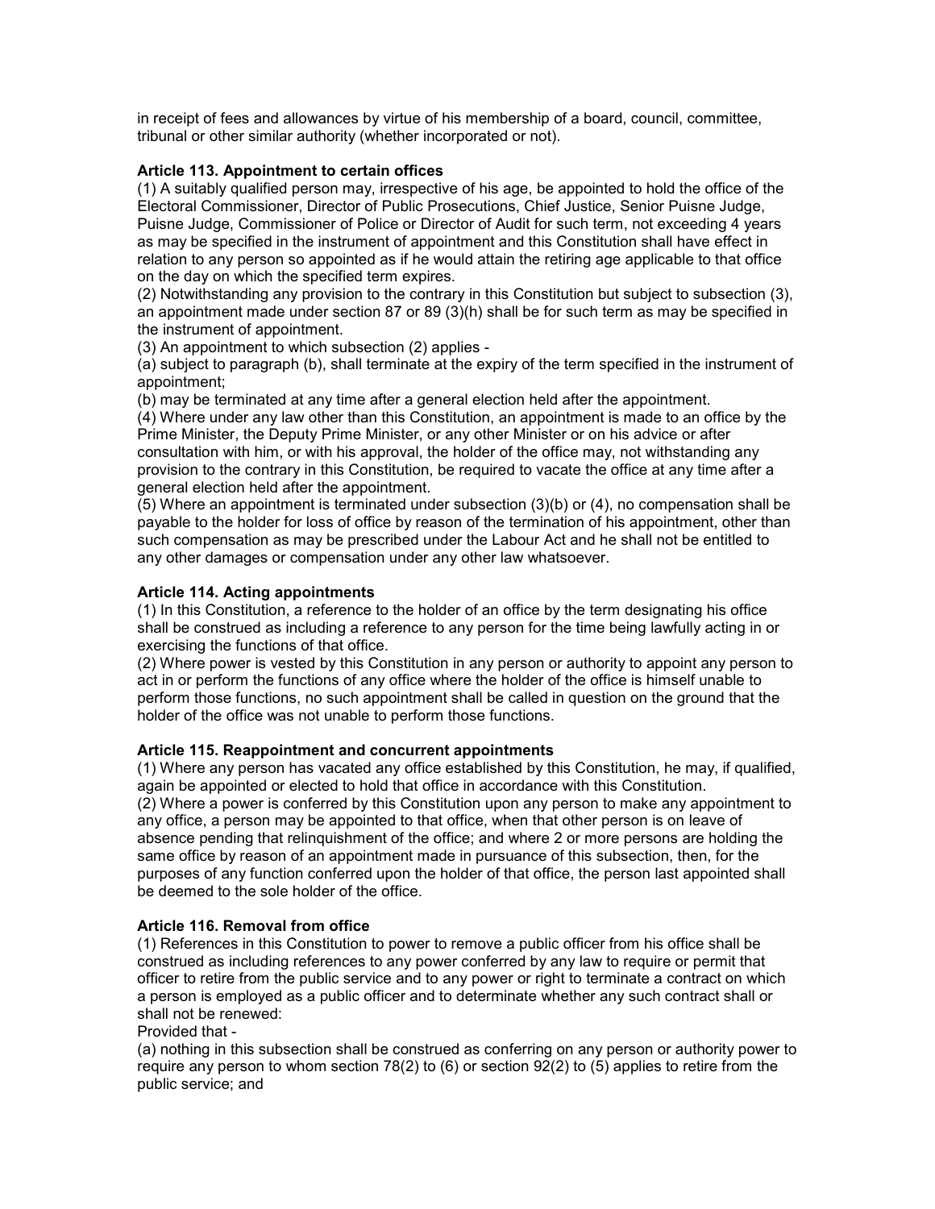in receipt of fees and allowances by virtue of his membership of a board, council, committee, tribunal or other similar authority (whether incorporated or not).

**Article 113. Appointment to certain offices**

(1) A suitably qualified person may, irrespective of his age, be appointed to hold the office of the Electoral Commissioner, Director of Public Prosecutions, Chief Justice, Senior Puisne Judge, Puisne Judge, Commissioner of Police or Director of Audit for such term, not exceeding 4 years as may be specified in the instrument of appointment and this Constitution shall have effect in relation to any person so appointed as if he would attain the retiring age applicable to that office on the day on which the specified term expires.

(2) Notwithstanding any provision to the contrary in this Constitution but subject to subsection (3), an appointment made under section 87 or 89 (3)(h) shall be for such term as may be specified in the instrument of appointment.

(3) An appointment to which subsection (2) applies -

(a) subject to paragraph (b), shall terminate at the expiry of the term specified in the instrument of appointment;

(b) may be terminated at any time after a general election held after the appointment.

(4) Where under any law other than this Constitution, an appointment is made to an office by the Prime Minister, the Deputy Prime Minister, or any other Minister or on his advice or after consultation with him, or with his approval, the holder of the office may, not withstanding any provision to the contrary in this Constitution, be required to vacate the office at any time after a general election held after the appointment.

(5) Where an appointment is terminated under subsection (3)(b) or (4), no compensation shall be payable to the holder for loss of office by reason of the termination of his appointment, other than such compensation as may be prescribed under the Labour Act and he shall not be entitled to any other damages or compensation under any other law whatsoever.

**Article 114. Acting appointments**

(1) In this Constitution, a reference to the holder of an office by the term designating his office shall be construed as including a reference to any person for the time being lawfully acting in or exercising the functions of that office.

(2) Where power is vested by this Constitution in any person or authority to appoint any person to act in or perform the functions of any office where the holder of the office is himself unable to perform those functions, no such appointment shall be called in question on the ground that the holder of the office was not unable to perform those functions.

**Article 115. Reappointment and concurrent appointments**

(1) Where any person has vacated any office established by this Constitution, he may, if qualified, again be appointed or elected to hold that office in accordance with this Constitution.

(2) Where a power is conferred by this Constitution upon any person to make any appointment to any office, a person may be appointed to that office, when that other person is on leave of absence pending that relinquishment of the office; and where 2 or more persons are holding the same office by reason of an appointment made in pursuance of this subsection, then, for the purposes of any function conferred upon the holder of that office, the person last appointed shall be deemed to the sole holder of the office.

**Article 116. Removal from office**

(1) References in this Constitution to power to remove a public officer from his office shall be construed as including references to any power conferred by any law to require or permit that officer to retire from the public service and to any power or right to terminate a contract on which a person is employed as a public officer and to determinate whether any such contract shall or shall not be renewed:

Provided that -

(a) nothing in this subsection shall be construed as conferring on any person or authority power to require any person to whom section 78(2) to (6) or section 92(2) to (5) applies to retire from the public service; and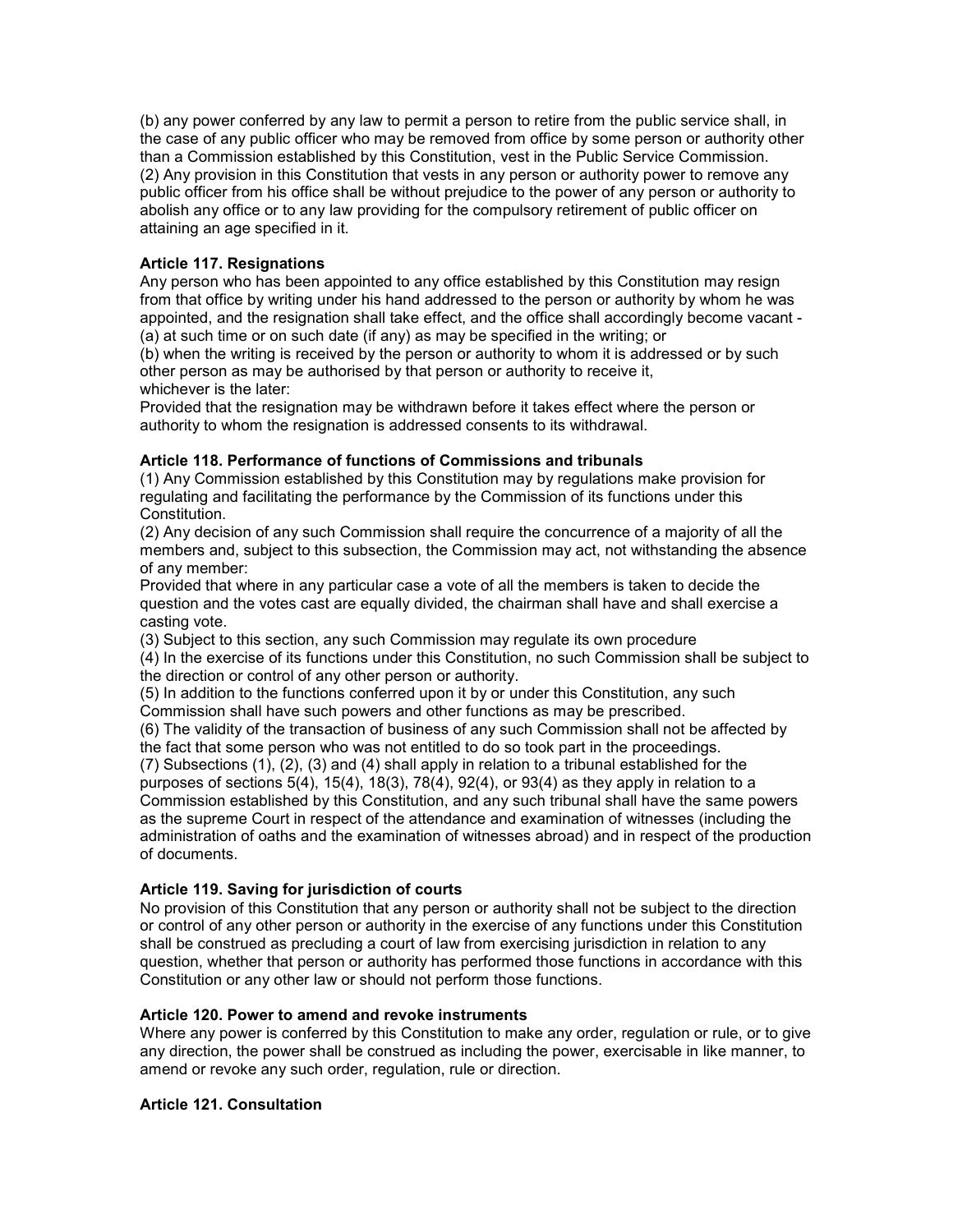(b) any power conferred by any law to permit a person to retire from the public service shall, in the case of any public officer who may be removed from office by some person or authority other than a Commission established by this Constitution, vest in the Public Service Commission.
(2) Any provision in this Constitution that vests in any person or authority power to remove any public officer from his office shall be without prejudice to the power of any person or authority to abolish any office or to any law providing for the compulsory retirement of public officer on attaining an age specified in it.

**Article 117. Resignations**

Any person who has been appointed to any office established by this Constitution may resign from that office by writing under his hand addressed to the person or authority by whom he was appointed, and the resignation shall take effect, and the office shall accordingly become vacant -
(a) at such time or on such date (if any) as may be specified in the writing; or
(b) when the writing is received by the person or authority to whom it is addressed or by such other person as may be authorised by that person or authority to receive it,
whichever is the later:
Provided that the resignation may be withdrawn before it takes effect where the person or authority to whom the resignation is addressed consents to its withdrawal.

**Article 118. Performance of functions of Commissions and tribunals**

(1) Any Commission established by this Constitution may by regulations make provision for regulating and facilitating the performance by the Commission of its functions under this Constitution.
(2) Any decision of any such Commission shall require the concurrence of a majority of all the members and, subject to this subsection, the Commission may act, not withstanding the absence of any member:
Provided that where in any particular case a vote of all the members is taken to decide the question and the votes cast are equally divided, the chairman shall have and shall exercise a casting vote.
(3) Subject to this section, any such Commission may regulate its own procedure
(4) In the exercise of its functions under this Constitution, no such Commission shall be subject to the direction or control of any other person or authority.
(5) In addition to the functions conferred upon it by or under this Constitution, any such Commission shall have such powers and other functions as may be prescribed.
(6) The validity of the transaction of business of any such Commission shall not be affected by the fact that some person who was not entitled to do so took part in the proceedings.
(7) Subsections (1), (2), (3) and (4) shall apply in relation to a tribunal established for the purposes of sections 5(4), 15(4), 18(3), 78(4), 92(4), or 93(4) as they apply in relation to a Commission established by this Constitution, and any such tribunal shall have the same powers as the supreme Court in respect of the attendance and examination of witnesses (including the administration of oaths and the examination of witnesses abroad) and in respect of the production of documents.

**Article 119. Saving for jurisdiction of courts**

No provision of this Constitution that any person or authority shall not be subject to the direction or control of any other person or authority in the exercise of any functions under this Constitution shall be construed as precluding a court of law from exercising jurisdiction in relation to any question, whether that person or authority has performed those functions in accordance with this Constitution or any other law or should not perform those functions.

**Article 120. Power to amend and revoke instruments**

Where any power is conferred by this Constitution to make any order, regulation or rule, or to give any direction, the power shall be construed as including the power, exercisable in like manner, to amend or revoke any such order, regulation, rule or direction.

**Article 121. Consultation**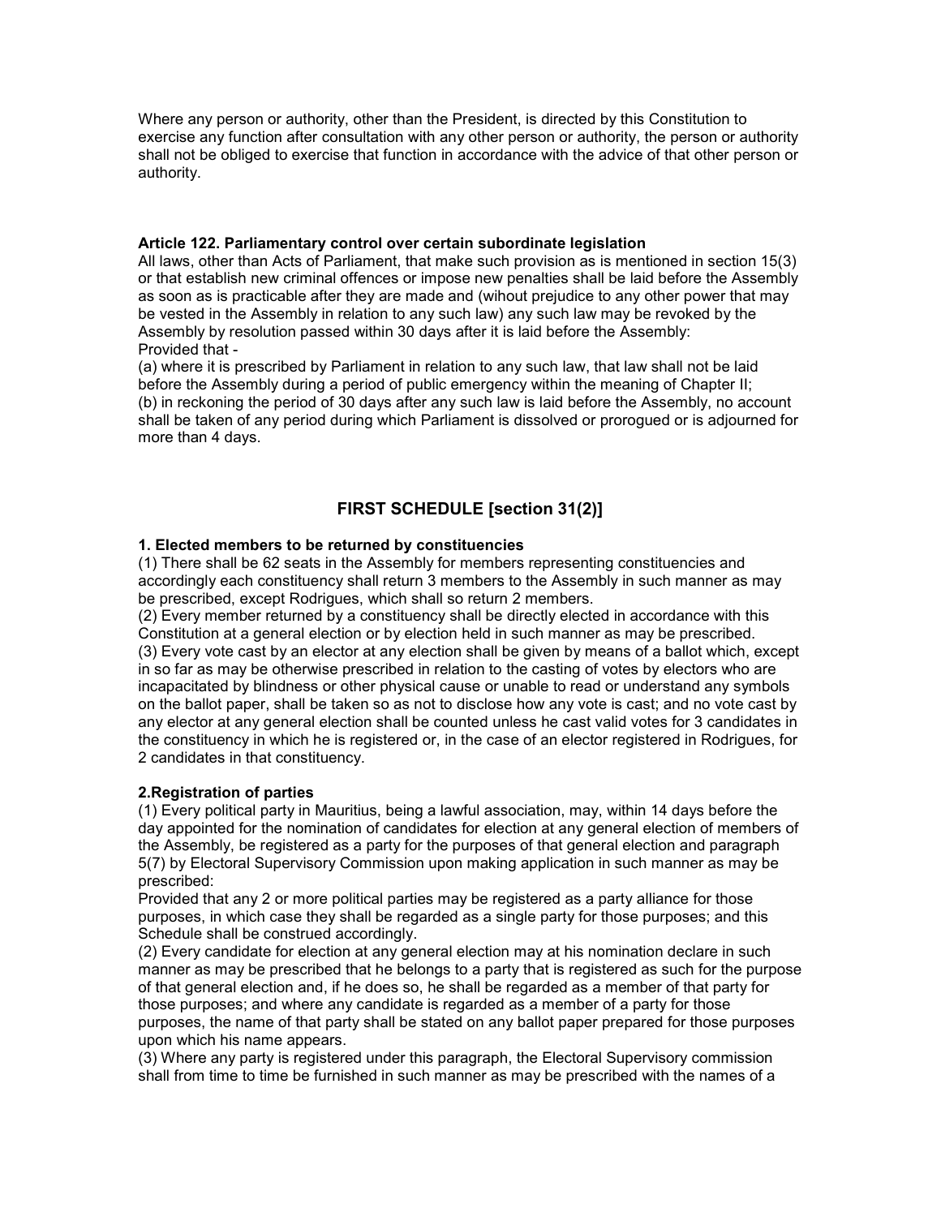Where any person or authority, other than the President, is directed by this Constitution to exercise any function after consultation with any other person or authority, the person or authority shall not be obliged to exercise that function in accordance with the advice of that other person or authority.

**Article 122. Parliamentary control over certain subordinate legislation**

All laws, other than Acts of Parliament, that make such provision as is mentioned in section 15(3) or that establish new criminal offences or impose new penalties shall be laid before the Assembly as soon as is practicable after they are made and (wihout prejudice to any other power that may be vested in the Assembly in relation to any such law) any such law may be revoked by the Assembly by resolution passed within 30 days after it is laid before the Assembly:

Provided that -

(a) where it is prescribed by Parliament in relation to any such law, that law shall not be laid before the Assembly during a period of public emergency within the meaning of Chapter II;

(b) in reckoning the period of 30 days after any such law is laid before the Assembly, no account shall be taken of any period during which Parliament is dissolved or prorogued or is adjourned for more than 4 days.

## FIRST SCHEDULE [section 31(2)]

**1. Elected members to be returned by constituencies**

(1) There shall be 62 seats in the Assembly for members representing constituencies and accordingly each constituency shall return 3 members to the Assembly in such manner as may be prescribed, except Rodrigues, which shall so return 2 members.

(2) Every member returned by a constituency shall be directly elected in accordance with this Constitution at a general election or by election held in such manner as may be prescribed.

(3) Every vote cast by an elector at any election shall be given by means of a ballot which, except in so far as may be otherwise prescribed in relation to the casting of votes by electors who are incapacitated by blindness or other physical cause or unable to read or understand any symbols on the ballot paper, shall be taken so as not to disclose how any vote is cast; and no vote cast by any elector at any general election shall be counted unless he cast valid votes for 3 candidates in the constituency in which he is registered or, in the case of an elector registered in Rodrigues, for 2 candidates in that constituency.

**2.Registration of parties**

(1) Every political party in Mauritius, being a lawful association, may, within 14 days before the day appointed for the nomination of candidates for election at any general election of members of the Assembly, be registered as a party for the purposes of that general election and paragraph 5(7) by Electoral Supervisory Commission upon making application in such manner as may be prescribed:

Provided that any 2 or more political parties may be registered as a party alliance for those purposes, in which case they shall be regarded as a single party for those purposes; and this Schedule shall be construed accordingly.

(2) Every candidate for election at any general election may at his nomination declare in such manner as may be prescribed that he belongs to a party that is registered as such for the purpose of that general election and, if he does so, he shall be regarded as a member of that party for those purposes; and where any candidate is regarded as a member of a party for those purposes, the name of that party shall be stated on any ballot paper prepared for those purposes upon which his name appears.

(3) Where any party is registered under this paragraph, the Electoral Supervisory commission shall from time to time be furnished in such manner as may be prescribed with the names of a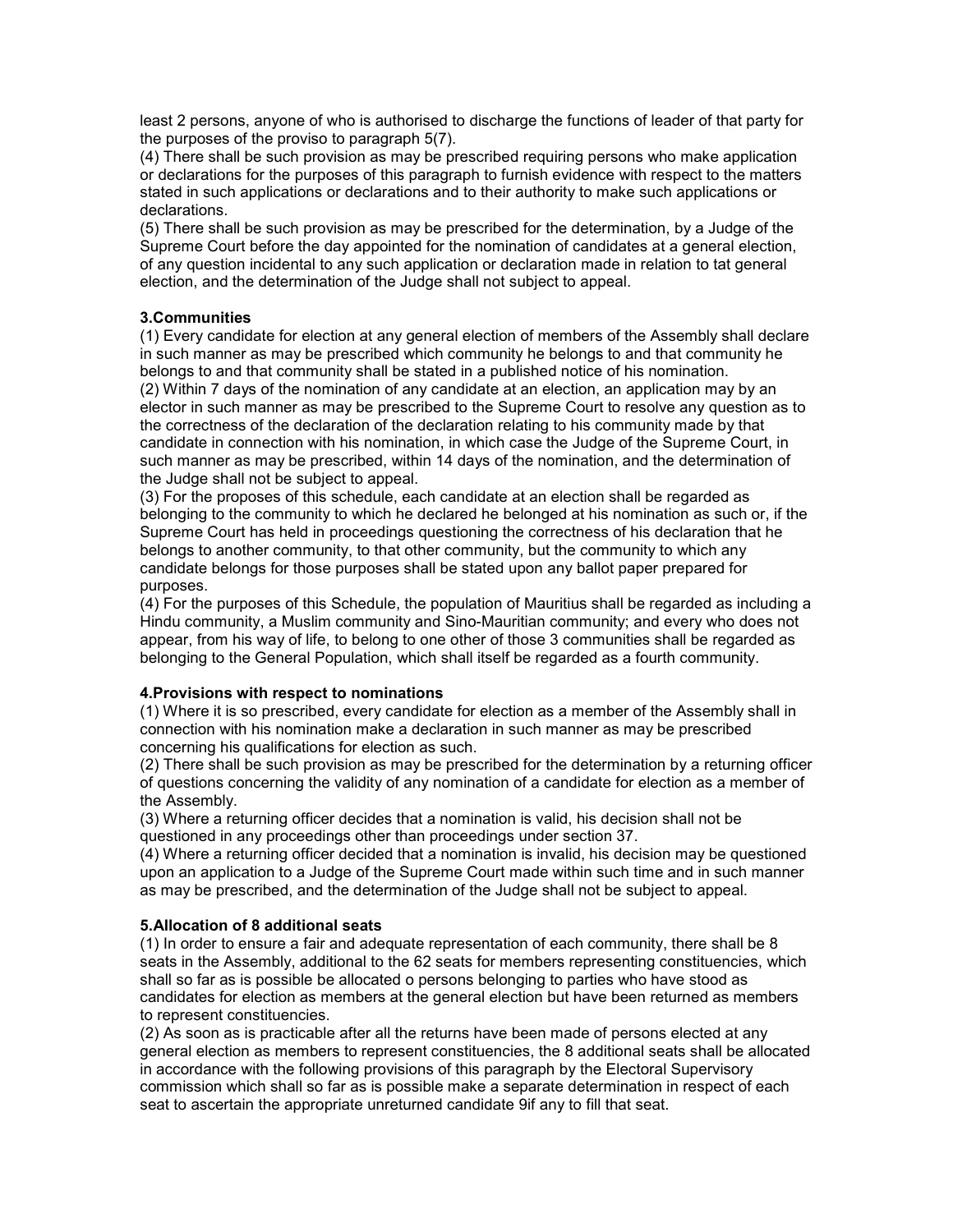least 2 persons, anyone of who is authorised to discharge the functions of leader of that party for the purposes of the proviso to paragraph 5(7).
(4) There shall be such provision as may be prescribed requiring persons who make application or declarations for the purposes of this paragraph to furnish evidence with respect to the matters stated in such applications or declarations and to their authority to make such applications or declarations.
(5) There shall be such provision as may be prescribed for the determination, by a Judge of the Supreme Court before the day appointed for the nomination of candidates at a general election, of any question incidental to any such application or declaration made in relation to tat general election, and the determination of the Judge shall not subject to appeal.

**3.Communities**
(1) Every candidate for election at any general election of members of the Assembly shall declare in such manner as may be prescribed which community he belongs to and that community he belongs to and that community shall be stated in a published notice of his nomination.
(2) Within 7 days of the nomination of any candidate at an election, an application may by an elector in such manner as may be prescribed to the Supreme Court to resolve any question as to the correctness of the declaration of the declaration relating to his community made by that candidate in connection with his nomination, in which case the Judge of the Supreme Court, in such manner as may be prescribed, within 14 days of the nomination, and the determination of the Judge shall not be subject to appeal.
(3) For the proposes of this schedule, each candidate at an election shall be regarded as belonging to the community to which he declared he belonged at his nomination as such or, if the Supreme Court has held in proceedings questioning the correctness of his declaration that he belongs to another community, to that other community, but the community to which any candidate belongs for those purposes shall be stated upon any ballot paper prepared for purposes.
(4) For the purposes of this Schedule, the population of Mauritius shall be regarded as including a Hindu community, a Muslim community and Sino-Mauritian community; and every who does not appear, from his way of life, to belong to one other of those 3 communities shall be regarded as belonging to the General Population, which shall itself be regarded as a fourth community.

**4.Provisions with respect to nominations**
(1) Where it is so prescribed, every candidate for election as a member of the Assembly shall in connection with his nomination make a declaration in such manner as may be prescribed concerning his qualifications for election as such.
(2) There shall be such provision as may be prescribed for the determination by a returning officer of questions concerning the validity of any nomination of a candidate for election as a member of the Assembly.
(3) Where a returning officer decides that a nomination is valid, his decision shall not be questioned in any proceedings other than proceedings under section 37.
(4) Where a returning officer decided that a nomination is invalid, his decision may be questioned upon an application to a Judge of the Supreme Court made within such time and in such manner as may be prescribed, and the determination of the Judge shall not be subject to appeal.

**5.Allocation of 8 additional seats**
(1) In order to ensure a fair and adequate representation of each community, there shall be 8 seats in the Assembly, additional to the 62 seats for members representing constituencies, which shall so far as is possible be allocated o persons belonging to parties who have stood as candidates for election as members at the general election but have been returned as members to represent constituencies.
(2) As soon as is practicable after all the returns have been made of persons elected at any general election as members to represent constituencies, the 8 additional seats shall be allocated in accordance with the following provisions of this paragraph by the Electoral Supervisory commission which shall so far as is possible make a separate determination in respect of each seat to ascertain the appropriate unreturned candidate 9if any to fill that seat.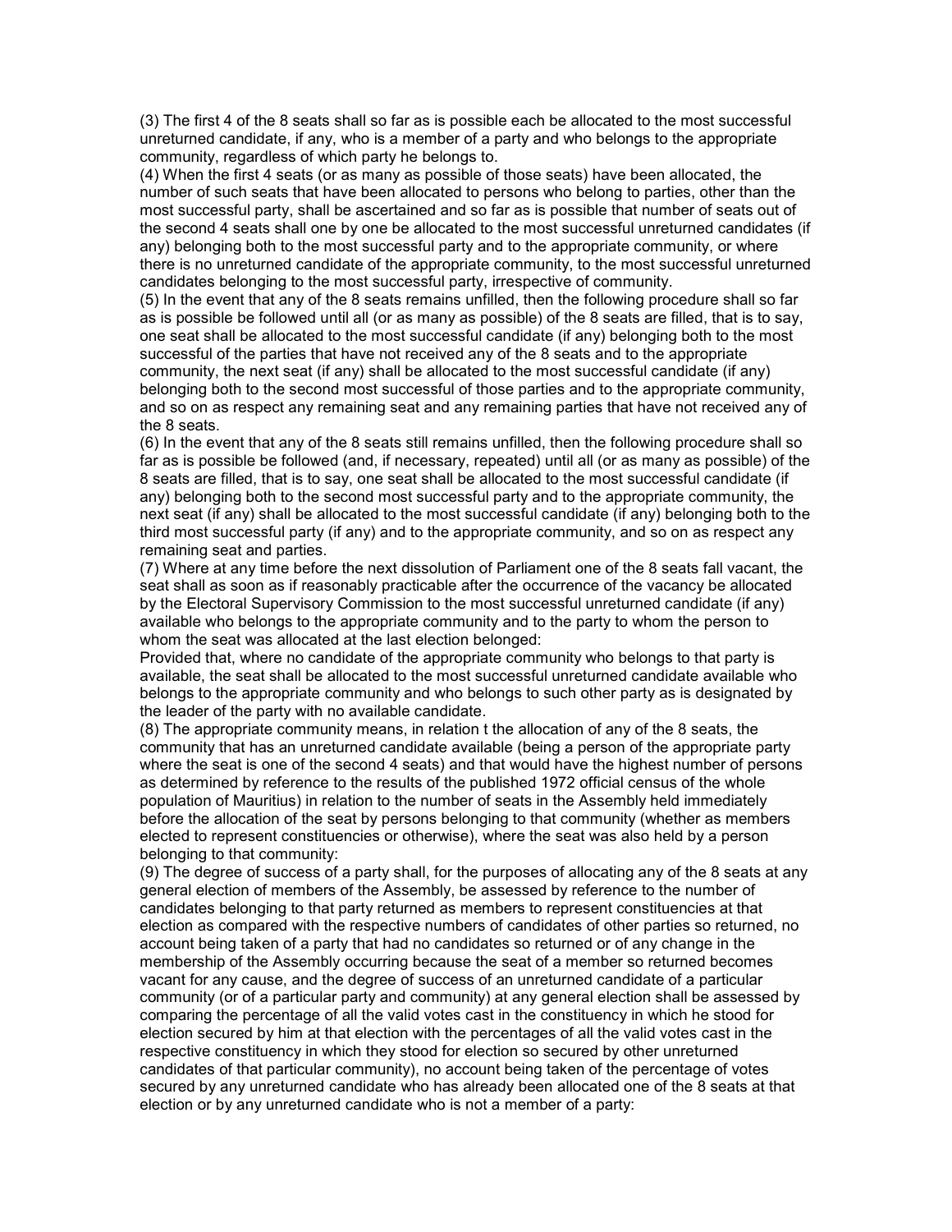(3) The first 4 of the 8 seats shall so far as is possible each be allocated to the most successful unreturned candidate, if any, who is a member of a party and who belongs to the appropriate community, regardless of which party he belongs to.

(4) When the first 4 seats (or as many as possible of those seats) have been allocated, the number of such seats that have been allocated to persons who belong to parties, other than the most successful party, shall be ascertained and so far as is possible that number of seats out of the second 4 seats shall one by one be allocated to the most successful unreturned candidates (if any) belonging both to the most successful party and to the appropriate community, or where there is no unreturned candidate of the appropriate community, to the most successful unreturned candidates belonging to the most successful party, irrespective of community.

(5) In the event that any of the 8 seats remains unfilled, then the following procedure shall so far as is possible be followed until all (or as many as possible) of the 8 seats are filled, that is to say, one seat shall be allocated to the most successful candidate (if any) belonging both to the most successful of the parties that have not received any of the 8 seats and to the appropriate community, the next seat (if any) shall be allocated to the most successful candidate (if any) belonging both to the second most successful of those parties and to the appropriate community, and so on as respect any remaining seat and any remaining parties that have not received any of the 8 seats.

(6) In the event that any of the 8 seats still remains unfilled, then the following procedure shall so far as is possible be followed (and, if necessary, repeated) until all (or as many as possible) of the 8 seats are filled, that is to say, one seat shall be allocated to the most successful candidate (if any) belonging both to the second most successful party and to the appropriate community, the next seat (if any) shall be allocated to the most successful candidate (if any) belonging both to the third most successful party (if any) and to the appropriate community, and so on as respect any remaining seat and parties.

(7) Where at any time before the next dissolution of Parliament one of the 8 seats fall vacant, the seat shall as soon as if reasonably practicable after the occurrence of the vacancy be allocated by the Electoral Supervisory Commission to the most successful unreturned candidate (if any) available who belongs to the appropriate community and to the party to whom the person to whom the seat was allocated at the last election belonged:

Provided that, where no candidate of the appropriate community who belongs to that party is available, the seat shall be allocated to the most successful unreturned candidate available who belongs to the appropriate community and who belongs to such other party as is designated by the leader of the party with no available candidate.

(8) The appropriate community means, in relation t the allocation of any of the 8 seats, the community that has an unreturned candidate available (being a person of the appropriate party where the seat is one of the second 4 seats) and that would have the highest number of persons as determined by reference to the results of the published 1972 official census of the whole population of Mauritius) in relation to the number of seats in the Assembly held immediately before the allocation of the seat by persons belonging to that community (whether as members elected to represent constituencies or otherwise), where the seat was also held by a person belonging to that community:

(9) The degree of success of a party shall, for the purposes of allocating any of the 8 seats at any general election of members of the Assembly, be assessed by reference to the number of candidates belonging to that party returned as members to represent constituencies at that election as compared with the respective numbers of candidates of other parties so returned, no account being taken of a party that had no candidates so returned or of any change in the membership of the Assembly occurring because the seat of a member so returned becomes vacant for any cause, and the degree of success of an unreturned candidate of a particular community (or of a particular party and community) at any general election shall be assessed by comparing the percentage of all the valid votes cast in the constituency in which he stood for election secured by him at that election with the percentages of all the valid votes cast in the respective constituency in which they stood for election so secured by other unreturned candidates of that particular community), no account being taken of the percentage of votes secured by any unreturned candidate who has already been allocated one of the 8 seats at that election or by any unreturned candidate who is not a member of a party: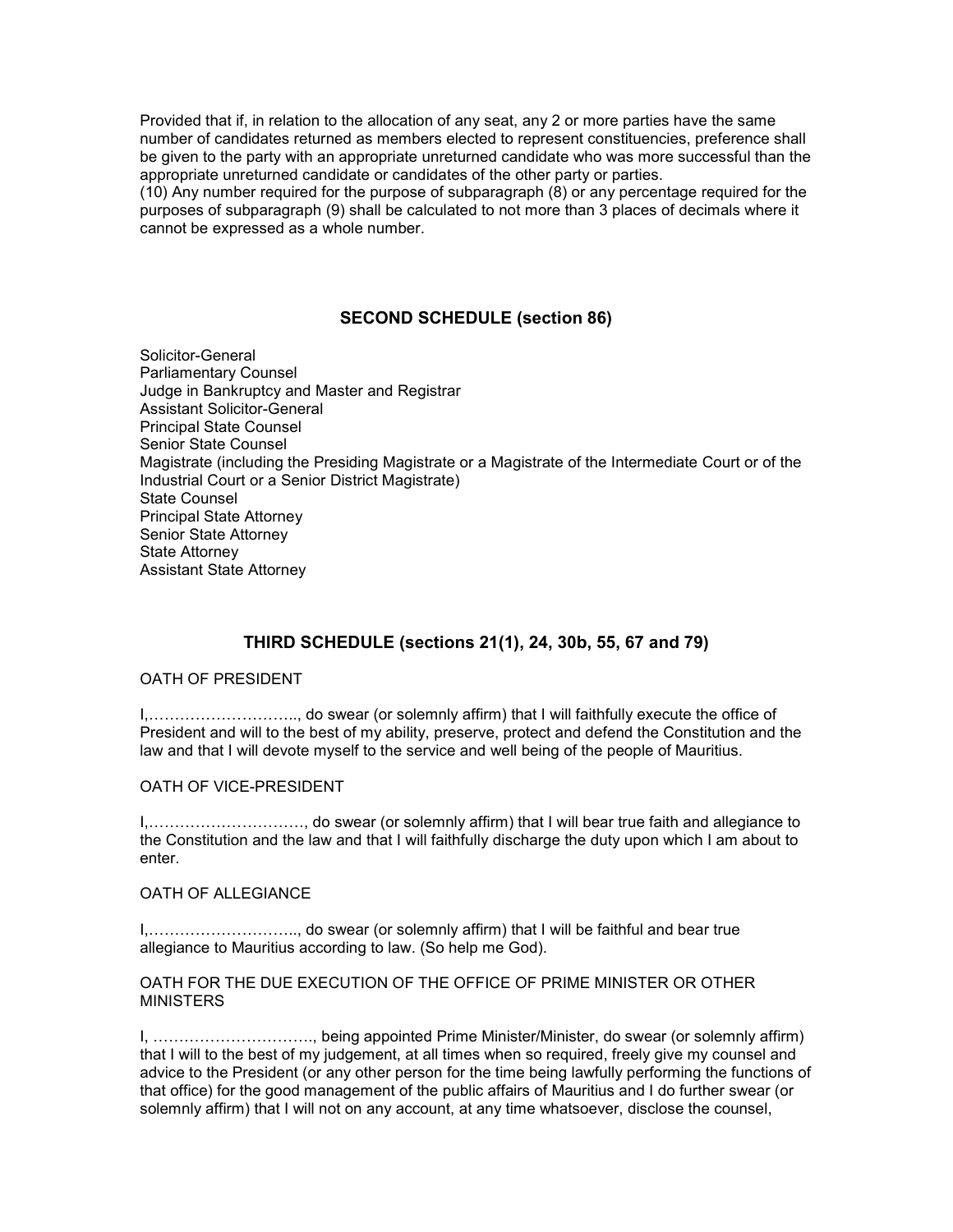Provided that if, in relation to the allocation of any seat, any 2 or more parties have the same number of candidates returned as members elected to represent constituencies, preference shall be given to the party with an appropriate unreturned candidate who was more successful than the appropriate unreturned candidate or candidates of the other party or parties.

(10) Any number required for the purpose of subparagraph (8) or any percentage required for the purposes of subparagraph (9) shall be calculated to not more than 3 places of decimals where it cannot be expressed as a whole number.

## SECOND SCHEDULE (section 86)

Solicitor-General  
Parliamentary Counsel  
Judge in Bankruptcy and Master and Registrar  
Assistant Solicitor-General  
Principal State Counsel  
Senior State Counsel  
Magistrate (including the Presiding Magistrate or a Magistrate of the Intermediate Court or of the Industrial Court or a Senior District Magistrate)  
State Counsel  
Principal State Attorney  
Senior State Attorney  
State Attorney  
Assistant State Attorney

## THIRD SCHEDULE (sections 21(1), 24, 30b, 55, 67 and 79)

OATH OF PRESIDENT

I,……………………….., do swear (or solemnly affirm) that I will faithfully execute the office of President and will to the best of my ability, preserve, protect and defend the Constitution and the law and that I will devote myself to the service and well being of the people of Mauritius.

OATH OF VICE-PRESIDENT

I,…………………………, do swear (or solemnly affirm) that I will bear true faith and allegiance to the Constitution and the law and that I will faithfully discharge the duty upon which I am about to enter.

OATH OF ALLEGIANCE

I,……………………….., do swear (or solemnly affirm) that I will be faithful and bear true allegiance to Mauritius according to law. (So help me God).

OATH FOR THE DUE EXECUTION OF THE OFFICE OF PRIME MINISTER OR OTHER MINISTERS

I, …………………………., being appointed Prime Minister/Minister, do swear (or solemnly affirm) that I will to the best of my judgement, at all times when so required, freely give my counsel and advice to the President (or any other person for the time being lawfully performing the functions of that office) for the good management of the public affairs of Mauritius and I do further swear (or solemnly affirm) that I will not on any account, at any time whatsoever, disclose the counsel,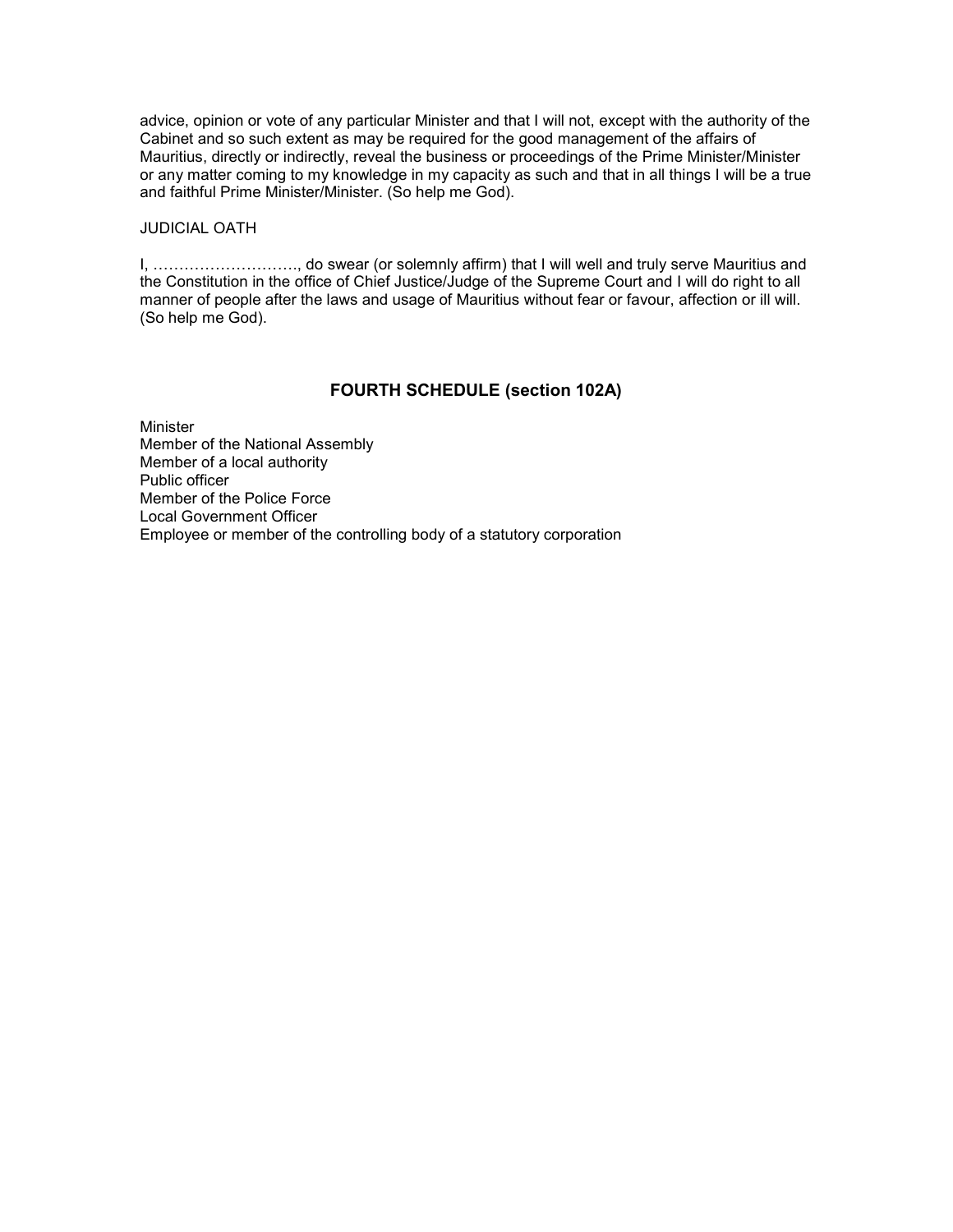advice, opinion or vote of any particular Minister and that I will not, except with the authority of the Cabinet and so such extent as may be required for the good management of the affairs of Mauritius, directly or indirectly, reveal the business or proceedings of the Prime Minister/Minister or any matter coming to my knowledge in my capacity as such and that in all things I will be a true and faithful Prime Minister/Minister. (So help me God).

JUDICIAL OATH

I, ………………………., do swear (or solemnly affirm) that I will well and truly serve Mauritius and the Constitution in the office of Chief Justice/Judge of the Supreme Court and I will do right to all manner of people after the laws and usage of Mauritius without fear or favour, affection or ill will. (So help me God).

## FOURTH SCHEDULE (section 102A)

Minister  
Member of the National Assembly  
Member of a local authority  
Public officer  
Member of the Police Force  
Local Government Officer  
Employee or member of the controlling body of a statutory corporation